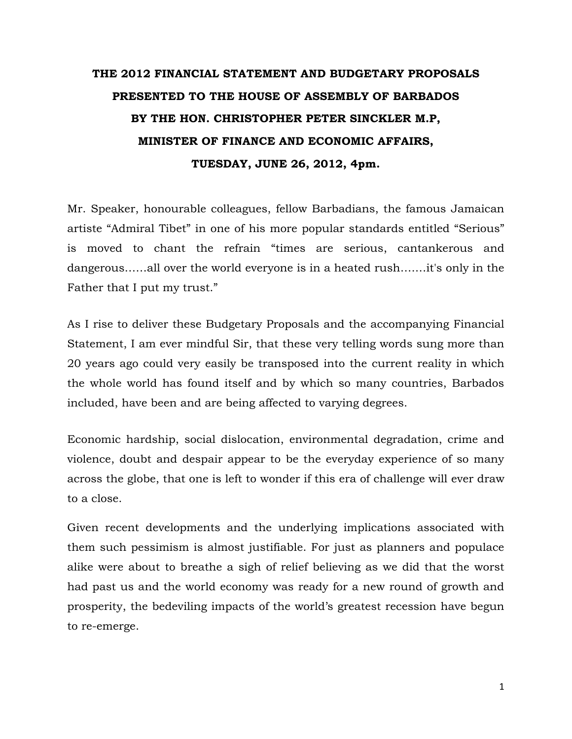# THE 2012 FINANCIAL STATEMENT AND BUDGETARY PROPOSALS PRESENTED TO THE HOUSE OF ASSEMBLY OF BARBADOS BY THE HON. CHRISTOPHER PETER SINCKLER M.P, MINISTER OF FINANCE AND ECONOMIC AFFAIRS, TUESDAY, JUNE 26, 2012, 4pm.

Mr. Speaker, honourable colleagues, fellow Barbadians, the famous Jamaican artiste "Admiral Tibet" in one of his more popular standards entitled "Serious" is moved to chant the refrain "times are serious, cantankerous and dangerous……all over the world everyone is in a heated rush…….it's only in the Father that I put my trust."

As I rise to deliver these Budgetary Proposals and the accompanying Financial Statement, I am ever mindful Sir, that these very telling words sung more than 20 years ago could very easily be transposed into the current reality in which the whole world has found itself and by which so many countries, Barbados included, have been and are being affected to varying degrees.

Economic hardship, social dislocation, environmental degradation, crime and violence, doubt and despair appear to be the everyday experience of so many across the globe, that one is left to wonder if this era of challenge will ever draw to a close.

Given recent developments and the underlying implications associated with them such pessimism is almost justifiable. For just as planners and populace alike were about to breathe a sigh of relief believing as we did that the worst had past us and the world economy was ready for a new round of growth and prosperity, the bedeviling impacts of the world's greatest recession have begun to re-emerge.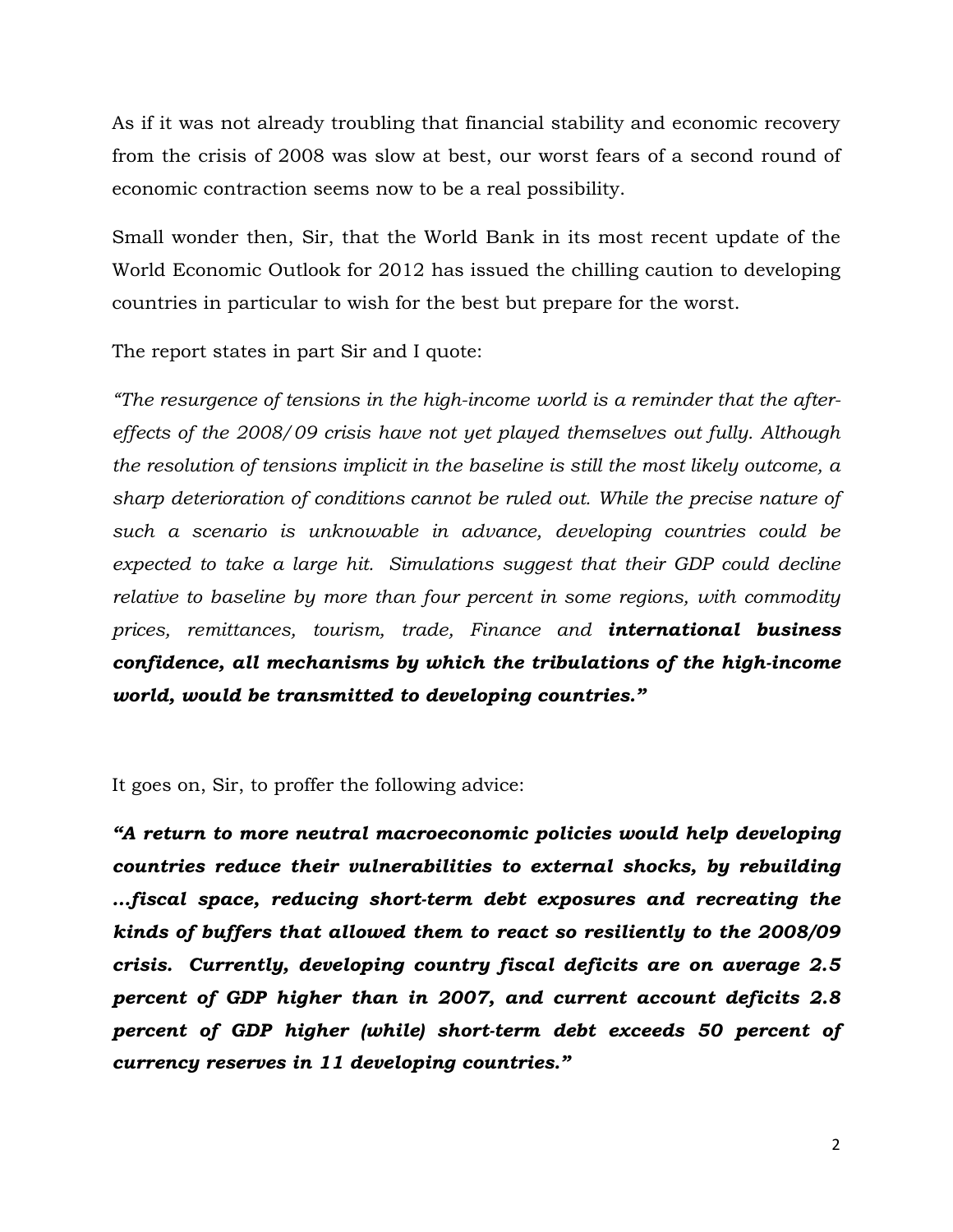As if it was not already troubling that financial stability and economic recovery from the crisis of 2008 was slow at best, our worst fears of a second round of economic contraction seems now to be a real possibility.

Small wonder then, Sir, that the World Bank in its most recent update of the World Economic Outlook for 2012 has issued the chilling caution to developing countries in particular to wish for the best but prepare for the worst.

The report states in part Sir and I quote:

*"The resurgence of tensions in the high-income world is a reminder that the after-effects of the 2008/09 crisis have not yet played themselves out fully. Although the resolution of tensions implicit in the baseline is still the most likely outcome, a sharp deterioration of conditions cannot be ruled out. While the precise nature of such a scenario is unknowable in advance, developing countries could be expected to take a large hit. Simulations suggest that their GDP could decline relative to baseline by more than four percent in some regions, with commodity prices, remittances, tourism, trade, Finance and* ***international business confidence, all mechanisms by which the tribulations of the high-income world, would be transmitted to developing countries."***

It goes on, Sir, to proffer the following advice:

***"A return to more neutral macroeconomic policies would help developing countries reduce their vulnerabilities to external shocks, by rebuilding …fiscal space, reducing short-term debt exposures and recreating the kinds of buffers that allowed them to react so resiliently to the 2008/09 crisis. Currently, developing country fiscal deficits are on average 2.5 percent of GDP higher than in 2007, and current account deficits 2.8 percent of GDP higher (while) short-term debt exceeds 50 percent of currency reserves in 11 developing countries."***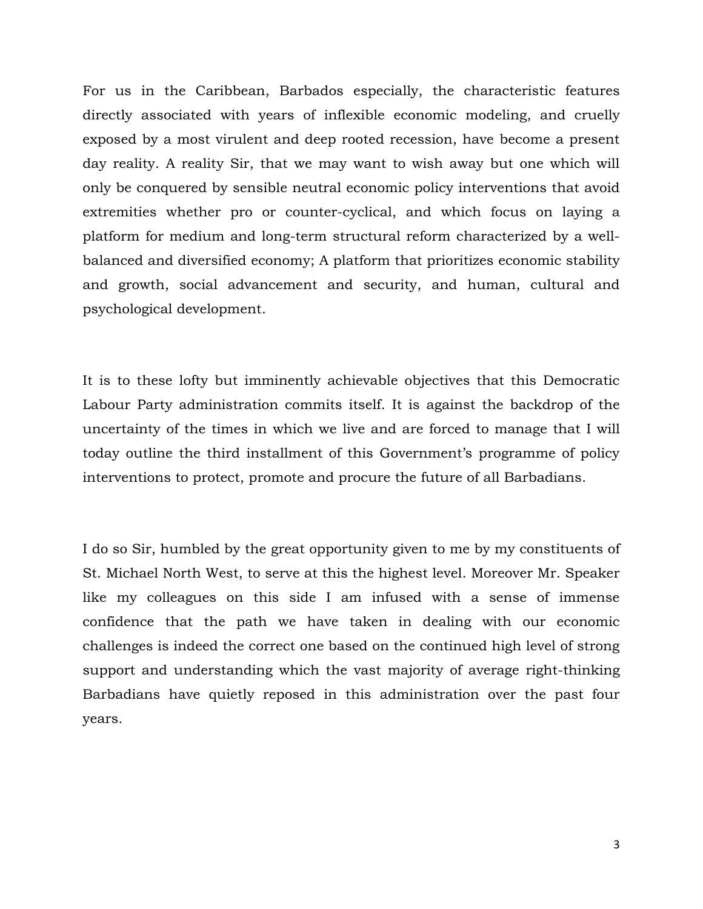For us in the Caribbean, Barbados especially, the characteristic features directly associated with years of inflexible economic modeling, and cruelly exposed by a most virulent and deep rooted recession, have become a present day reality. A reality Sir, that we may want to wish away but one which will only be conquered by sensible neutral economic policy interventions that avoid extremities whether pro or counter-cyclical, and which focus on laying a platform for medium and long-term structural reform characterized by a well-balanced and diversified economy; A platform that prioritizes economic stability and growth, social advancement and security, and human, cultural and psychological development.

It is to these lofty but imminently achievable objectives that this Democratic Labour Party administration commits itself. It is against the backdrop of the uncertainty of the times in which we live and are forced to manage that I will today outline the third installment of this Government's programme of policy interventions to protect, promote and procure the future of all Barbadians.

I do so Sir, humbled by the great opportunity given to me by my constituents of St. Michael North West, to serve at this the highest level. Moreover Mr. Speaker like my colleagues on this side I am infused with a sense of immense confidence that the path we have taken in dealing with our economic challenges is indeed the correct one based on the continued high level of strong support and understanding which the vast majority of average right-thinking Barbadians have quietly reposed in this administration over the past four years.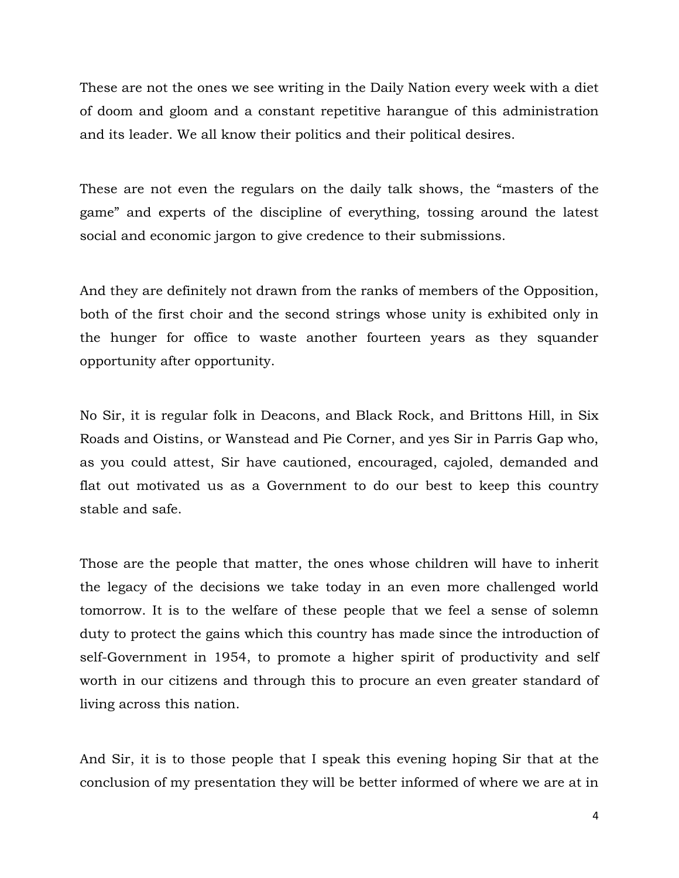These are not the ones we see writing in the Daily Nation every week with a diet of doom and gloom and a constant repetitive harangue of this administration and its leader. We all know their politics and their political desires.

These are not even the regulars on the daily talk shows, the "masters of the game" and experts of the discipline of everything, tossing around the latest social and economic jargon to give credence to their submissions.

And they are definitely not drawn from the ranks of members of the Opposition, both of the first choir and the second strings whose unity is exhibited only in the hunger for office to waste another fourteen years as they squander opportunity after opportunity.

No Sir, it is regular folk in Deacons, and Black Rock, and Brittons Hill, in Six Roads and Oistins, or Wanstead and Pie Corner, and yes Sir in Parris Gap who, as you could attest, Sir have cautioned, encouraged, cajoled, demanded and flat out motivated us as a Government to do our best to keep this country stable and safe.

Those are the people that matter, the ones whose children will have to inherit the legacy of the decisions we take today in an even more challenged world tomorrow. It is to the welfare of these people that we feel a sense of solemn duty to protect the gains which this country has made since the introduction of self-Government in 1954, to promote a higher spirit of productivity and self worth in our citizens and through this to procure an even greater standard of living across this nation.

And Sir, it is to those people that I speak this evening hoping Sir that at the conclusion of my presentation they will be better informed of where we are at in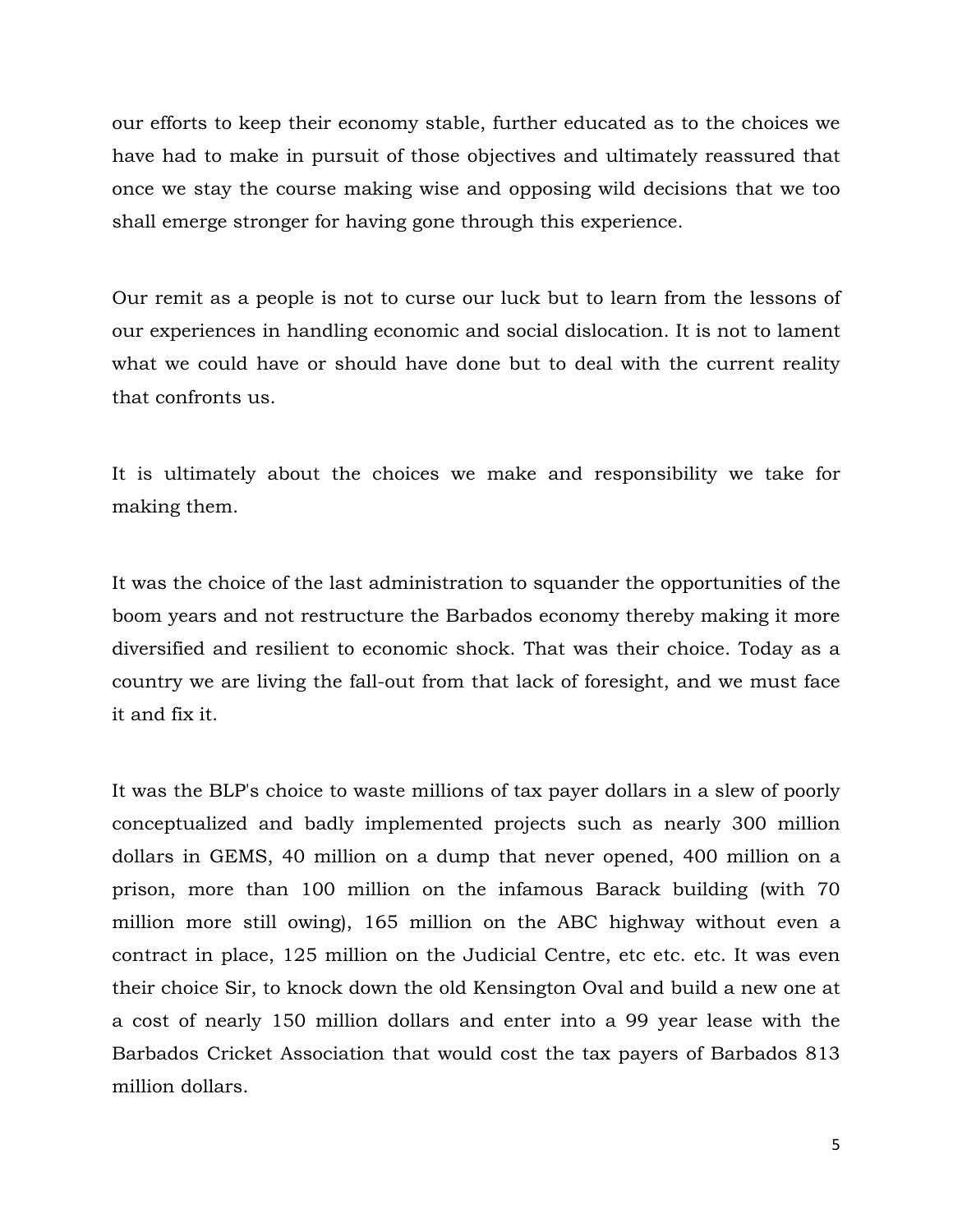our efforts to keep their economy stable, further educated as to the choices we have had to make in pursuit of those objectives and ultimately reassured that once we stay the course making wise and opposing wild decisions that we too shall emerge stronger for having gone through this experience.

Our remit as a people is not to curse our luck but to learn from the lessons of our experiences in handling economic and social dislocation. It is not to lament what we could have or should have done but to deal with the current reality that confronts us.

It is ultimately about the choices we make and responsibility we take for making them.

It was the choice of the last administration to squander the opportunities of the boom years and not restructure the Barbados economy thereby making it more diversified and resilient to economic shock. That was their choice. Today as a country we are living the fall-out from that lack of foresight, and we must face it and fix it.

It was the BLP's choice to waste millions of tax payer dollars in a slew of poorly conceptualized and badly implemented projects such as nearly 300 million dollars in GEMS, 40 million on a dump that never opened, 400 million on a prison, more than 100 million on the infamous Barack building (with 70 million more still owing), 165 million on the ABC highway without even a contract in place, 125 million on the Judicial Centre, etc etc. etc. It was even their choice Sir, to knock down the old Kensington Oval and build a new one at a cost of nearly 150 million dollars and enter into a 99 year lease with the Barbados Cricket Association that would cost the tax payers of Barbados 813 million dollars.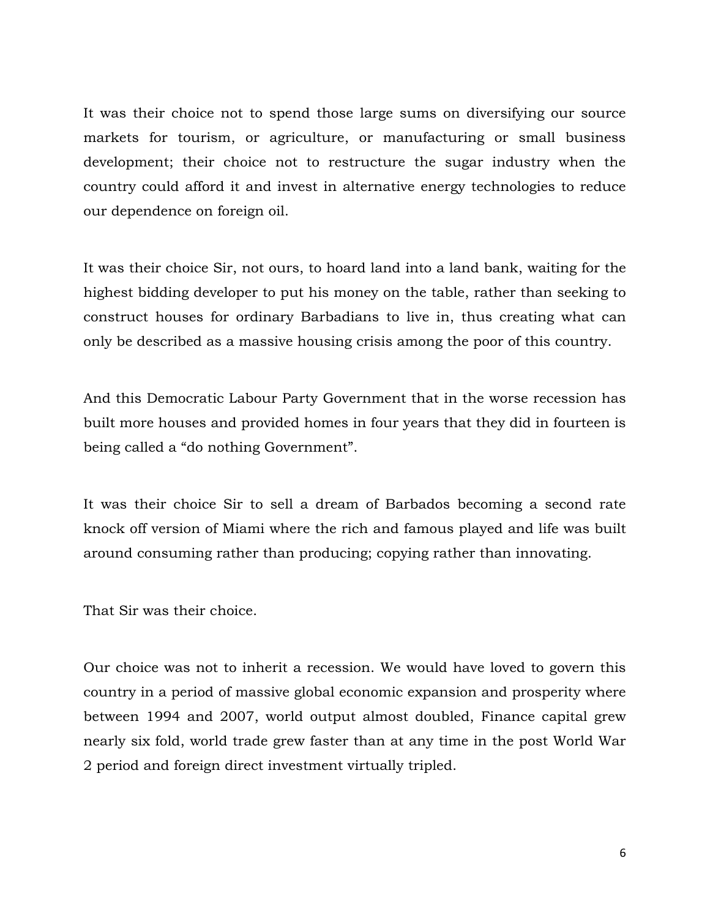It was their choice not to spend those large sums on diversifying our source markets for tourism, or agriculture, or manufacturing or small business development; their choice not to restructure the sugar industry when the country could afford it and invest in alternative energy technologies to reduce our dependence on foreign oil.

It was their choice Sir, not ours, to hoard land into a land bank, waiting for the highest bidding developer to put his money on the table, rather than seeking to construct houses for ordinary Barbadians to live in, thus creating what can only be described as a massive housing crisis among the poor of this country.

And this Democratic Labour Party Government that in the worse recession has built more houses and provided homes in four years that they did in fourteen is being called a "do nothing Government".

It was their choice Sir to sell a dream of Barbados becoming a second rate knock off version of Miami where the rich and famous played and life was built around consuming rather than producing; copying rather than innovating.

That Sir was their choice.

Our choice was not to inherit a recession. We would have loved to govern this country in a period of massive global economic expansion and prosperity where between 1994 and 2007, world output almost doubled, Finance capital grew nearly six fold, world trade grew faster than at any time in the post World War 2 period and foreign direct investment virtually tripled.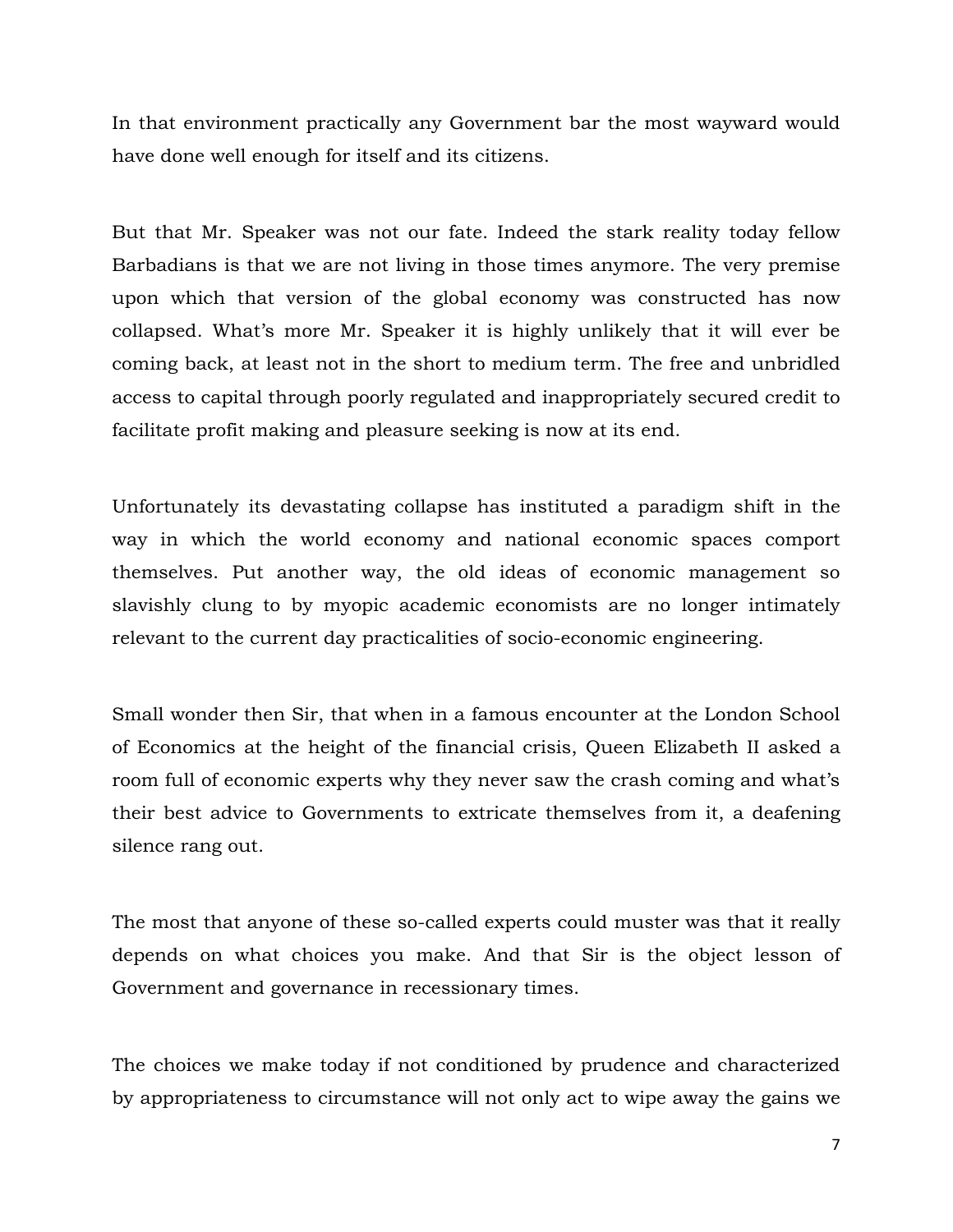In that environment practically any Government bar the most wayward would have done well enough for itself and its citizens.

But that Mr. Speaker was not our fate. Indeed the stark reality today fellow Barbadians is that we are not living in those times anymore. The very premise upon which that version of the global economy was constructed has now collapsed. What's more Mr. Speaker it is highly unlikely that it will ever be coming back, at least not in the short to medium term. The free and unbridled access to capital through poorly regulated and inappropriately secured credit to facilitate profit making and pleasure seeking is now at its end.

Unfortunately its devastating collapse has instituted a paradigm shift in the way in which the world economy and national economic spaces comport themselves. Put another way, the old ideas of economic management so slavishly clung to by myopic academic economists are no longer intimately relevant to the current day practicalities of socio-economic engineering.

Small wonder then Sir, that when in a famous encounter at the London School of Economics at the height of the financial crisis, Queen Elizabeth II asked a room full of economic experts why they never saw the crash coming and what's their best advice to Governments to extricate themselves from it, a deafening silence rang out.

The most that anyone of these so-called experts could muster was that it really depends on what choices you make. And that Sir is the object lesson of Government and governance in recessionary times.

The choices we make today if not conditioned by prudence and characterized by appropriateness to circumstance will not only act to wipe away the gains we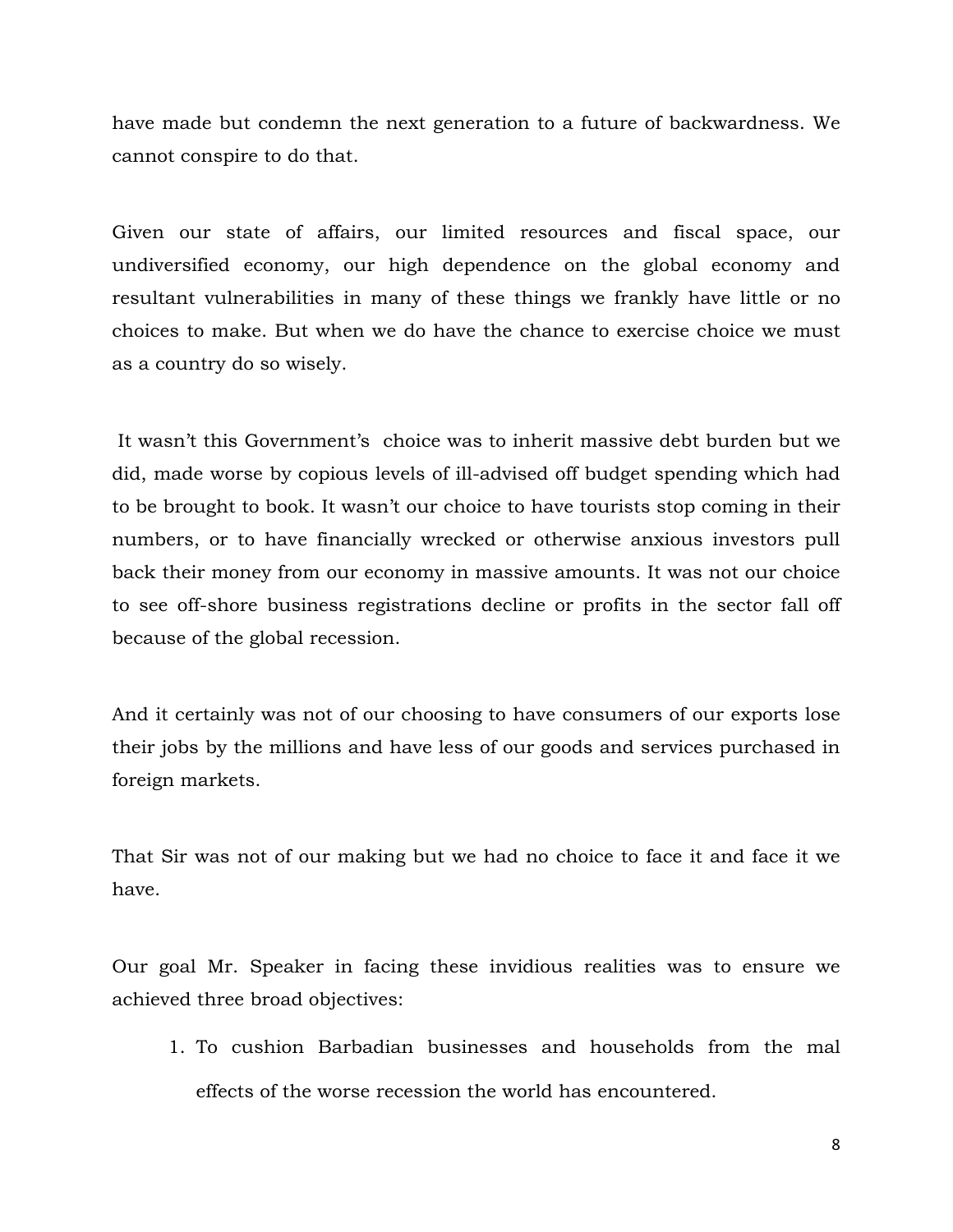have made but condemn the next generation to a future of backwardness. We cannot conspire to do that.

Given our state of affairs, our limited resources and fiscal space, our undiversified economy, our high dependence on the global economy and resultant vulnerabilities in many of these things we frankly have little or no choices to make. But when we do have the chance to exercise choice we must as a country do so wisely.

It wasn't this Government's choice was to inherit massive debt burden but we did, made worse by copious levels of ill-advised off budget spending which had to be brought to book. It wasn't our choice to have tourists stop coming in their numbers, or to have financially wrecked or otherwise anxious investors pull back their money from our economy in massive amounts. It was not our choice to see off-shore business registrations decline or profits in the sector fall off because of the global recession.

And it certainly was not of our choosing to have consumers of our exports lose their jobs by the millions and have less of our goods and services purchased in foreign markets.

That Sir was not of our making but we had no choice to face it and face it we have.

Our goal Mr. Speaker in facing these invidious realities was to ensure we achieved three broad objectives:

1. To cushion Barbadian businesses and households from the mal effects of the worse recession the world has encountered.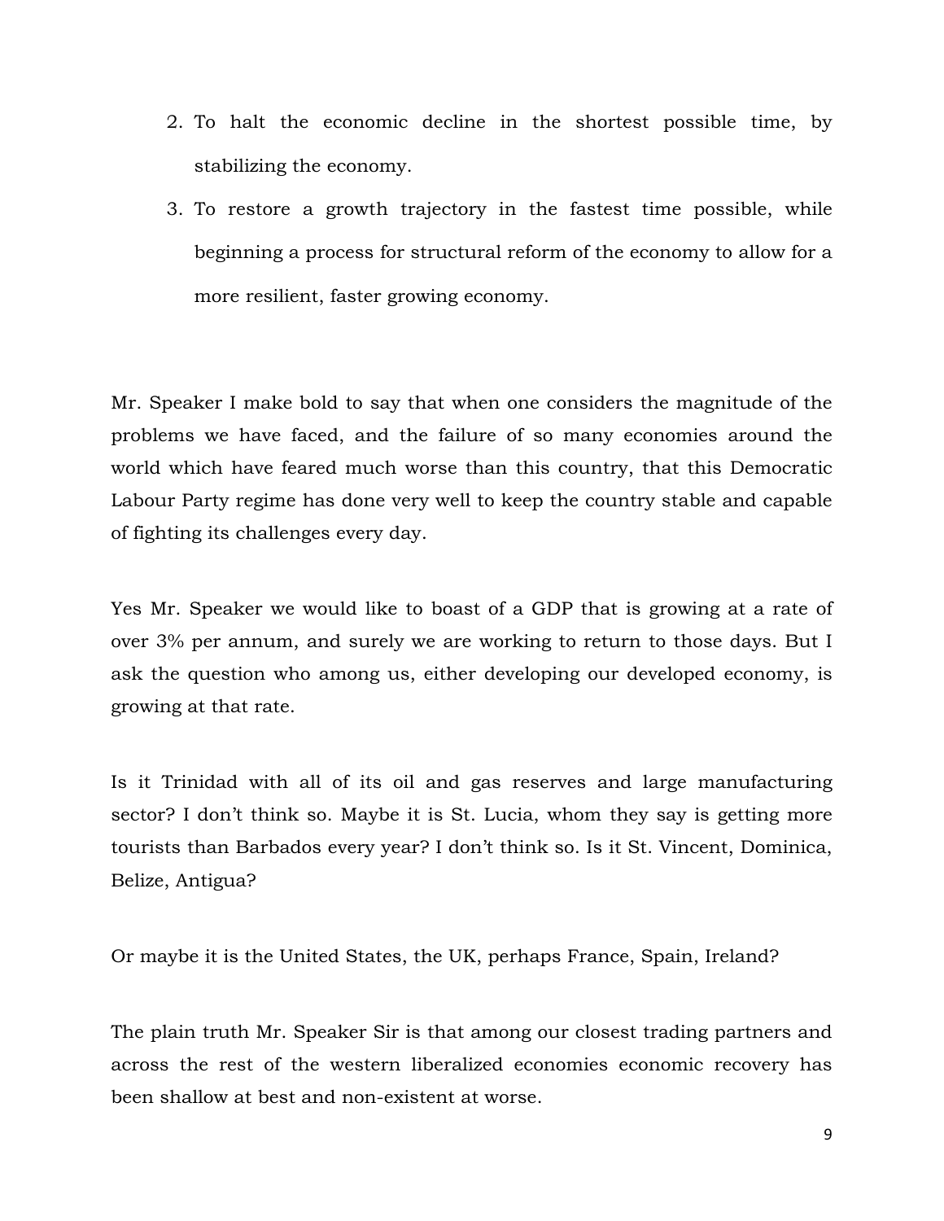2. To halt the economic decline in the shortest possible time, by stabilizing the economy.
3. To restore a growth trajectory in the fastest time possible, while beginning a process for structural reform of the economy to allow for a more resilient, faster growing economy.

Mr. Speaker I make bold to say that when one considers the magnitude of the problems we have faced, and the failure of so many economies around the world which have feared much worse than this country, that this Democratic Labour Party regime has done very well to keep the country stable and capable of fighting its challenges every day.

Yes Mr. Speaker we would like to boast of a GDP that is growing at a rate of over 3% per annum, and surely we are working to return to those days. But I ask the question who among us, either developing our developed economy, is growing at that rate.

Is it Trinidad with all of its oil and gas reserves and large manufacturing sector? I don't think so. Maybe it is St. Lucia, whom they say is getting more tourists than Barbados every year? I don't think so. Is it St. Vincent, Dominica, Belize, Antigua?

Or maybe it is the United States, the UK, perhaps France, Spain, Ireland?

The plain truth Mr. Speaker Sir is that among our closest trading partners and across the rest of the western liberalized economies economic recovery has been shallow at best and non-existent at worse.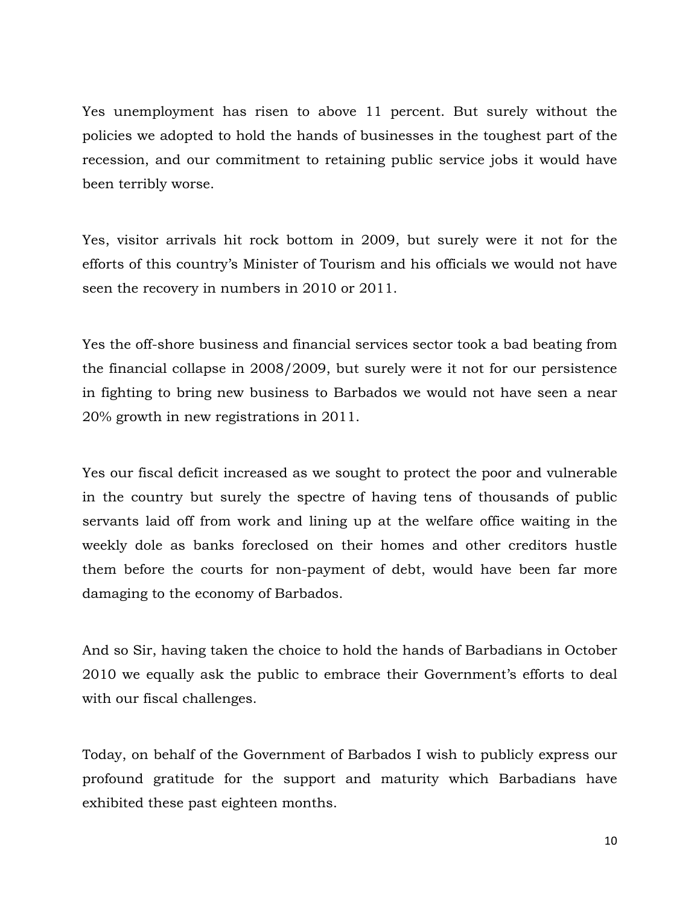Yes unemployment has risen to above 11 percent. But surely without the policies we adopted to hold the hands of businesses in the toughest part of the recession, and our commitment to retaining public service jobs it would have been terribly worse.

Yes, visitor arrivals hit rock bottom in 2009, but surely were it not for the efforts of this country's Minister of Tourism and his officials we would not have seen the recovery in numbers in 2010 or 2011.

Yes the off-shore business and financial services sector took a bad beating from the financial collapse in 2008/2009, but surely were it not for our persistence in fighting to bring new business to Barbados we would not have seen a near 20% growth in new registrations in 2011.

Yes our fiscal deficit increased as we sought to protect the poor and vulnerable in the country but surely the spectre of having tens of thousands of public servants laid off from work and lining up at the welfare office waiting in the weekly dole as banks foreclosed on their homes and other creditors hustle them before the courts for non-payment of debt, would have been far more damaging to the economy of Barbados.

And so Sir, having taken the choice to hold the hands of Barbadians in October 2010 we equally ask the public to embrace their Government's efforts to deal with our fiscal challenges.

Today, on behalf of the Government of Barbados I wish to publicly express our profound gratitude for the support and maturity which Barbadians have exhibited these past eighteen months.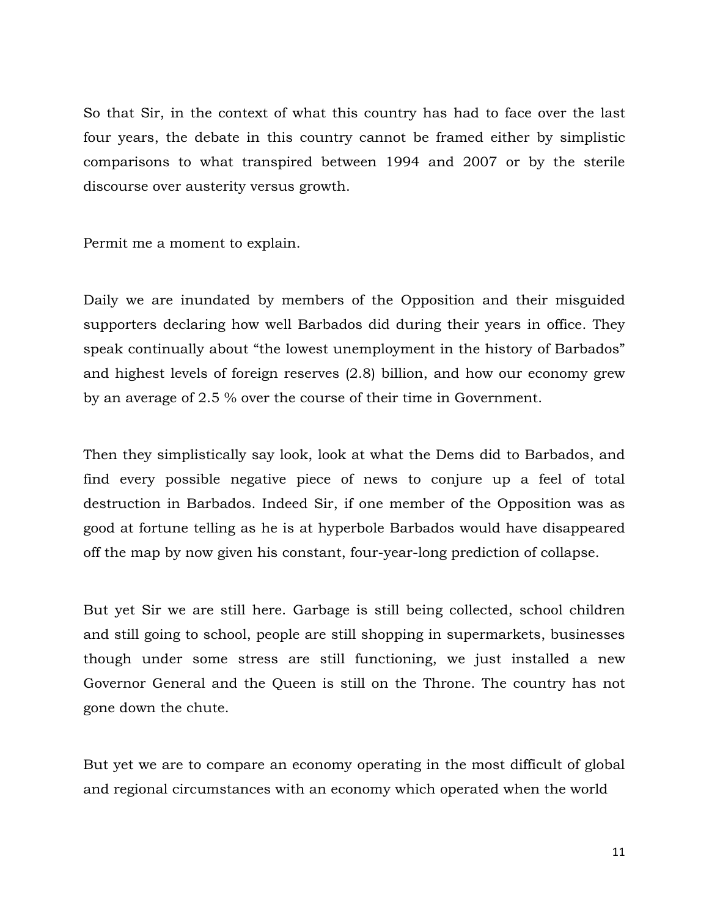So that Sir, in the context of what this country has had to face over the last four years, the debate in this country cannot be framed either by simplistic comparisons to what transpired between 1994 and 2007 or by the sterile discourse over austerity versus growth.

Permit me a moment to explain.

Daily we are inundated by members of the Opposition and their misguided supporters declaring how well Barbados did during their years in office. They speak continually about "the lowest unemployment in the history of Barbados" and highest levels of foreign reserves (2.8) billion, and how our economy grew by an average of 2.5 % over the course of their time in Government.

Then they simplistically say look, look at what the Dems did to Barbados, and find every possible negative piece of news to conjure up a feel of total destruction in Barbados. Indeed Sir, if one member of the Opposition was as good at fortune telling as he is at hyperbole Barbados would have disappeared off the map by now given his constant, four-year-long prediction of collapse.

But yet Sir we are still here. Garbage is still being collected, school children and still going to school, people are still shopping in supermarkets, businesses though under some stress are still functioning, we just installed a new Governor General and the Queen is still on the Throne. The country has not gone down the chute.

But yet we are to compare an economy operating in the most difficult of global and regional circumstances with an economy which operated when the world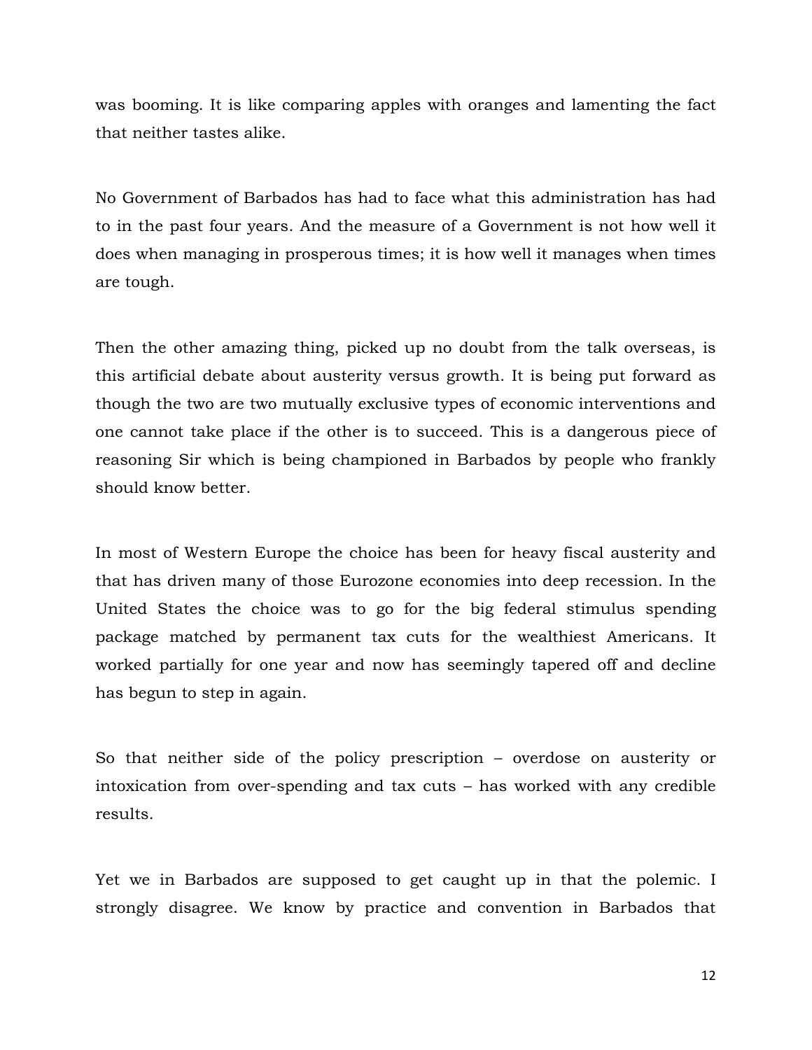was booming. It is like comparing apples with oranges and lamenting the fact that neither tastes alike.

No Government of Barbados has had to face what this administration has had to in the past four years. And the measure of a Government is not how well it does when managing in prosperous times; it is how well it manages when times are tough.

Then the other amazing thing, picked up no doubt from the talk overseas, is this artificial debate about austerity versus growth. It is being put forward as though the two are two mutually exclusive types of economic interventions and one cannot take place if the other is to succeed. This is a dangerous piece of reasoning Sir which is being championed in Barbados by people who frankly should know better.

In most of Western Europe the choice has been for heavy fiscal austerity and that has driven many of those Eurozone economies into deep recession. In the United States the choice was to go for the big federal stimulus spending package matched by permanent tax cuts for the wealthiest Americans. It worked partially for one year and now has seemingly tapered off and decline has begun to step in again.

So that neither side of the policy prescription – overdose on austerity or intoxication from over-spending and tax cuts – has worked with any credible results.

Yet we in Barbados are supposed to get caught up in that the polemic. I strongly disagree. We know by practice and convention in Barbados that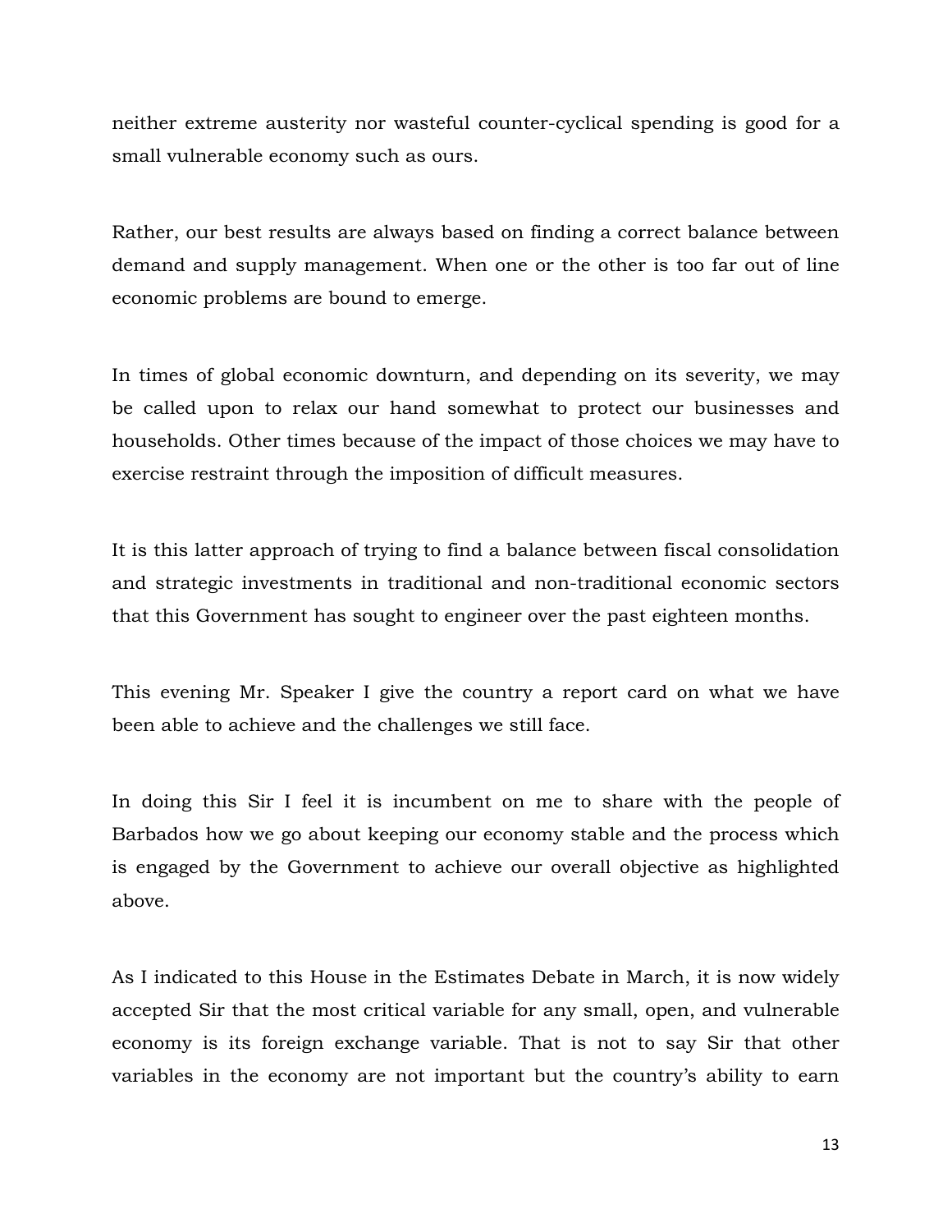neither extreme austerity nor wasteful counter-cyclical spending is good for a small vulnerable economy such as ours.

Rather, our best results are always based on finding a correct balance between demand and supply management. When one or the other is too far out of line economic problems are bound to emerge.

In times of global economic downturn, and depending on its severity, we may be called upon to relax our hand somewhat to protect our businesses and households. Other times because of the impact of those choices we may have to exercise restraint through the imposition of difficult measures.

It is this latter approach of trying to find a balance between fiscal consolidation and strategic investments in traditional and non-traditional economic sectors that this Government has sought to engineer over the past eighteen months.

This evening Mr. Speaker I give the country a report card on what we have been able to achieve and the challenges we still face.

In doing this Sir I feel it is incumbent on me to share with the people of Barbados how we go about keeping our economy stable and the process which is engaged by the Government to achieve our overall objective as highlighted above.

As I indicated to this House in the Estimates Debate in March, it is now widely accepted Sir that the most critical variable for any small, open, and vulnerable economy is its foreign exchange variable. That is not to say Sir that other variables in the economy are not important but the country's ability to earn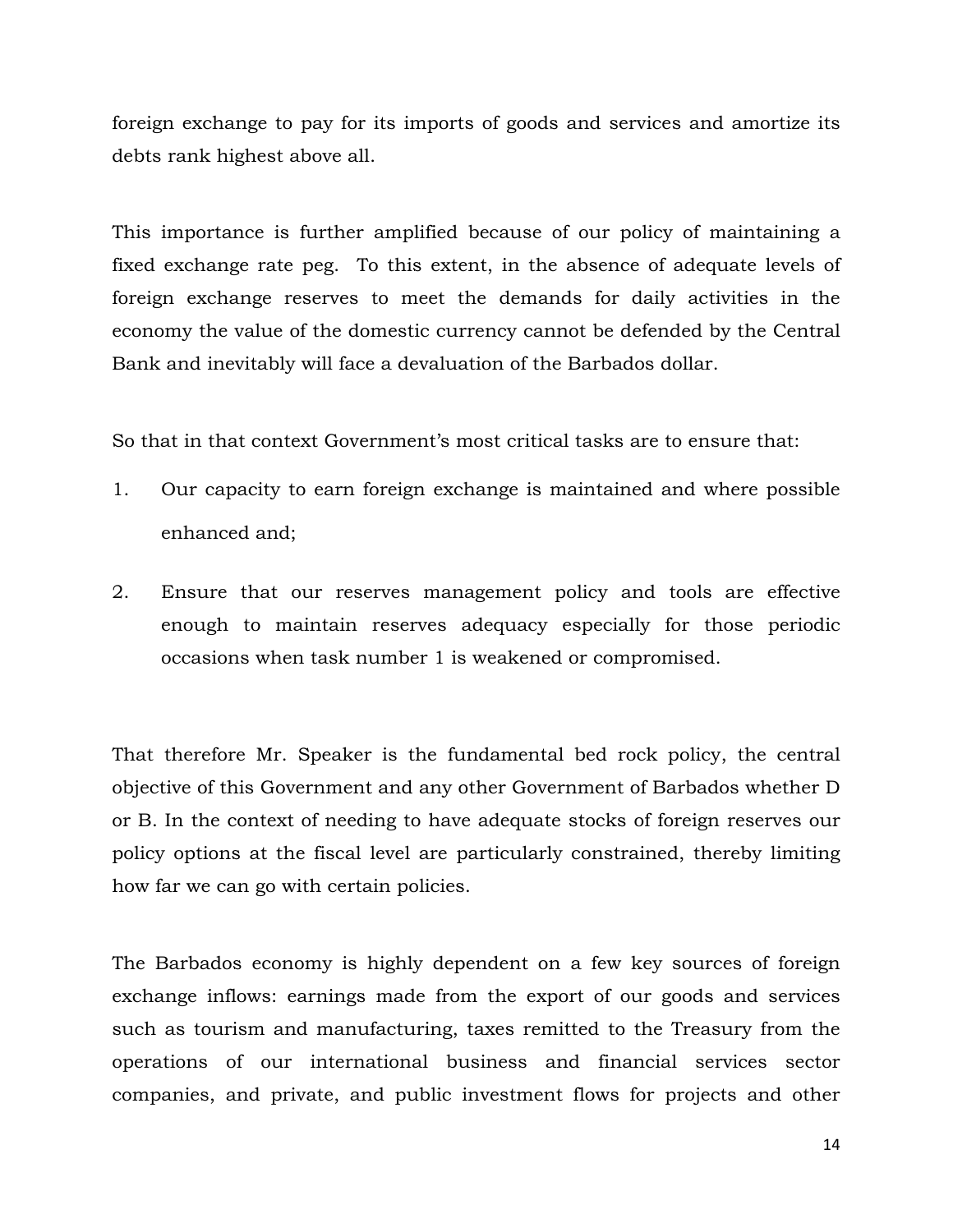foreign exchange to pay for its imports of goods and services and amortize its debts rank highest above all.

This importance is further amplified because of our policy of maintaining a fixed exchange rate peg.  To this extent, in the absence of adequate levels of foreign exchange reserves to meet the demands for daily activities in the economy the value of the domestic currency cannot be defended by the Central Bank and inevitably will face a devaluation of the Barbados dollar.

So that in that context Government's most critical tasks are to ensure that:

1. Our capacity to earn foreign exchange is maintained and where possible enhanced and;

2. Ensure that our reserves management policy and tools are effective enough to maintain reserves adequacy especially for those periodic occasions when task number 1 is weakened or compromised.

That therefore Mr. Speaker is the fundamental bed rock policy, the central objective of this Government and any other Government of Barbados whether D or B. In the context of needing to have adequate stocks of foreign reserves our policy options at the fiscal level are particularly constrained, thereby limiting how far we can go with certain policies.

The Barbados economy is highly dependent on a few key sources of foreign exchange inflows: earnings made from the export of our goods and services such as tourism and manufacturing, taxes remitted to the Treasury from the operations of our international business and financial services sector companies, and private, and public investment flows for projects and other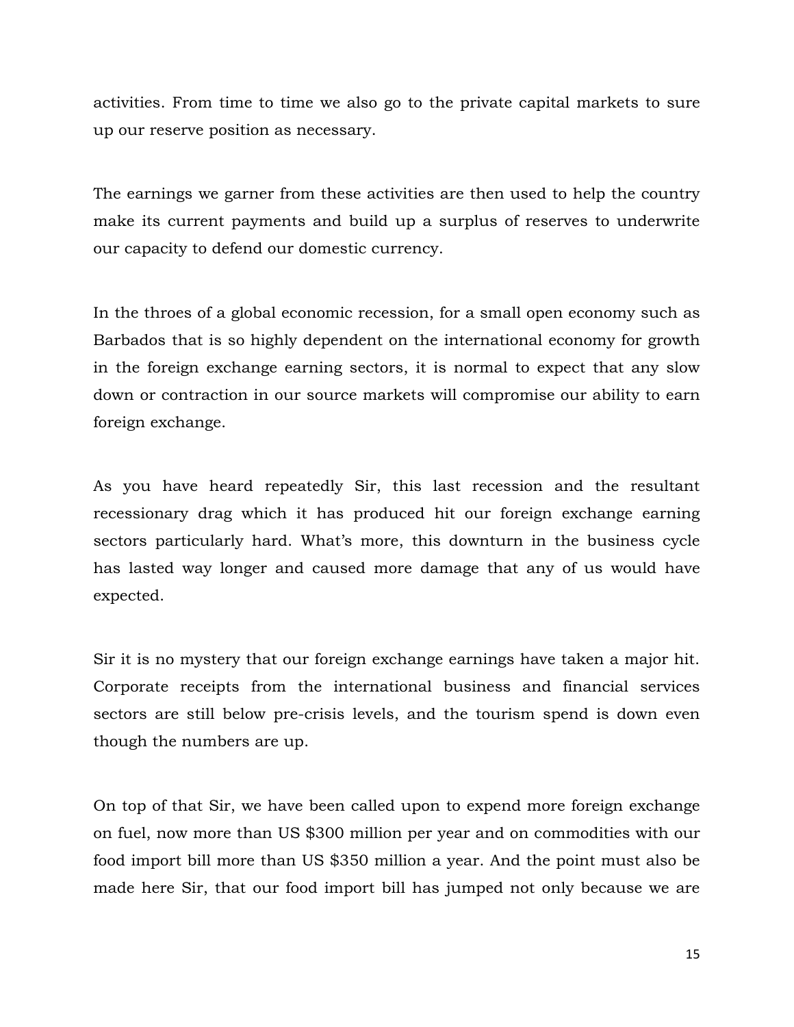activities. From time to time we also go to the private capital markets to sure up our reserve position as necessary.

The earnings we garner from these activities are then used to help the country make its current payments and build up a surplus of reserves to underwrite our capacity to defend our domestic currency.

In the throes of a global economic recession, for a small open economy such as Barbados that is so highly dependent on the international economy for growth in the foreign exchange earning sectors, it is normal to expect that any slow down or contraction in our source markets will compromise our ability to earn foreign exchange.

As you have heard repeatedly Sir, this last recession and the resultant recessionary drag which it has produced hit our foreign exchange earning sectors particularly hard. What's more, this downturn in the business cycle has lasted way longer and caused more damage that any of us would have expected.

Sir it is no mystery that our foreign exchange earnings have taken a major hit. Corporate receipts from the international business and financial services sectors are still below pre-crisis levels, and the tourism spend is down even though the numbers are up.

On top of that Sir, we have been called upon to expend more foreign exchange on fuel, now more than US $300 million per year and on commodities with our food import bill more than US $350 million a year. And the point must also be made here Sir, that our food import bill has jumped not only because we are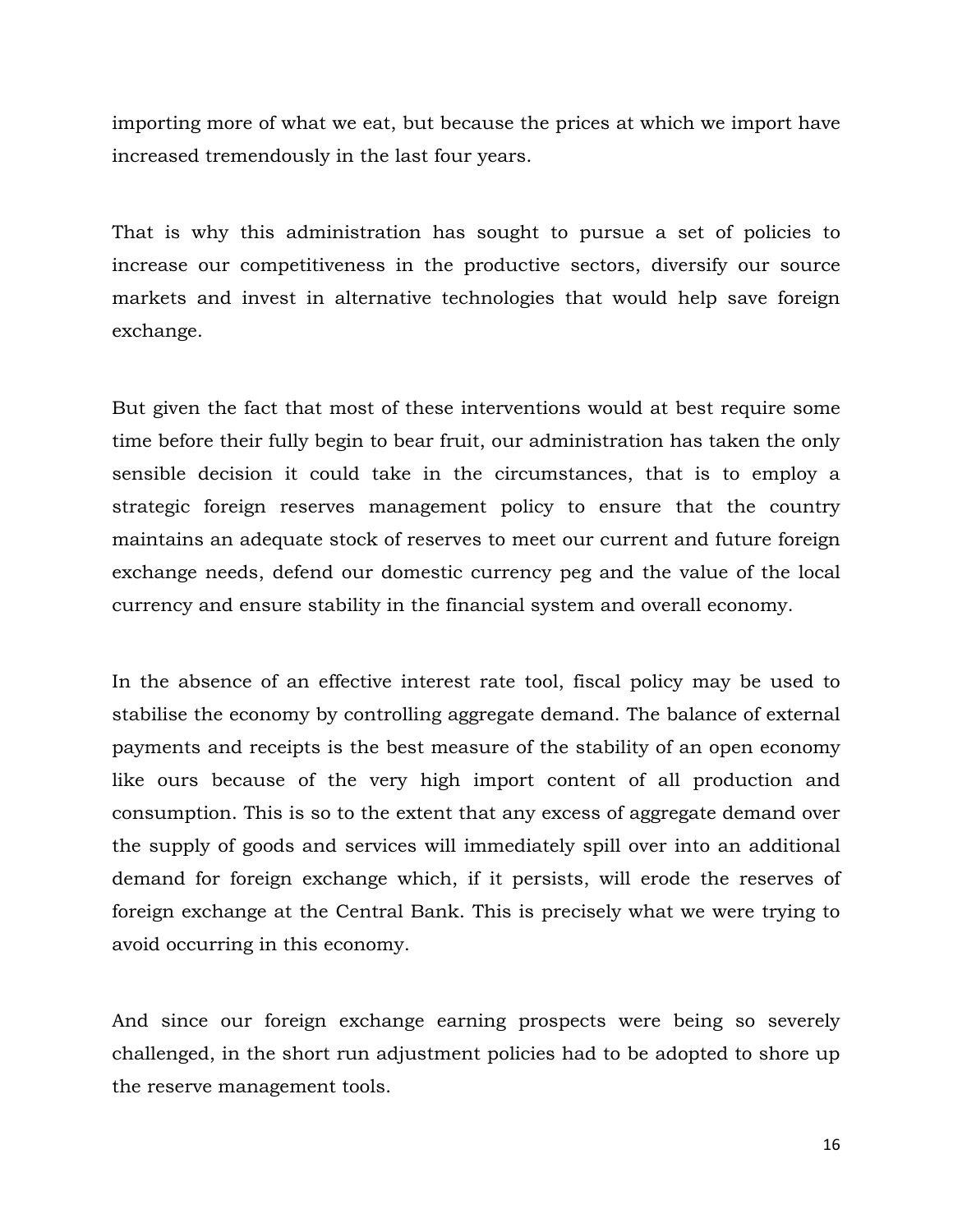importing more of what we eat, but because the prices at which we import have increased tremendously in the last four years.

That is why this administration has sought to pursue a set of policies to increase our competitiveness in the productive sectors, diversify our source markets and invest in alternative technologies that would help save foreign exchange.

But given the fact that most of these interventions would at best require some time before their fully begin to bear fruit, our administration has taken the only sensible decision it could take in the circumstances, that is to employ a strategic foreign reserves management policy to ensure that the country maintains an adequate stock of reserves to meet our current and future foreign exchange needs, defend our domestic currency peg and the value of the local currency and ensure stability in the financial system and overall economy.

In the absence of an effective interest rate tool, fiscal policy may be used to stabilise the economy by controlling aggregate demand. The balance of external payments and receipts is the best measure of the stability of an open economy like ours because of the very high import content of all production and consumption. This is so to the extent that any excess of aggregate demand over the supply of goods and services will immediately spill over into an additional demand for foreign exchange which, if it persists, will erode the reserves of foreign exchange at the Central Bank. This is precisely what we were trying to avoid occurring in this economy.

And since our foreign exchange earning prospects were being so severely challenged, in the short run adjustment policies had to be adopted to shore up the reserve management tools.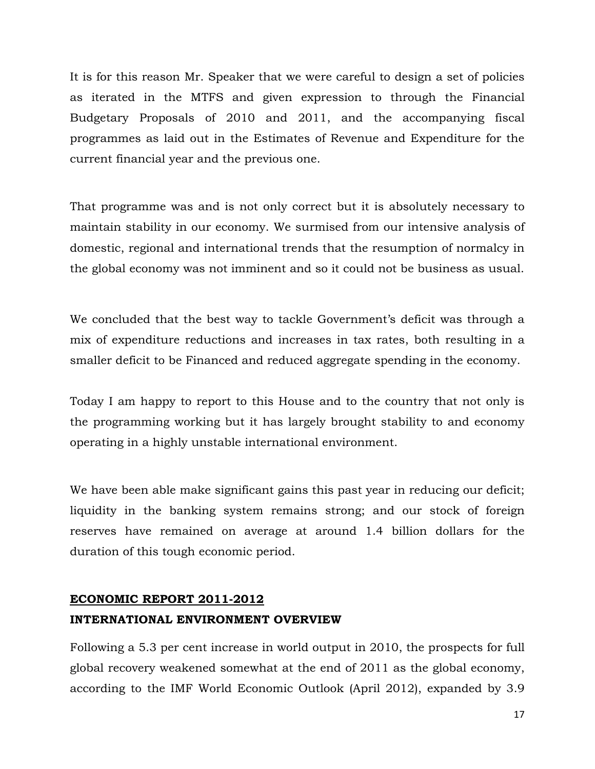It is for this reason Mr. Speaker that we were careful to design a set of policies as iterated in the MTFS and given expression to through the Financial Budgetary Proposals of 2010 and 2011, and the accompanying fiscal programmes as laid out in the Estimates of Revenue and Expenditure for the current financial year and the previous one.

That programme was and is not only correct but it is absolutely necessary to maintain stability in our economy. We surmised from our intensive analysis of domestic, regional and international trends that the resumption of normalcy in the global economy was not imminent and so it could not be business as usual.

We concluded that the best way to tackle Government's deficit was through a mix of expenditure reductions and increases in tax rates, both resulting in a smaller deficit to be Financed and reduced aggregate spending in the economy.

Today I am happy to report to this House and to the country that not only is the programming working but it has largely brought stability to and economy operating in a highly unstable international environment.

We have been able make significant gains this past year in reducing our deficit; liquidity in the banking system remains strong; and our stock of foreign reserves have remained on average at around 1.4 billion dollars for the duration of this tough economic period.

## ECONOMIC REPORT 2011-2012

### INTERNATIONAL ENVIRONMENT OVERVIEW

Following a 5.3 per cent increase in world output in 2010, the prospects for full global recovery weakened somewhat at the end of 2011 as the global economy, according to the IMF World Economic Outlook (April 2012), expanded by 3.9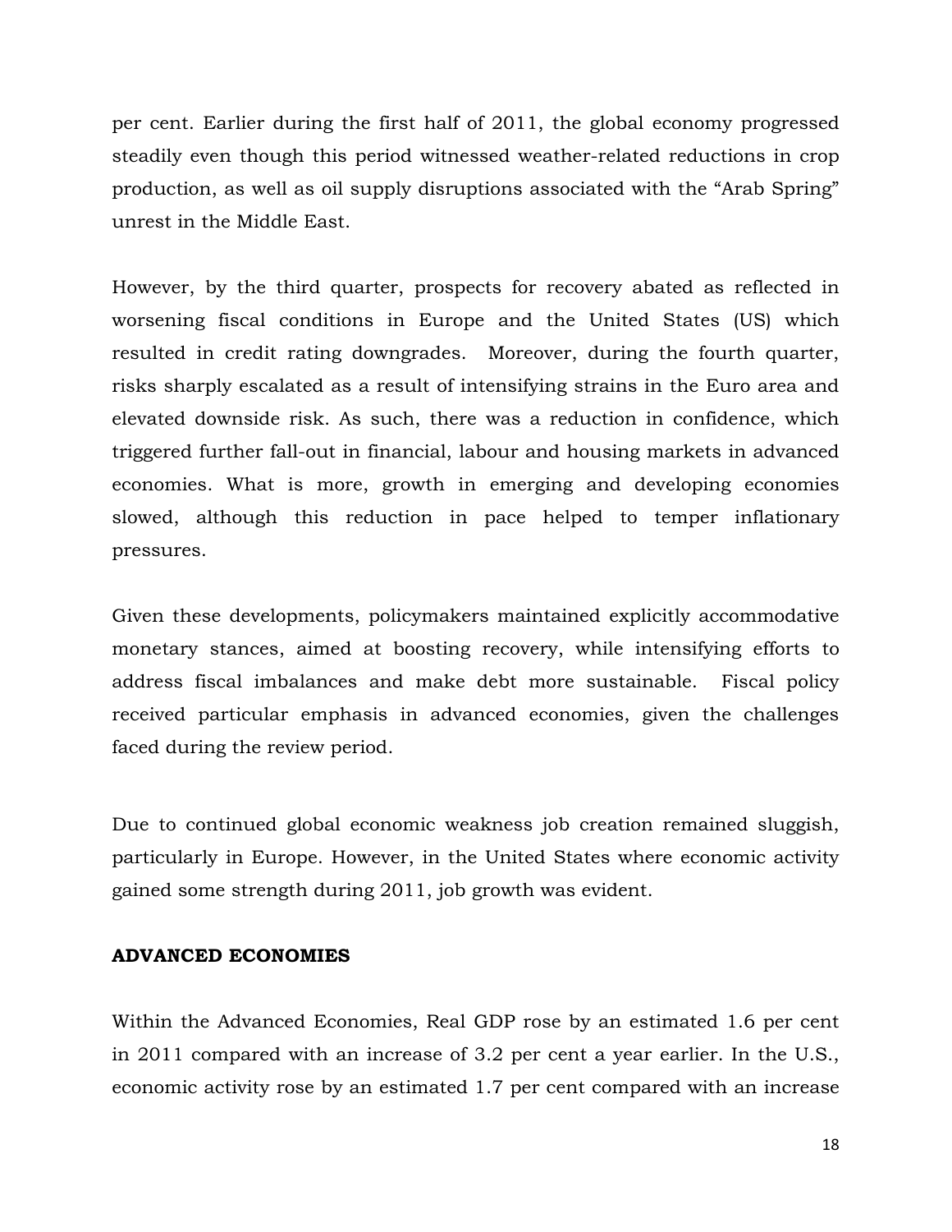per cent. Earlier during the first half of 2011, the global economy progressed steadily even though this period witnessed weather-related reductions in crop production, as well as oil supply disruptions associated with the "Arab Spring" unrest in the Middle East.

However, by the third quarter, prospects for recovery abated as reflected in worsening fiscal conditions in Europe and the United States (US) which resulted in credit rating downgrades. Moreover, during the fourth quarter, risks sharply escalated as a result of intensifying strains in the Euro area and elevated downside risk. As such, there was a reduction in confidence, which triggered further fall-out in financial, labour and housing markets in advanced economies. What is more, growth in emerging and developing economies slowed, although this reduction in pace helped to temper inflationary pressures.

Given these developments, policymakers maintained explicitly accommodative monetary stances, aimed at boosting recovery, while intensifying efforts to address fiscal imbalances and make debt more sustainable. Fiscal policy received particular emphasis in advanced economies, given the challenges faced during the review period.

Due to continued global economic weakness job creation remained sluggish, particularly in Europe. However, in the United States where economic activity gained some strength during 2011, job growth was evident.

**ADVANCED ECONOMIES**

Within the Advanced Economies, Real GDP rose by an estimated 1.6 per cent in 2011 compared with an increase of 3.2 per cent a year earlier. In the U.S., economic activity rose by an estimated 1.7 per cent compared with an increase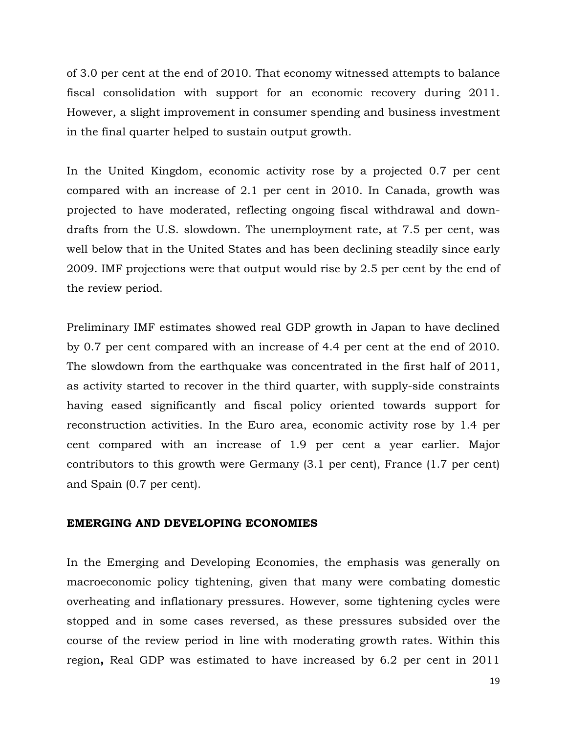of 3.0 per cent at the end of 2010. That economy witnessed attempts to balance fiscal consolidation with support for an economic recovery during 2011. However, a slight improvement in consumer spending and business investment in the final quarter helped to sustain output growth.

In the United Kingdom, economic activity rose by a projected 0.7 per cent compared with an increase of 2.1 per cent in 2010. In Canada, growth was projected to have moderated, reflecting ongoing fiscal withdrawal and down-drafts from the U.S. slowdown. The unemployment rate, at 7.5 per cent, was well below that in the United States and has been declining steadily since early 2009. IMF projections were that output would rise by 2.5 per cent by the end of the review period.

Preliminary IMF estimates showed real GDP growth in Japan to have declined by 0.7 per cent compared with an increase of 4.4 per cent at the end of 2010. The slowdown from the earthquake was concentrated in the first half of 2011, as activity started to recover in the third quarter, with supply-side constraints having eased significantly and fiscal policy oriented towards support for reconstruction activities. In the Euro area, economic activity rose by 1.4 per cent compared with an increase of 1.9 per cent a year earlier. Major contributors to this growth were Germany (3.1 per cent), France (1.7 per cent) and Spain (0.7 per cent).

**EMERGING AND DEVELOPING ECONOMIES**

In the Emerging and Developing Economies, the emphasis was generally on macroeconomic policy tightening, given that many were combating domestic overheating and inflationary pressures. However, some tightening cycles were stopped and in some cases reversed, as these pressures subsided over the course of the review period in line with moderating growth rates. Within this region**,** Real GDP was estimated to have increased by 6.2 per cent in 2011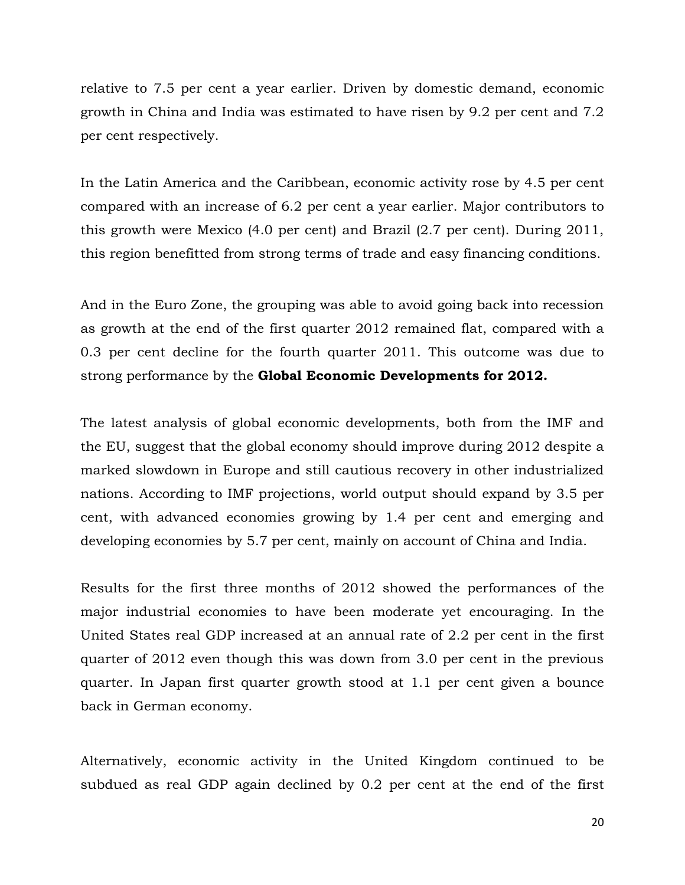relative to 7.5 per cent a year earlier. Driven by domestic demand, economic growth in China and India was estimated to have risen by 9.2 per cent and 7.2 per cent respectively.

In the Latin America and the Caribbean, economic activity rose by 4.5 per cent compared with an increase of 6.2 per cent a year earlier. Major contributors to this growth were Mexico (4.0 per cent) and Brazil (2.7 per cent). During 2011, this region benefitted from strong terms of trade and easy financing conditions.

And in the Euro Zone, the grouping was able to avoid going back into recession as growth at the end of the first quarter 2012 remained flat, compared with a 0.3 per cent decline for the fourth quarter 2011. This outcome was due to strong performance by the **Global Economic Developments for 2012.**

The latest analysis of global economic developments, both from the IMF and the EU, suggest that the global economy should improve during 2012 despite a marked slowdown in Europe and still cautious recovery in other industrialized nations. According to IMF projections, world output should expand by 3.5 per cent, with advanced economies growing by 1.4 per cent and emerging and developing economies by 5.7 per cent, mainly on account of China and India.

Results for the first three months of 2012 showed the performances of the major industrial economies to have been moderate yet encouraging. In the United States real GDP increased at an annual rate of 2.2 per cent in the first quarter of 2012 even though this was down from 3.0 per cent in the previous quarter. In Japan first quarter growth stood at 1.1 per cent given a bounce back in German economy.

Alternatively, economic activity in the United Kingdom continued to be subdued as real GDP again declined by 0.2 per cent at the end of the first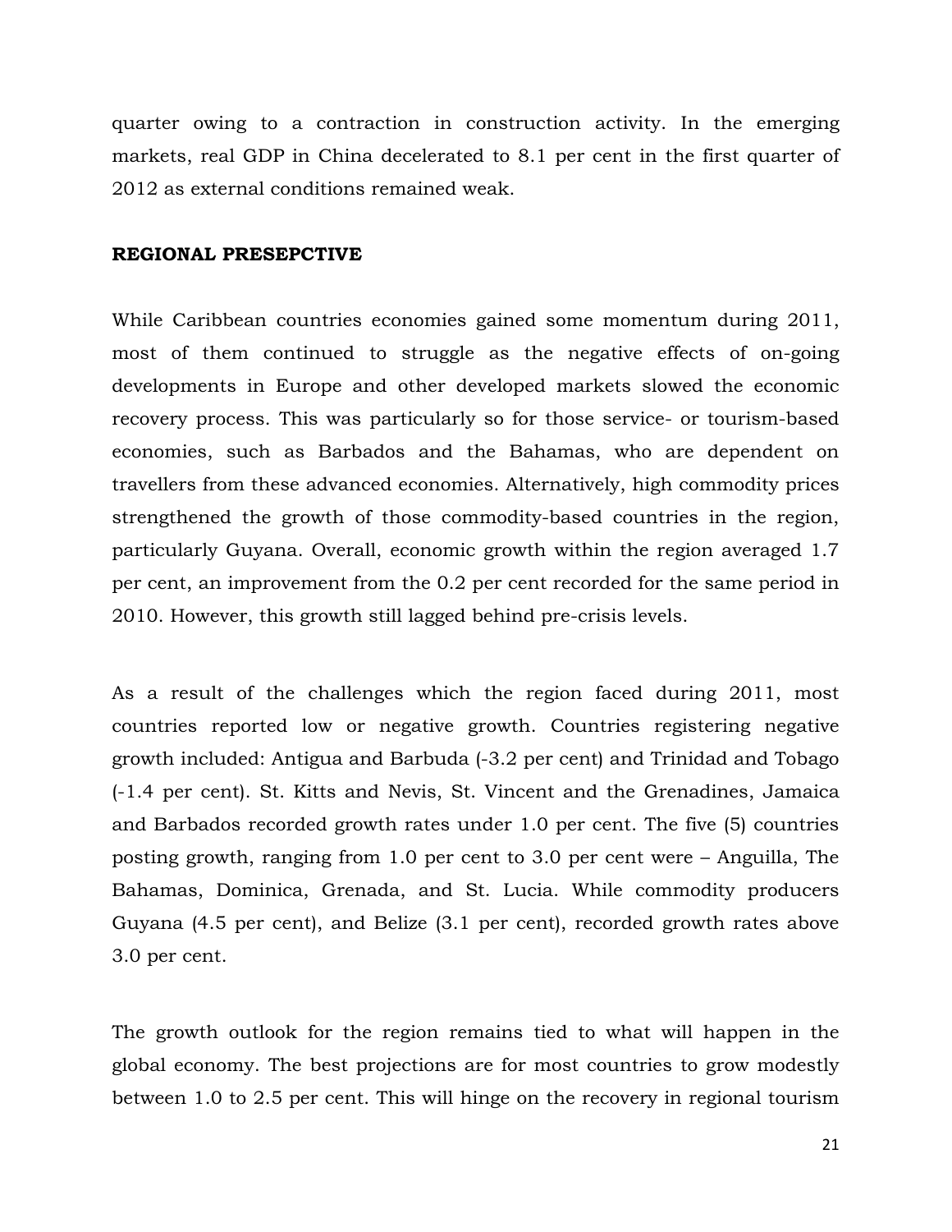quarter owing to a contraction in construction activity. In the emerging markets, real GDP in China decelerated to 8.1 per cent in the first quarter of 2012 as external conditions remained weak.

**REGIONAL PRESEPCTIVE**

While Caribbean countries economies gained some momentum during 2011, most of them continued to struggle as the negative effects of on-going developments in Europe and other developed markets slowed the economic recovery process. This was particularly so for those service- or tourism-based economies, such as Barbados and the Bahamas, who are dependent on travellers from these advanced economies. Alternatively, high commodity prices strengthened the growth of those commodity-based countries in the region, particularly Guyana. Overall, economic growth within the region averaged 1.7 per cent, an improvement from the 0.2 per cent recorded for the same period in 2010. However, this growth still lagged behind pre-crisis levels.

As a result of the challenges which the region faced during 2011, most countries reported low or negative growth. Countries registering negative growth included: Antigua and Barbuda (-3.2 per cent) and Trinidad and Tobago (-1.4 per cent). St. Kitts and Nevis, St. Vincent and the Grenadines, Jamaica and Barbados recorded growth rates under 1.0 per cent. The five (5) countries posting growth, ranging from 1.0 per cent to 3.0 per cent were – Anguilla, The Bahamas, Dominica, Grenada, and St. Lucia. While commodity producers Guyana (4.5 per cent), and Belize (3.1 per cent), recorded growth rates above 3.0 per cent.

The growth outlook for the region remains tied to what will happen in the global economy. The best projections are for most countries to grow modestly between 1.0 to 2.5 per cent. This will hinge on the recovery in regional tourism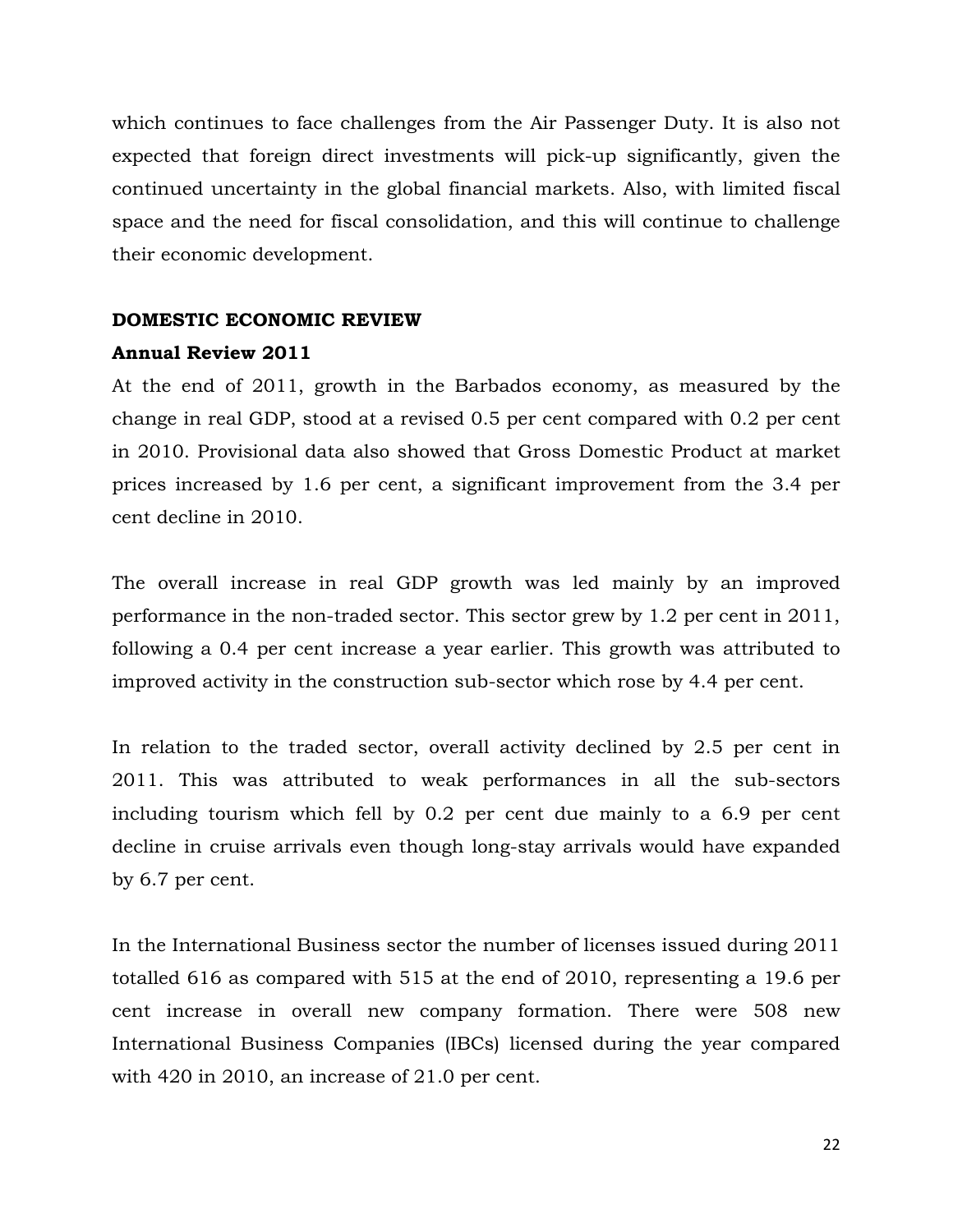which continues to face challenges from the Air Passenger Duty. It is also not expected that foreign direct investments will pick-up significantly, given the continued uncertainty in the global financial markets. Also, with limited fiscal space and the need for fiscal consolidation, and this will continue to challenge their economic development.

## DOMESTIC ECONOMIC REVIEW

### Annual Review 2011

At the end of 2011, growth in the Barbados economy, as measured by the change in real GDP, stood at a revised 0.5 per cent compared with 0.2 per cent in 2010. Provisional data also showed that Gross Domestic Product at market prices increased by 1.6 per cent, a significant improvement from the 3.4 per cent decline in 2010.

The overall increase in real GDP growth was led mainly by an improved performance in the non-traded sector. This sector grew by 1.2 per cent in 2011, following a 0.4 per cent increase a year earlier. This growth was attributed to improved activity in the construction sub-sector which rose by 4.4 per cent.

In relation to the traded sector, overall activity declined by 2.5 per cent in 2011. This was attributed to weak performances in all the sub-sectors including tourism which fell by 0.2 per cent due mainly to a 6.9 per cent decline in cruise arrivals even though long-stay arrivals would have expanded by 6.7 per cent.

In the International Business sector the number of licenses issued during 2011 totalled 616 as compared with 515 at the end of 2010, representing a 19.6 per cent increase in overall new company formation. There were 508 new International Business Companies (IBCs) licensed during the year compared with 420 in 2010, an increase of 21.0 per cent.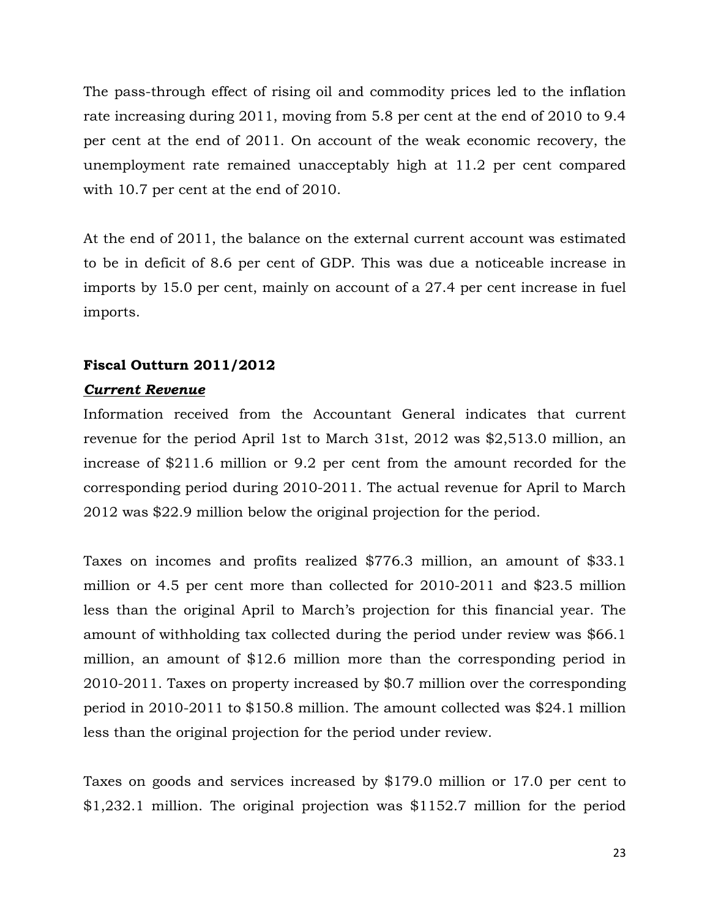The pass-through effect of rising oil and commodity prices led to the inflation rate increasing during 2011, moving from 5.8 per cent at the end of 2010 to 9.4 per cent at the end of 2011. On account of the weak economic recovery, the unemployment rate remained unacceptably high at 11.2 per cent compared with 10.7 per cent at the end of 2010.

At the end of 2011, the balance on the external current account was estimated to be in deficit of 8.6 per cent of GDP. This was due a noticeable increase in imports by 15.0 per cent, mainly on account of a 27.4 per cent increase in fuel imports.

**Fiscal Outturn 2011/2012**

***Current Revenue***

Information received from the Accountant General indicates that current revenue for the period April 1st to March 31st, 2012 was $2,513.0 million, an increase of $211.6 million or 9.2 per cent from the amount recorded for the corresponding period during 2010-2011. The actual revenue for April to March 2012 was $22.9 million below the original projection for the period.

Taxes on incomes and profits realized $776.3 million, an amount of $33.1 million or 4.5 per cent more than collected for 2010-2011 and $23.5 million less than the original April to March's projection for this financial year. The amount of withholding tax collected during the period under review was $66.1 million, an amount of $12.6 million more than the corresponding period in 2010-2011. Taxes on property increased by $0.7 million over the corresponding period in 2010-2011 to $150.8 million. The amount collected was $24.1 million less than the original projection for the period under review.

Taxes on goods and services increased by $179.0 million or 17.0 per cent to $1,232.1 million. The original projection was $1152.7 million for the period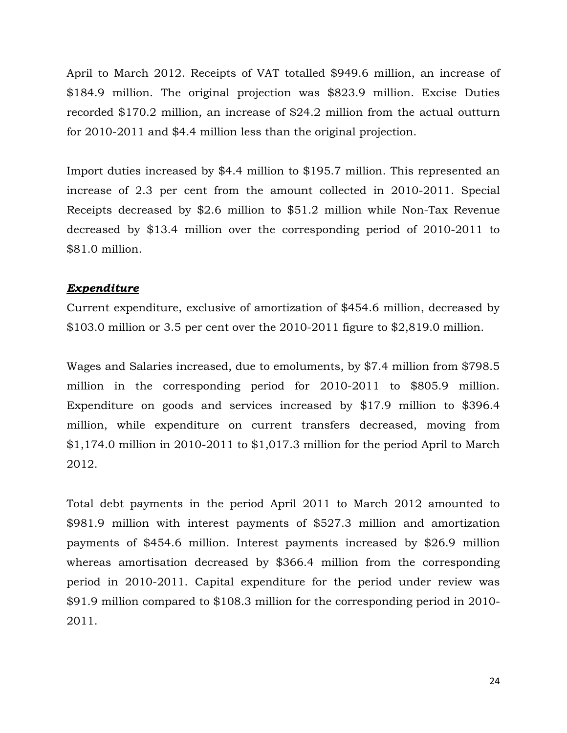April to March 2012. Receipts of VAT totalled $949.6 million, an increase of $184.9 million. The original projection was $823.9 million. Excise Duties recorded $170.2 million, an increase of $24.2 million from the actual outturn for 2010-2011 and $4.4 million less than the original projection.

Import duties increased by $4.4 million to $195.7 million. This represented an increase of 2.3 per cent from the amount collected in 2010-2011. Special Receipts decreased by $2.6 million to $51.2 million while Non-Tax Revenue decreased by $13.4 million over the corresponding period of 2010-2011 to $81.0 million.

***Expenditure***

Current expenditure, exclusive of amortization of $454.6 million, decreased by $103.0 million or 3.5 per cent over the 2010-2011 figure to $2,819.0 million.

Wages and Salaries increased, due to emoluments, by $7.4 million from $798.5 million in the corresponding period for 2010-2011 to $805.9 million. Expenditure on goods and services increased by $17.9 million to $396.4 million, while expenditure on current transfers decreased, moving from $1,174.0 million in 2010-2011 to $1,017.3 million for the period April to March 2012.

Total debt payments in the period April 2011 to March 2012 amounted to $981.9 million with interest payments of $527.3 million and amortization payments of $454.6 million. Interest payments increased by $26.9 million whereas amortisation decreased by $366.4 million from the corresponding period in 2010-2011. Capital expenditure for the period under review was $91.9 million compared to $108.3 million for the corresponding period in 2010-2011.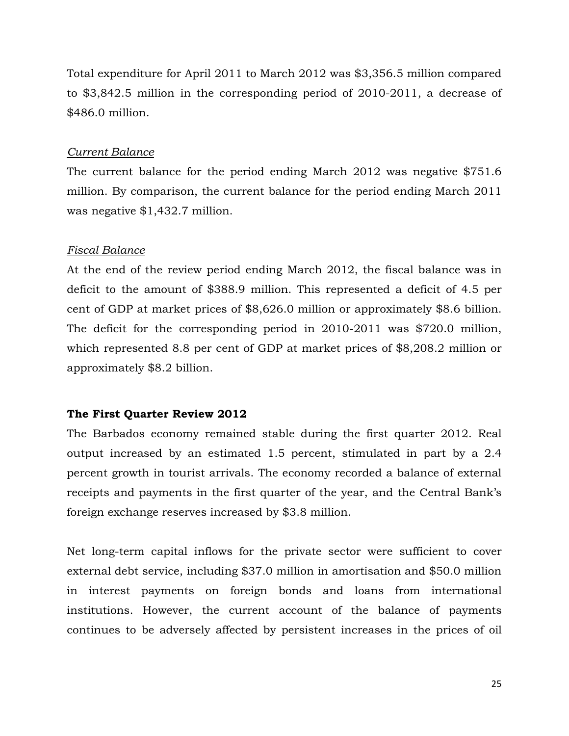Total expenditure for April 2011 to March 2012 was $3,356.5 million compared to $3,842.5 million in the corresponding period of 2010-2011, a decrease of $486.0 million.

*Current Balance*

The current balance for the period ending March 2012 was negative $751.6 million. By comparison, the current balance for the period ending March 2011 was negative $1,432.7 million.

*Fiscal Balance*

At the end of the review period ending March 2012, the fiscal balance was in deficit to the amount of $388.9 million. This represented a deficit of 4.5 per cent of GDP at market prices of $8,626.0 million or approximately $8.6 billion. The deficit for the corresponding period in 2010-2011 was $720.0 million, which represented 8.8 per cent of GDP at market prices of $8,208.2 million or approximately $8.2 billion.

**The First Quarter Review 2012**

The Barbados economy remained stable during the first quarter 2012. Real output increased by an estimated 1.5 percent, stimulated in part by a 2.4 percent growth in tourist arrivals. The economy recorded a balance of external receipts and payments in the first quarter of the year, and the Central Bank's foreign exchange reserves increased by $3.8 million.

Net long-term capital inflows for the private sector were sufficient to cover external debt service, including $37.0 million in amortisation and $50.0 million in interest payments on foreign bonds and loans from international institutions. However, the current account of the balance of payments continues to be adversely affected by persistent increases in the prices of oil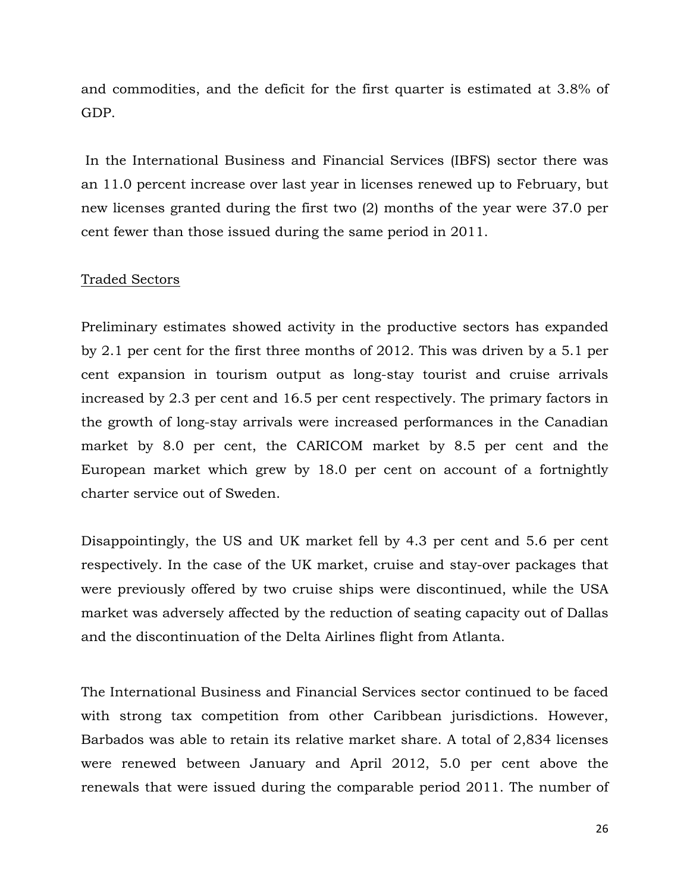and commodities, and the deficit for the first quarter is estimated at 3.8% of GDP.

In the International Business and Financial Services (IBFS) sector there was an 11.0 percent increase over last year in licenses renewed up to February, but new licenses granted during the first two (2) months of the year were 37.0 per cent fewer than those issued during the same period in 2011.

Traded Sectors

Preliminary estimates showed activity in the productive sectors has expanded by 2.1 per cent for the first three months of 2012. This was driven by a 5.1 per cent expansion in tourism output as long-stay tourist and cruise arrivals increased by 2.3 per cent and 16.5 per cent respectively. The primary factors in the growth of long-stay arrivals were increased performances in the Canadian market by 8.0 per cent, the CARICOM market by 8.5 per cent and the European market which grew by 18.0 per cent on account of a fortnightly charter service out of Sweden.

Disappointingly, the US and UK market fell by 4.3 per cent and 5.6 per cent respectively. In the case of the UK market, cruise and stay-over packages that were previously offered by two cruise ships were discontinued, while the USA market was adversely affected by the reduction of seating capacity out of Dallas and the discontinuation of the Delta Airlines flight from Atlanta.

The International Business and Financial Services sector continued to be faced with strong tax competition from other Caribbean jurisdictions. However, Barbados was able to retain its relative market share. A total of 2,834 licenses were renewed between January and April 2012, 5.0 per cent above the renewals that were issued during the comparable period 2011. The number of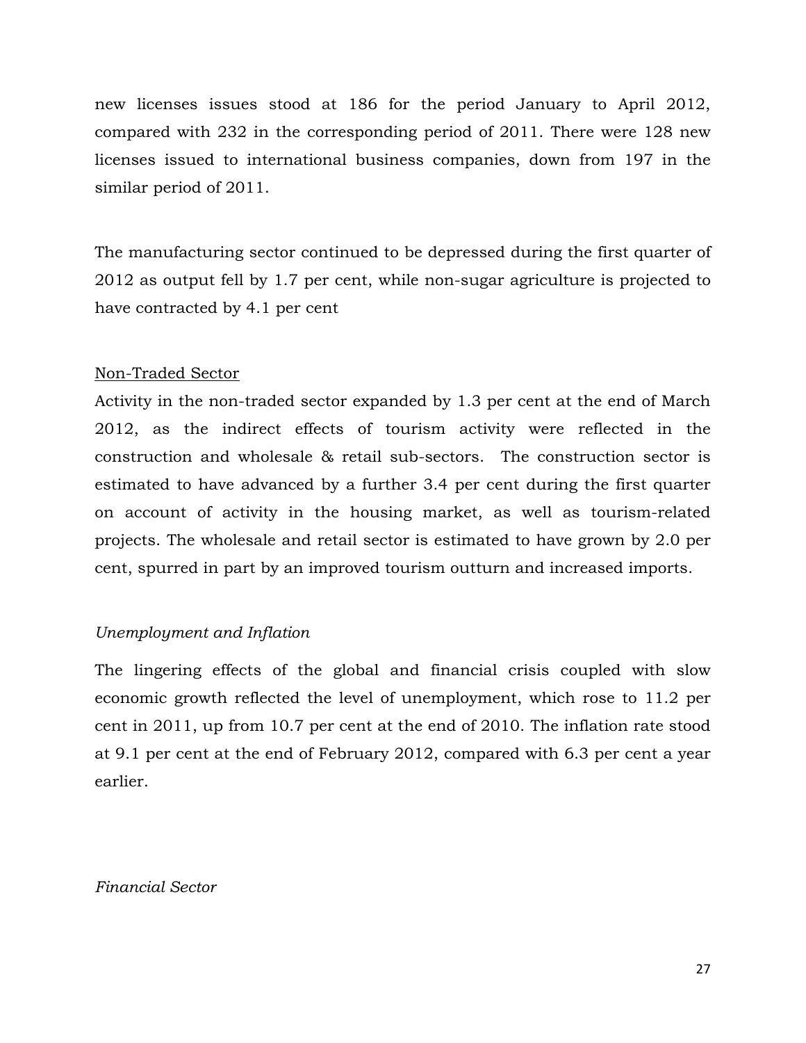new licenses issues stood at 186 for the period January to April 2012, compared with 232 in the corresponding period of 2011. There were 128 new licenses issued to international business companies, down from 197 in the similar period of 2011.

The manufacturing sector continued to be depressed during the first quarter of 2012 as output fell by 1.7 per cent, while non-sugar agriculture is projected to have contracted by 4.1 per cent

<u>Non-Traded Sector</u>

Activity in the non-traded sector expanded by 1.3 per cent at the end of March 2012, as the indirect effects of tourism activity were reflected in the construction and wholesale & retail sub-sectors. The construction sector is estimated to have advanced by a further 3.4 per cent during the first quarter on account of activity in the housing market, as well as tourism-related projects. The wholesale and retail sector is estimated to have grown by 2.0 per cent, spurred in part by an improved tourism outturn and increased imports.

*Unemployment and Inflation*

The lingering effects of the global and financial crisis coupled with slow economic growth reflected the level of unemployment, which rose to 11.2 per cent in 2011, up from 10.7 per cent at the end of 2010. The inflation rate stood at 9.1 per cent at the end of February 2012, compared with 6.3 per cent a year earlier.

*Financial Sector*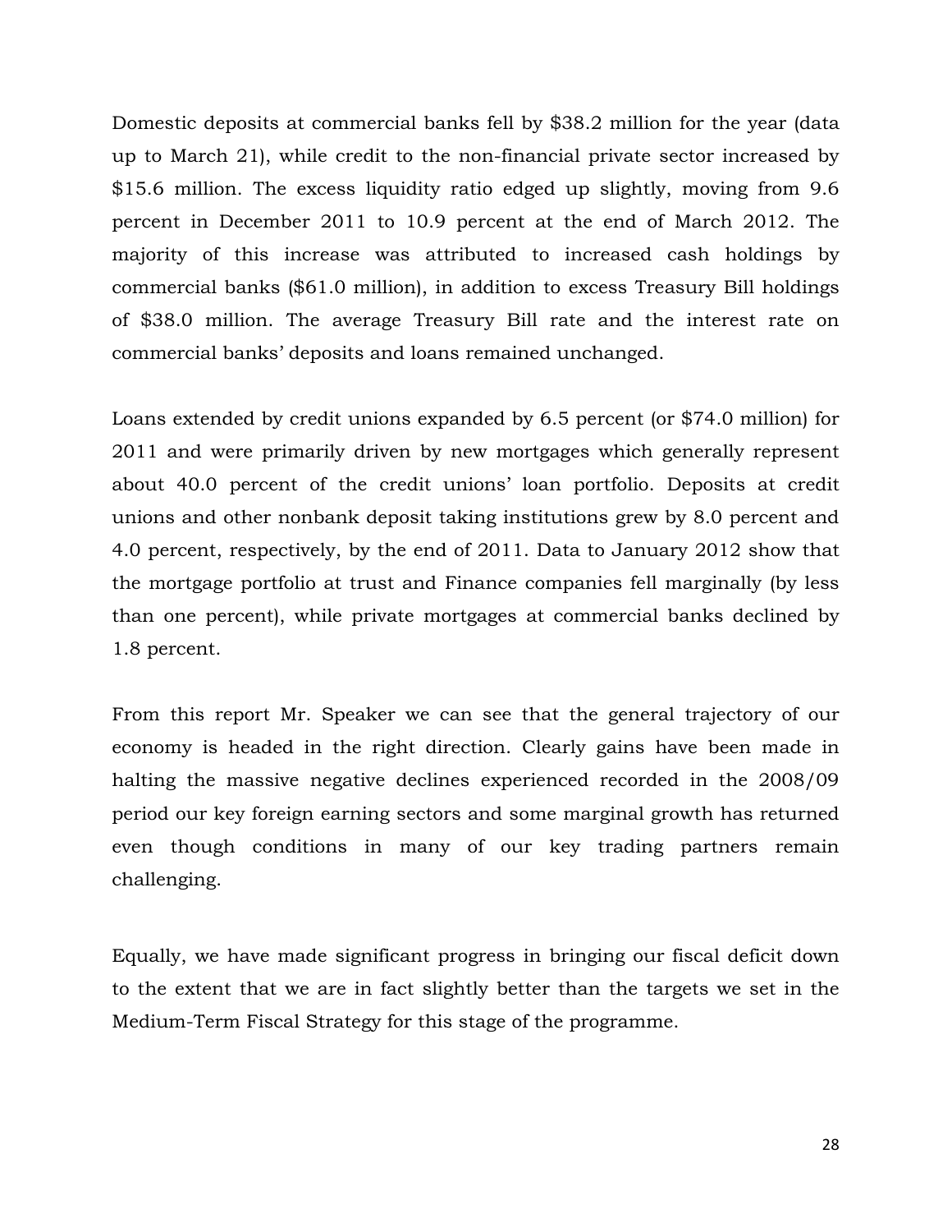Domestic deposits at commercial banks fell by $38.2 million for the year (data up to March 21), while credit to the non-financial private sector increased by $15.6 million. The excess liquidity ratio edged up slightly, moving from 9.6 percent in December 2011 to 10.9 percent at the end of March 2012. The majority of this increase was attributed to increased cash holdings by commercial banks ($61.0 million), in addition to excess Treasury Bill holdings of $38.0 million. The average Treasury Bill rate and the interest rate on commercial banks' deposits and loans remained unchanged.

Loans extended by credit unions expanded by 6.5 percent (or $74.0 million) for 2011 and were primarily driven by new mortgages which generally represent about 40.0 percent of the credit unions' loan portfolio. Deposits at credit unions and other nonbank deposit taking institutions grew by 8.0 percent and 4.0 percent, respectively, by the end of 2011. Data to January 2012 show that the mortgage portfolio at trust and Finance companies fell marginally (by less than one percent), while private mortgages at commercial banks declined by 1.8 percent.

From this report Mr. Speaker we can see that the general trajectory of our economy is headed in the right direction. Clearly gains have been made in halting the massive negative declines experienced recorded in the 2008/09 period our key foreign earning sectors and some marginal growth has returned even though conditions in many of our key trading partners remain challenging.

Equally, we have made significant progress in bringing our fiscal deficit down to the extent that we are in fact slightly better than the targets we set in the Medium-Term Fiscal Strategy for this stage of the programme.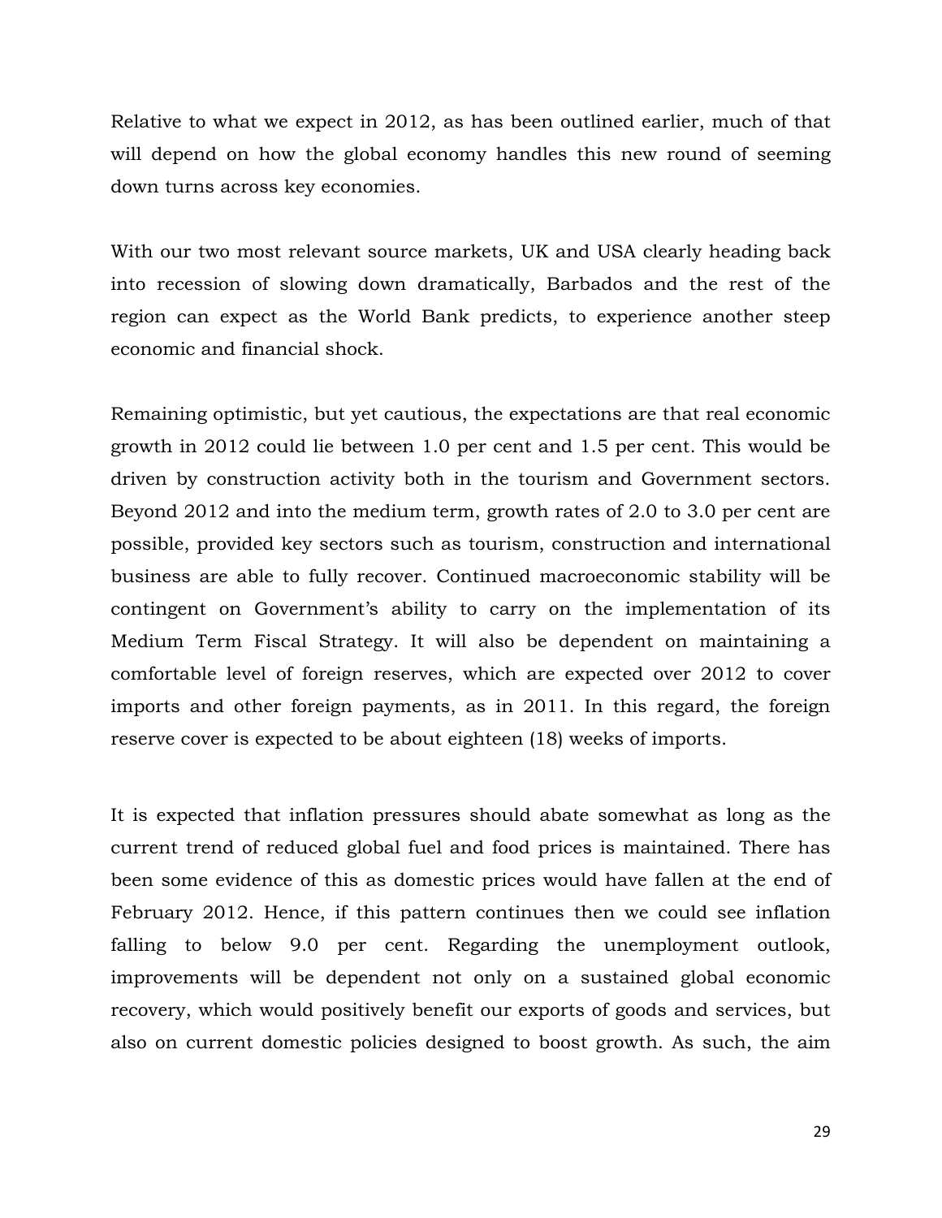Relative to what we expect in 2012, as has been outlined earlier, much of that will depend on how the global economy handles this new round of seeming down turns across key economies.

With our two most relevant source markets, UK and USA clearly heading back into recession of slowing down dramatically, Barbados and the rest of the region can expect as the World Bank predicts, to experience another steep economic and financial shock.

Remaining optimistic, but yet cautious, the expectations are that real economic growth in 2012 could lie between 1.0 per cent and 1.5 per cent. This would be driven by construction activity both in the tourism and Government sectors. Beyond 2012 and into the medium term, growth rates of 2.0 to 3.0 per cent are possible, provided key sectors such as tourism, construction and international business are able to fully recover. Continued macroeconomic stability will be contingent on Government's ability to carry on the implementation of its Medium Term Fiscal Strategy. It will also be dependent on maintaining a comfortable level of foreign reserves, which are expected over 2012 to cover imports and other foreign payments, as in 2011. In this regard, the foreign reserve cover is expected to be about eighteen (18) weeks of imports.

It is expected that inflation pressures should abate somewhat as long as the current trend of reduced global fuel and food prices is maintained. There has been some evidence of this as domestic prices would have fallen at the end of February 2012. Hence, if this pattern continues then we could see inflation falling to below 9.0 per cent. Regarding the unemployment outlook, improvements will be dependent not only on a sustained global economic recovery, which would positively benefit our exports of goods and services, but also on current domestic policies designed to boost growth. As such, the aim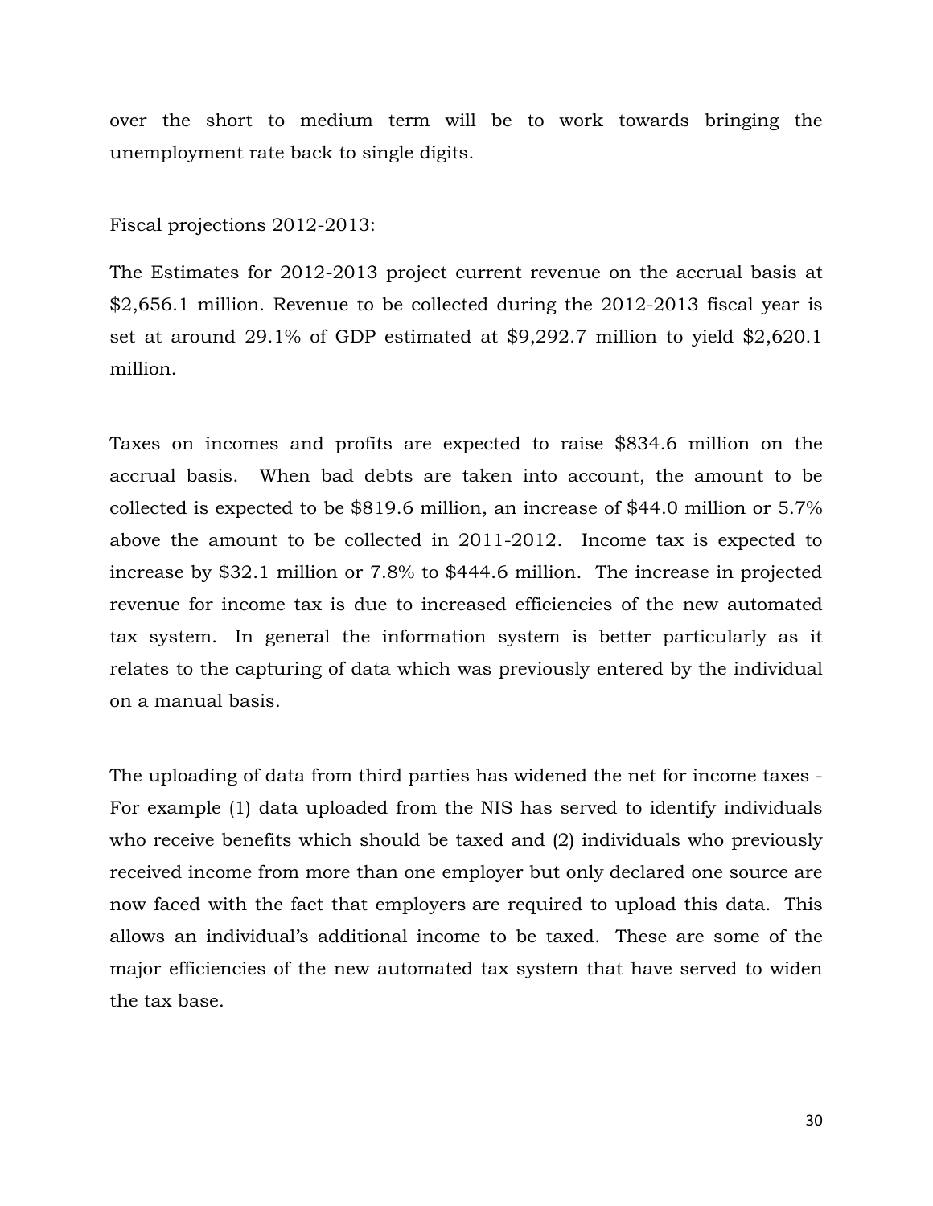over the short to medium term will be to work towards bringing the unemployment rate back to single digits.

Fiscal projections 2012-2013:

The Estimates for 2012-2013 project current revenue on the accrual basis at $2,656.1 million. Revenue to be collected during the 2012-2013 fiscal year is set at around 29.1% of GDP estimated at $9,292.7 million to yield $2,620.1 million.

Taxes on incomes and profits are expected to raise $834.6 million on the accrual basis. When bad debts are taken into account, the amount to be collected is expected to be $819.6 million, an increase of $44.0 million or 5.7% above the amount to be collected in 2011-2012. Income tax is expected to increase by $32.1 million or 7.8% to $444.6 million. The increase in projected revenue for income tax is due to increased efficiencies of the new automated tax system. In general the information system is better particularly as it relates to the capturing of data which was previously entered by the individual on a manual basis.

The uploading of data from third parties has widened the net for income taxes - For example (1) data uploaded from the NIS has served to identify individuals who receive benefits which should be taxed and (2) individuals who previously received income from more than one employer but only declared one source are now faced with the fact that employers are required to upload this data. This allows an individual's additional income to be taxed. These are some of the major efficiencies of the new automated tax system that have served to widen the tax base.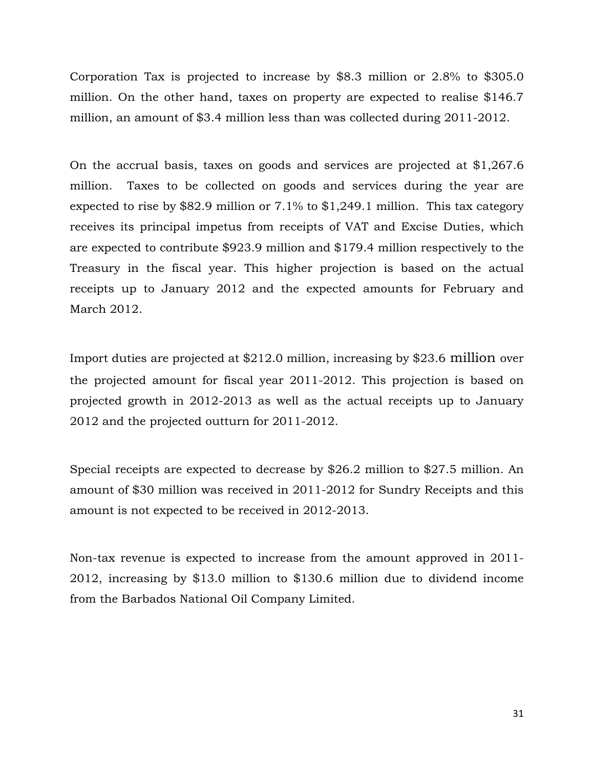Corporation Tax is projected to increase by $8.3 million or 2.8% to $305.0 million. On the other hand, taxes on property are expected to realise $146.7 million, an amount of $3.4 million less than was collected during 2011-2012.

On the accrual basis, taxes on goods and services are projected at $1,267.6 million. Taxes to be collected on goods and services during the year are expected to rise by $82.9 million or 7.1% to $1,249.1 million. This tax category receives its principal impetus from receipts of VAT and Excise Duties, which are expected to contribute $923.9 million and $179.4 million respectively to the Treasury in the fiscal year. This higher projection is based on the actual receipts up to January 2012 and the expected amounts for February and March 2012.

Import duties are projected at $212.0 million, increasing by $23.6 million over the projected amount for fiscal year 2011-2012. This projection is based on projected growth in 2012-2013 as well as the actual receipts up to January 2012 and the projected outturn for 2011-2012.

Special receipts are expected to decrease by $26.2 million to $27.5 million. An amount of $30 million was received in 2011-2012 for Sundry Receipts and this amount is not expected to be received in 2012-2013.

Non-tax revenue is expected to increase from the amount approved in 2011-2012, increasing by $13.0 million to $130.6 million due to dividend income from the Barbados National Oil Company Limited.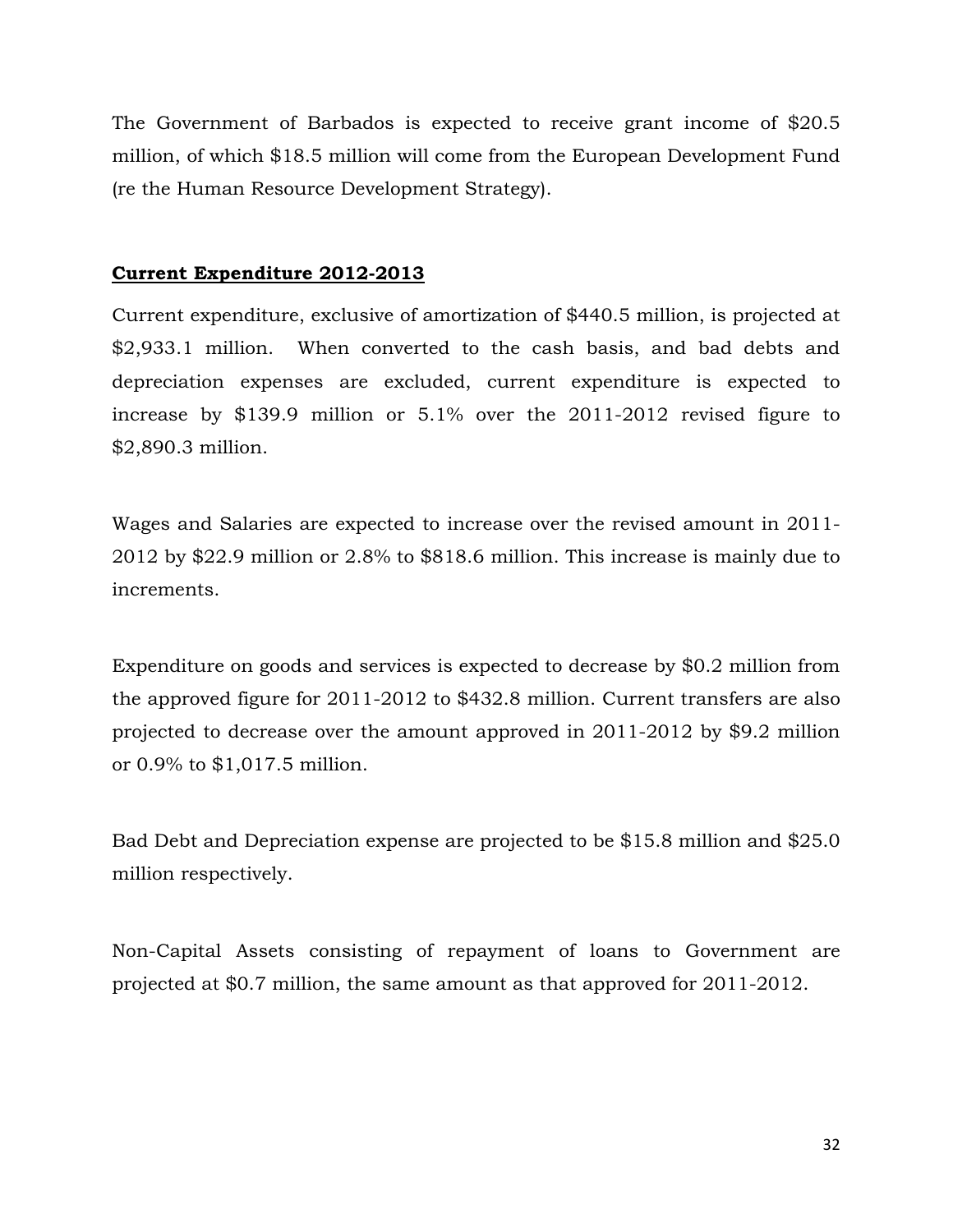The Government of Barbados is expected to receive grant income of $20.5 million, of which $18.5 million will come from the European Development Fund (re the Human Resource Development Strategy).

## **Current Expenditure 2012-2013**

Current expenditure, exclusive of amortization of $440.5 million, is projected at $2,933.1 million. When converted to the cash basis, and bad debts and depreciation expenses are excluded, current expenditure is expected to increase by $139.9 million or 5.1% over the 2011-2012 revised figure to $2,890.3 million.

Wages and Salaries are expected to increase over the revised amount in 2011-2012 by $22.9 million or 2.8% to $818.6 million. This increase is mainly due to increments.

Expenditure on goods and services is expected to decrease by $0.2 million from the approved figure for 2011-2012 to $432.8 million. Current transfers are also projected to decrease over the amount approved in 2011-2012 by $9.2 million or 0.9% to $1,017.5 million.

Bad Debt and Depreciation expense are projected to be $15.8 million and $25.0 million respectively.

Non-Capital Assets consisting of repayment of loans to Government are projected at $0.7 million, the same amount as that approved for 2011-2012.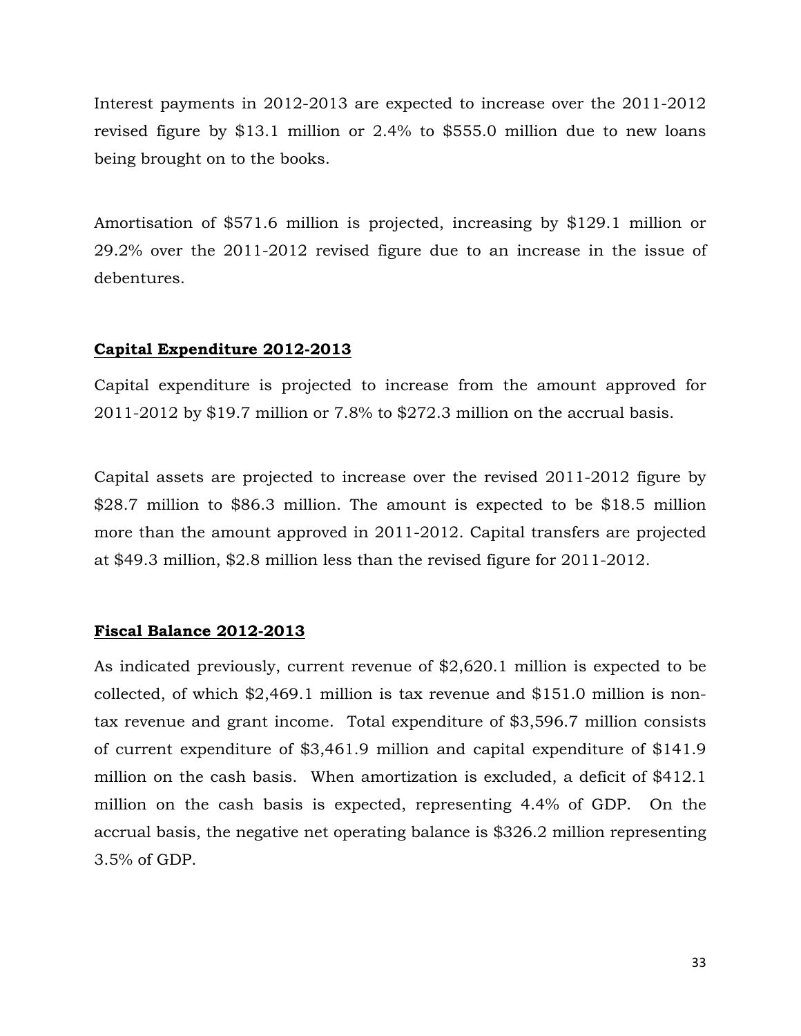Interest payments in 2012-2013 are expected to increase over the 2011-2012 revised figure by $13.1 million or 2.4% to $555.0 million due to new loans being brought on to the books.

Amortisation of $571.6 million is projected, increasing by $129.1 million or 29.2% over the 2011-2012 revised figure due to an increase in the issue of debentures.

**Capital Expenditure 2012-2013**

Capital expenditure is projected to increase from the amount approved for 2011-2012 by $19.7 million or 7.8% to $272.3 million on the accrual basis.

Capital assets are projected to increase over the revised 2011-2012 figure by $28.7 million to $86.3 million. The amount is expected to be $18.5 million more than the amount approved in 2011-2012. Capital transfers are projected at $49.3 million, $2.8 million less than the revised figure for 2011-2012.

**Fiscal Balance 2012-2013**

As indicated previously, current revenue of $2,620.1 million is expected to be collected, of which $2,469.1 million is tax revenue and $151.0 million is non-tax revenue and grant income. Total expenditure of $3,596.7 million consists of current expenditure of $3,461.9 million and capital expenditure of $141.9 million on the cash basis. When amortization is excluded, a deficit of $412.1 million on the cash basis is expected, representing 4.4% of GDP. On the accrual basis, the negative net operating balance is $326.2 million representing 3.5% of GDP.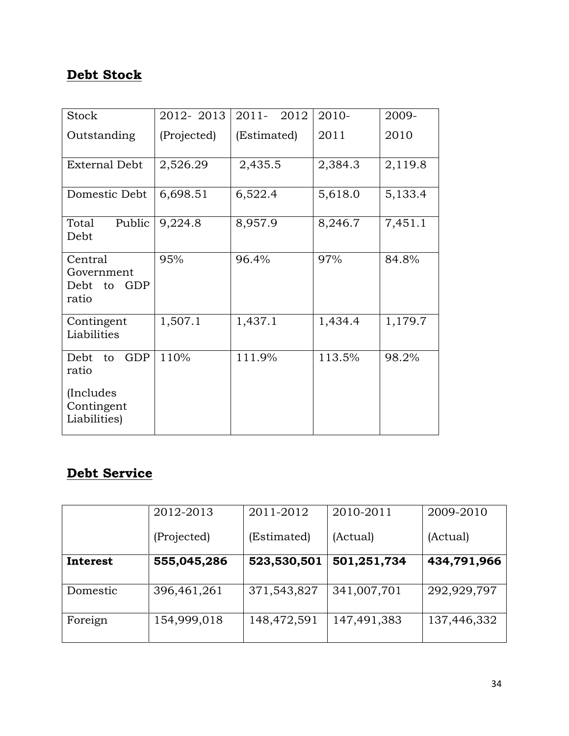## Debt Stock

| Stock Outstanding | 2012- 2013 (Projected) | 2011- 2012 (Estimated) | 2010-2011 | 2009-2010 |
|---|---|---|---|---|
| External Debt | 2,526.29 | 2,435.5 | 2,384.3 | 2,119.8 |
| Domestic Debt | 6,698.51 | 6,522.4 | 5,618.0 | 5,133.4 |
| Total Public Debt | 9,224.8 | 8,957.9 | 8,246.7 | 7,451.1 |
| Central Government Debt to GDP ratio | 95% | 96.4% | 97% | 84.8% |
| Contingent Liabilities | 1,507.1 | 1,437.1 | 1,434.4 | 1,179.7 |
| Debt to GDP ratio (Includes Contingent Liabilities) | 110% | 111.9% | 113.5% | 98.2% |

## Debt Service

| | 2012-2013 (Projected) | 2011-2012 (Estimated) | 2010-2011 (Actual) | 2009-2010 (Actual) |
|---|---|---|---|---|
| **Interest** | **555,045,286** | **523,530,501** | **501,251,734** | **434,791,966** |
| Domestic | 396,461,261 | 371,543,827 | 341,007,701 | 292,929,797 |
| Foreign | 154,999,018 | 148,472,591 | 147,491,383 | 137,446,332 |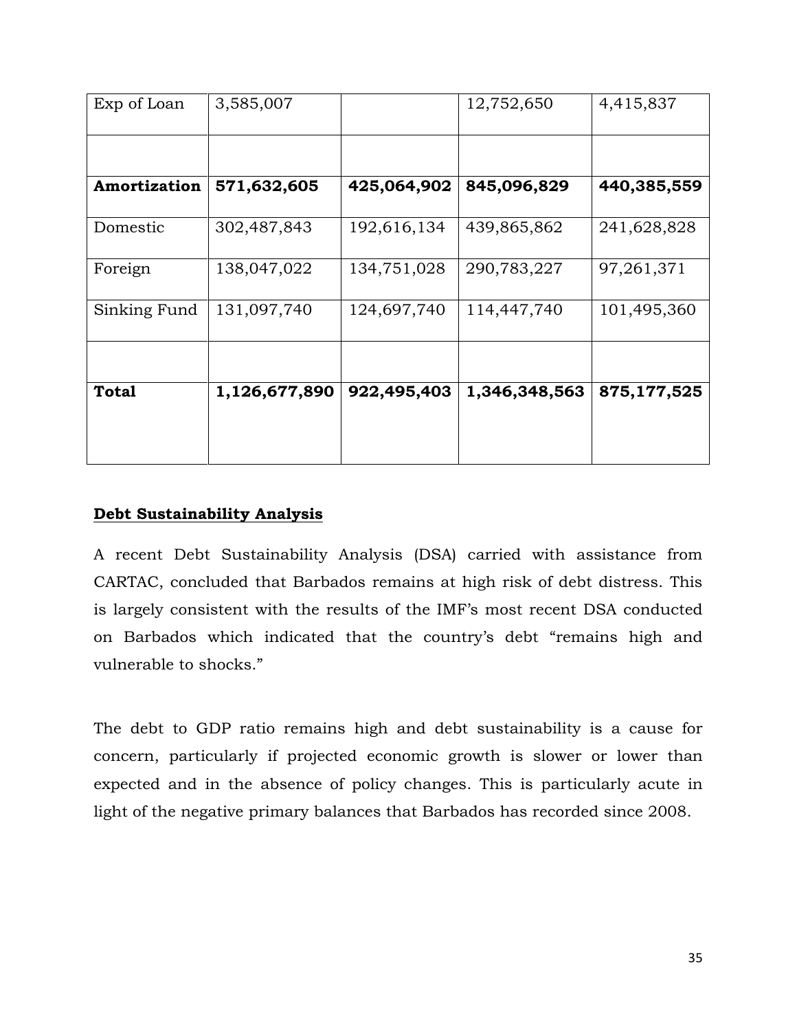| | | | | |
|---|---|---|---|---|
| Exp of Loan | 3,585,007 | | 12,752,650 | 4,415,837 |
| | | | | |
| **Amortization** | **571,632,605** | **425,064,902** | **845,096,829** | **440,385,559** |
| Domestic | 302,487,843 | 192,616,134 | 439,865,862 | 241,628,828 |
| Foreign | 138,047,022 | 134,751,028 | 290,783,227 | 97,261,371 |
| Sinking Fund | 131,097,740 | 124,697,740 | 114,447,740 | 101,495,360 |
| | | | | |
| **Total** | **1,126,677,890** | **922,495,403** | **1,346,348,563** | **875,177,525** |

## Debt Sustainability Analysis

A recent Debt Sustainability Analysis (DSA) carried with assistance from CARTAC, concluded that Barbados remains at high risk of debt distress. This is largely consistent with the results of the IMF's most recent DSA conducted on Barbados which indicated that the country's debt "remains high and vulnerable to shocks."

The debt to GDP ratio remains high and debt sustainability is a cause for concern, particularly if projected economic growth is slower or lower than expected and in the absence of policy changes. This is particularly acute in light of the negative primary balances that Barbados has recorded since 2008.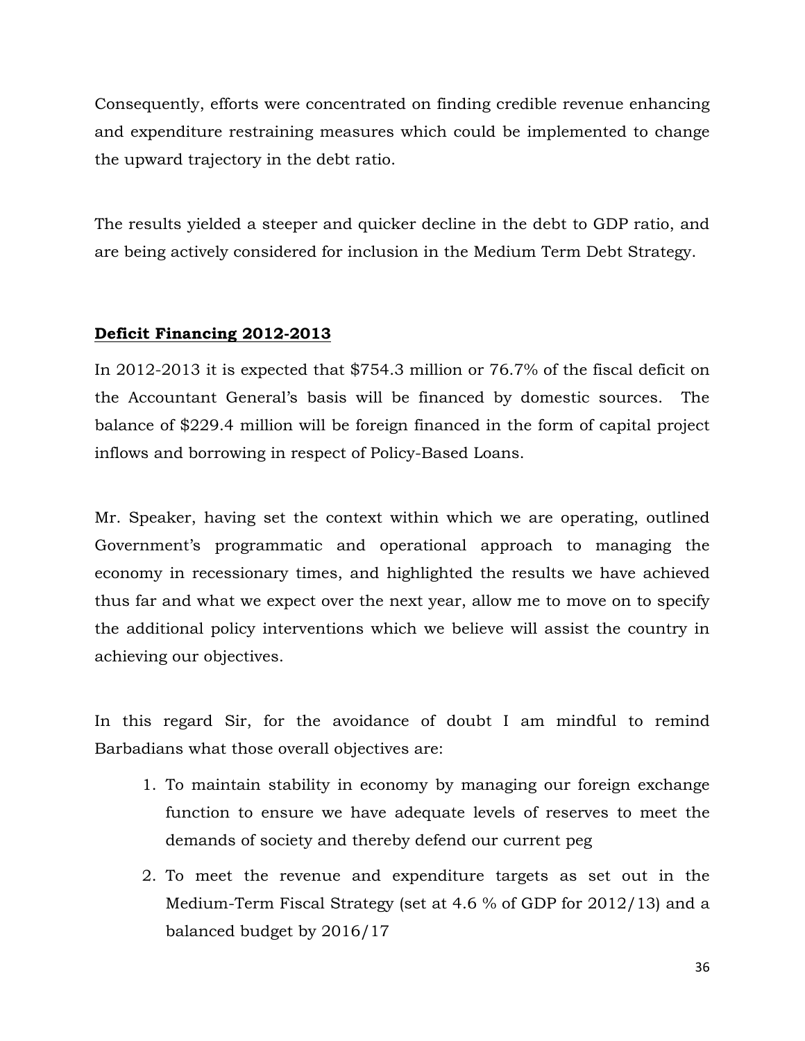Consequently, efforts were concentrated on finding credible revenue enhancing and expenditure restraining measures which could be implemented to change the upward trajectory in the debt ratio.

The results yielded a steeper and quicker decline in the debt to GDP ratio, and are being actively considered for inclusion in the Medium Term Debt Strategy.

## **Deficit Financing 2012-2013**

In 2012-2013 it is expected that $754.3 million or 76.7% of the fiscal deficit on the Accountant General's basis will be financed by domestic sources. The balance of $229.4 million will be foreign financed in the form of capital project inflows and borrowing in respect of Policy-Based Loans.

Mr. Speaker, having set the context within which we are operating, outlined Government's programmatic and operational approach to managing the economy in recessionary times, and highlighted the results we have achieved thus far and what we expect over the next year, allow me to move on to specify the additional policy interventions which we believe will assist the country in achieving our objectives.

In this regard Sir, for the avoidance of doubt I am mindful to remind Barbadians what those overall objectives are:

1. To maintain stability in economy by managing our foreign exchange function to ensure we have adequate levels of reserves to meet the demands of society and thereby defend our current peg
2. To meet the revenue and expenditure targets as set out in the Medium-Term Fiscal Strategy (set at 4.6 % of GDP for 2012/13) and a balanced budget by 2016/17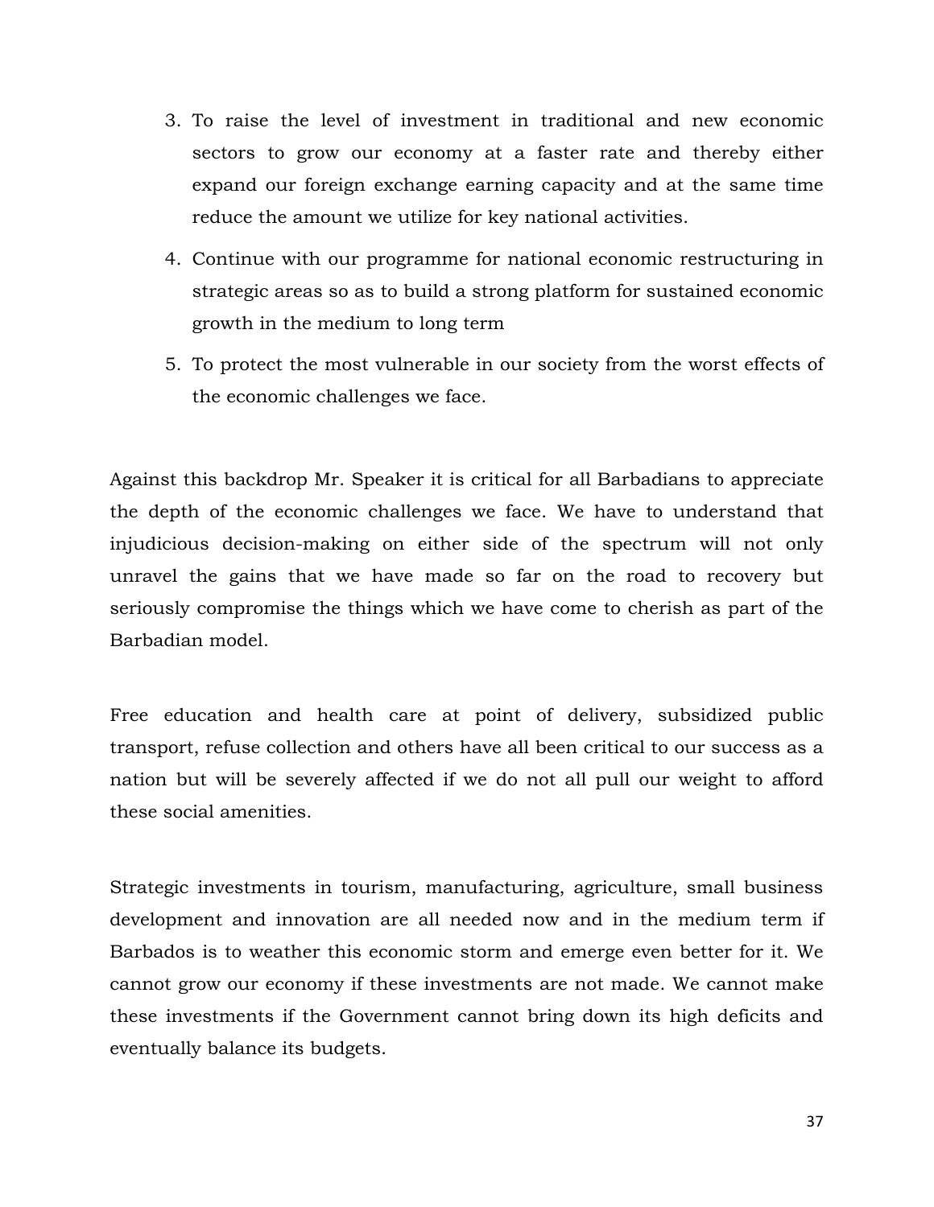3. To raise the level of investment in traditional and new economic sectors to grow our economy at a faster rate and thereby either expand our foreign exchange earning capacity and at the same time reduce the amount we utilize for key national activities.
4. Continue with our programme for national economic restructuring in strategic areas so as to build a strong platform for sustained economic growth in the medium to long term
5. To protect the most vulnerable in our society from the worst effects of the economic challenges we face.

Against this backdrop Mr. Speaker it is critical for all Barbadians to appreciate the depth of the economic challenges we face. We have to understand that injudicious decision-making on either side of the spectrum will not only unravel the gains that we have made so far on the road to recovery but seriously compromise the things which we have come to cherish as part of the Barbadian model.

Free education and health care at point of delivery, subsidized public transport, refuse collection and others have all been critical to our success as a nation but will be severely affected if we do not all pull our weight to afford these social amenities.

Strategic investments in tourism, manufacturing, agriculture, small business development and innovation are all needed now and in the medium term if Barbados is to weather this economic storm and emerge even better for it. We cannot grow our economy if these investments are not made. We cannot make these investments if the Government cannot bring down its high deficits and eventually balance its budgets.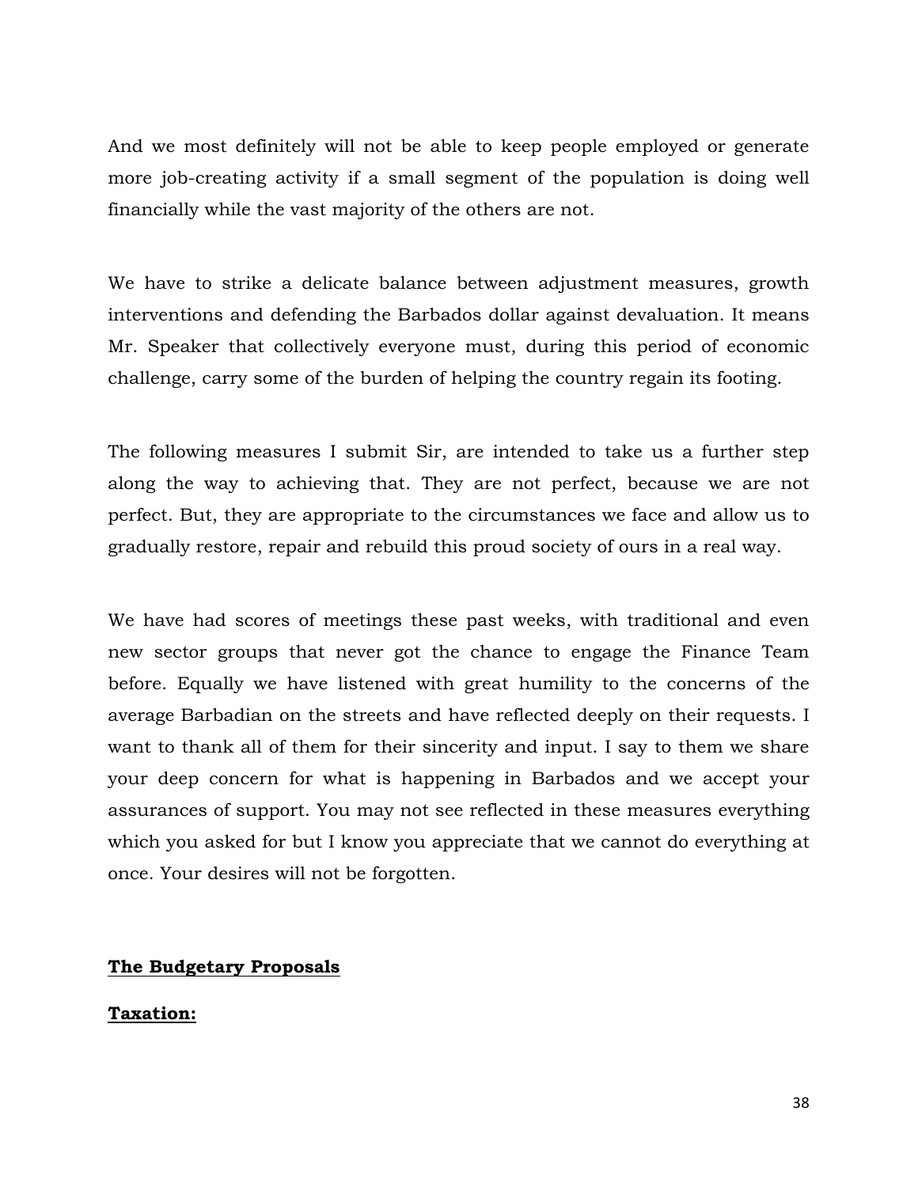And we most definitely will not be able to keep people employed or generate more job-creating activity if a small segment of the population is doing well financially while the vast majority of the others are not.

We have to strike a delicate balance between adjustment measures, growth interventions and defending the Barbados dollar against devaluation. It means Mr. Speaker that collectively everyone must, during this period of economic challenge, carry some of the burden of helping the country regain its footing.

The following measures I submit Sir, are intended to take us a further step along the way to achieving that. They are not perfect, because we are not perfect. But, they are appropriate to the circumstances we face and allow us to gradually restore, repair and rebuild this proud society of ours in a real way.

We have had scores of meetings these past weeks, with traditional and even new sector groups that never got the chance to engage the Finance Team before. Equally we have listened with great humility to the concerns of the average Barbadian on the streets and have reflected deeply on their requests. I want to thank all of them for their sincerity and input. I say to them we share your deep concern for what is happening in Barbados and we accept your assurances of support. You may not see reflected in these measures everything which you asked for but I know you appreciate that we cannot do everything at once. Your desires will not be forgotten.

## **The Budgetary Proposals**

### **Taxation:**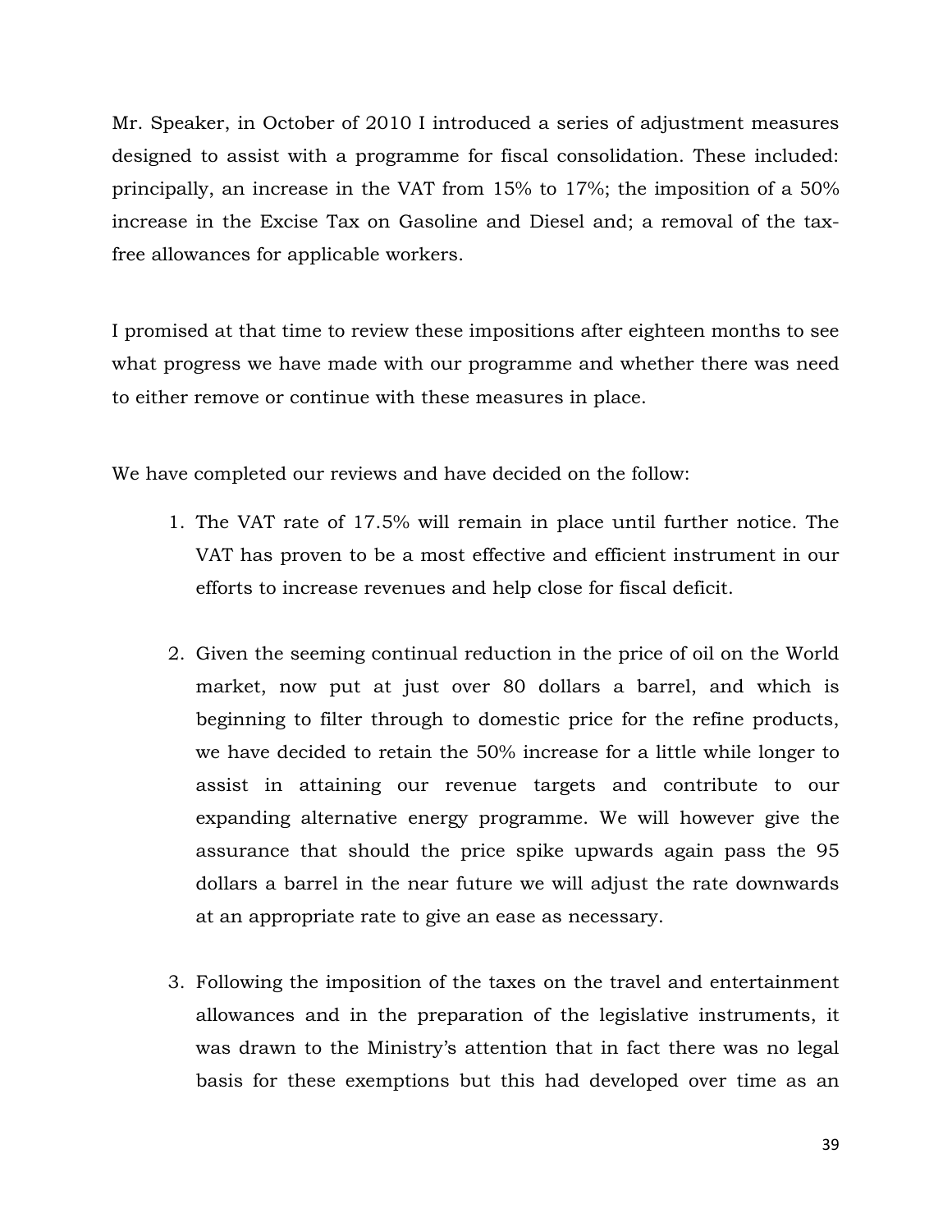Mr. Speaker, in October of 2010 I introduced a series of adjustment measures designed to assist with a programme for fiscal consolidation. These included: principally, an increase in the VAT from 15% to 17%; the imposition of a 50% increase in the Excise Tax on Gasoline and Diesel and; a removal of the tax-free allowances for applicable workers.

I promised at that time to review these impositions after eighteen months to see what progress we have made with our programme and whether there was need to either remove or continue with these measures in place.

We have completed our reviews and have decided on the follow:

1. The VAT rate of 17.5% will remain in place until further notice. The VAT has proven to be a most effective and efficient instrument in our efforts to increase revenues and help close for fiscal deficit.

2. Given the seeming continual reduction in the price of oil on the World market, now put at just over 80 dollars a barrel, and which is beginning to filter through to domestic price for the refine products, we have decided to retain the 50% increase for a little while longer to assist in attaining our revenue targets and contribute to our expanding alternative energy programme. We will however give the assurance that should the price spike upwards again pass the 95 dollars a barrel in the near future we will adjust the rate downwards at an appropriate rate to give an ease as necessary.

3. Following the imposition of the taxes on the travel and entertainment allowances and in the preparation of the legislative instruments, it was drawn to the Ministry's attention that in fact there was no legal basis for these exemptions but this had developed over time as an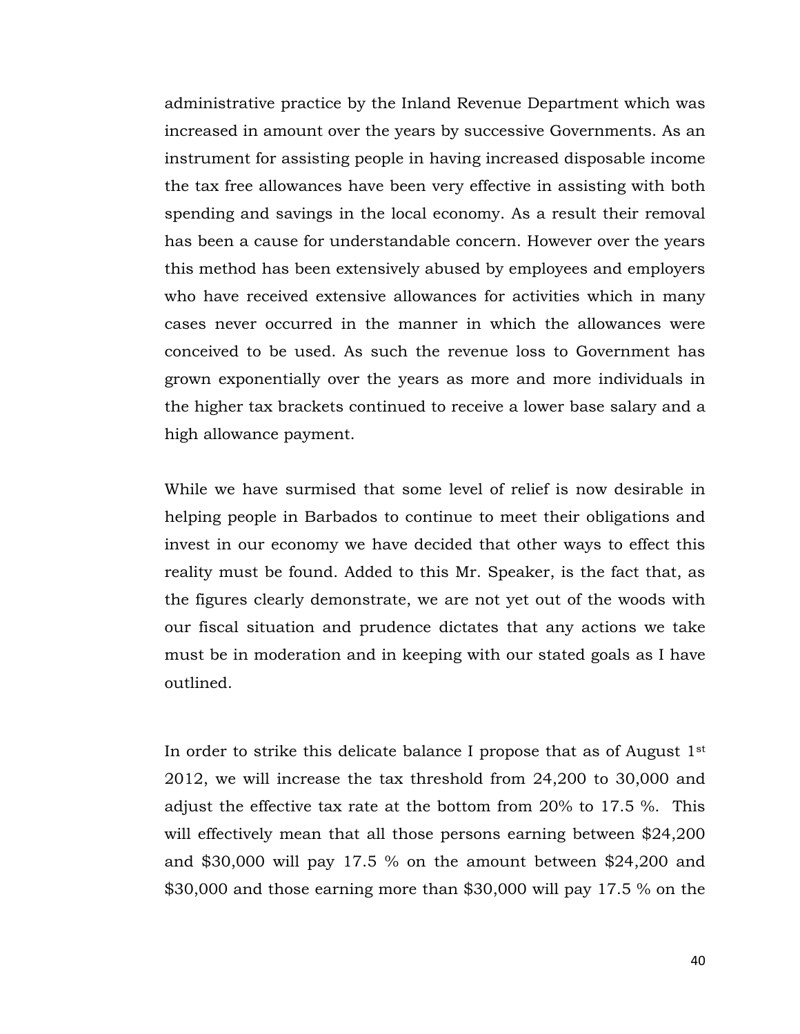administrative practice by the Inland Revenue Department which was increased in amount over the years by successive Governments. As an instrument for assisting people in having increased disposable income the tax free allowances have been very effective in assisting with both spending and savings in the local economy. As a result their removal has been a cause for understandable concern. However over the years this method has been extensively abused by employees and employers who have received extensive allowances for activities which in many cases never occurred in the manner in which the allowances were conceived to be used. As such the revenue loss to Government has grown exponentially over the years as more and more individuals in the higher tax brackets continued to receive a lower base salary and a high allowance payment.

While we have surmised that some level of relief is now desirable in helping people in Barbados to continue to meet their obligations and invest in our economy we have decided that other ways to effect this reality must be found. Added to this Mr. Speaker, is the fact that, as the figures clearly demonstrate, we are not yet out of the woods with our fiscal situation and prudence dictates that any actions we take must be in moderation and in keeping with our stated goals as I have outlined.

In order to strike this delicate balance I propose that as of August 1st 2012, we will increase the tax threshold from 24,200 to 30,000 and adjust the effective tax rate at the bottom from 20% to 17.5 %. This will effectively mean that all those persons earning between $24,200 and $30,000 will pay 17.5 % on the amount between $24,200 and $30,000 and those earning more than $30,000 will pay 17.5 % on the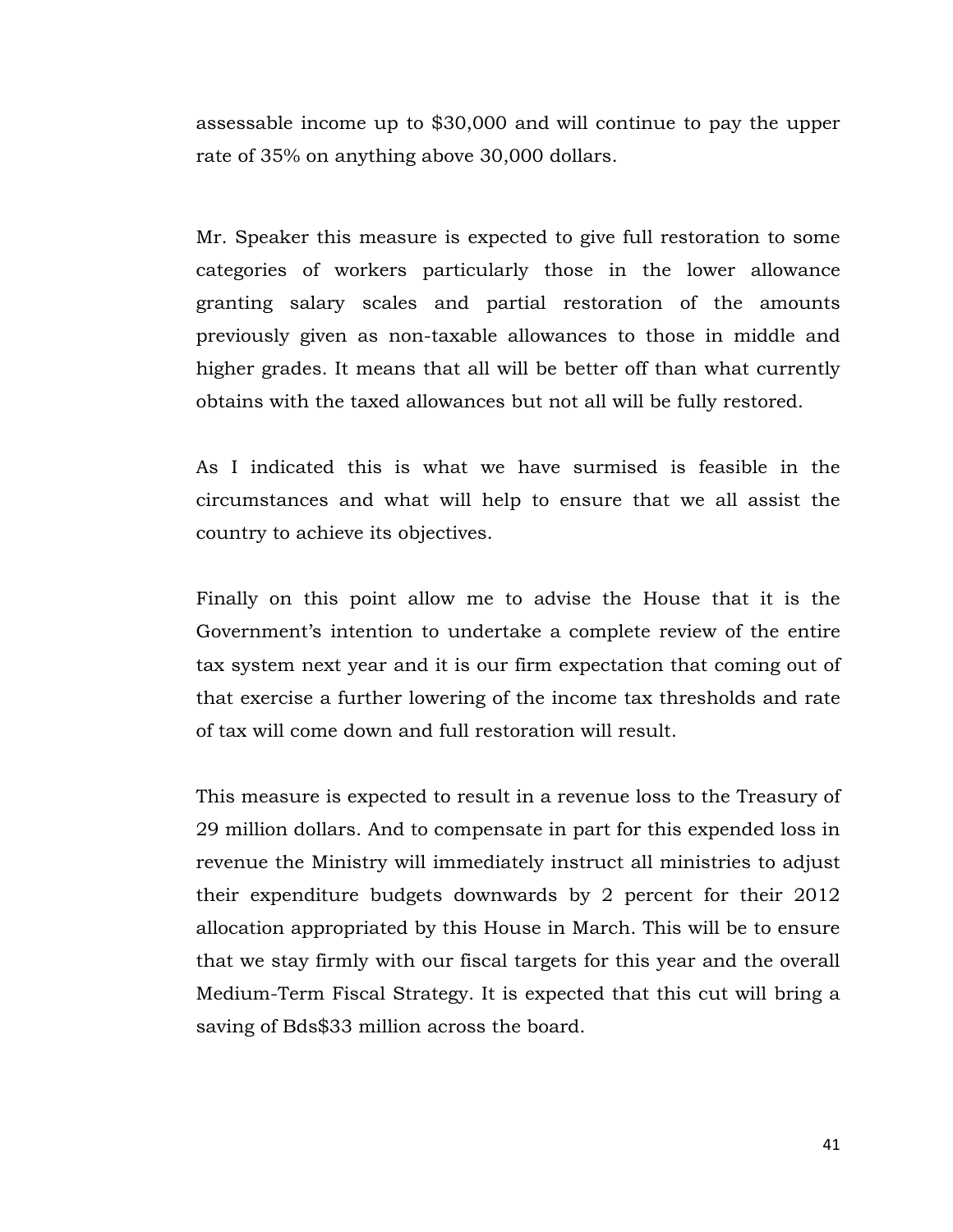assessable income up to $30,000 and will continue to pay the upper rate of 35% on anything above 30,000 dollars.

Mr. Speaker this measure is expected to give full restoration to some categories of workers particularly those in the lower allowance granting salary scales and partial restoration of the amounts previously given as non-taxable allowances to those in middle and higher grades. It means that all will be better off than what currently obtains with the taxed allowances but not all will be fully restored.

As I indicated this is what we have surmised is feasible in the circumstances and what will help to ensure that we all assist the country to achieve its objectives.

Finally on this point allow me to advise the House that it is the Government's intention to undertake a complete review of the entire tax system next year and it is our firm expectation that coming out of that exercise a further lowering of the income tax thresholds and rate of tax will come down and full restoration will result.

This measure is expected to result in a revenue loss to the Treasury of 29 million dollars. And to compensate in part for this expended loss in revenue the Ministry will immediately instruct all ministries to adjust their expenditure budgets downwards by 2 percent for their 2012 allocation appropriated by this House in March. This will be to ensure that we stay firmly with our fiscal targets for this year and the overall Medium-Term Fiscal Strategy. It is expected that this cut will bring a saving of Bds$33 million across the board.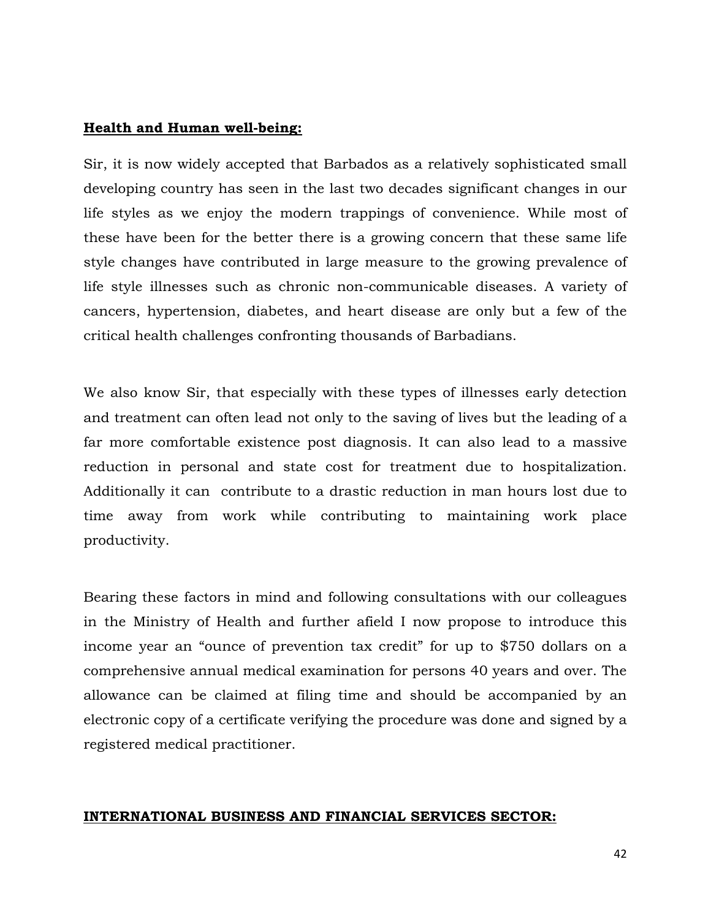**Health and Human well-being:**

Sir, it is now widely accepted that Barbados as a relatively sophisticated small developing country has seen in the last two decades significant changes in our life styles as we enjoy the modern trappings of convenience. While most of these have been for the better there is a growing concern that these same life style changes have contributed in large measure to the growing prevalence of life style illnesses such as chronic non-communicable diseases. A variety of cancers, hypertension, diabetes, and heart disease are only but a few of the critical health challenges confronting thousands of Barbadians.

We also know Sir, that especially with these types of illnesses early detection and treatment can often lead not only to the saving of lives but the leading of a far more comfortable existence post diagnosis. It can also lead to a massive reduction in personal and state cost for treatment due to hospitalization. Additionally it can contribute to a drastic reduction in man hours lost due to time away from work while contributing to maintaining work place productivity.

Bearing these factors in mind and following consultations with our colleagues in the Ministry of Health and further afield I now propose to introduce this income year an “ounce of prevention tax credit” for up to $750 dollars on a comprehensive annual medical examination for persons 40 years and over. The allowance can be claimed at filing time and should be accompanied by an electronic copy of a certificate verifying the procedure was done and signed by a registered medical practitioner.

**INTERNATIONAL BUSINESS AND FINANCIAL SERVICES SECTOR:**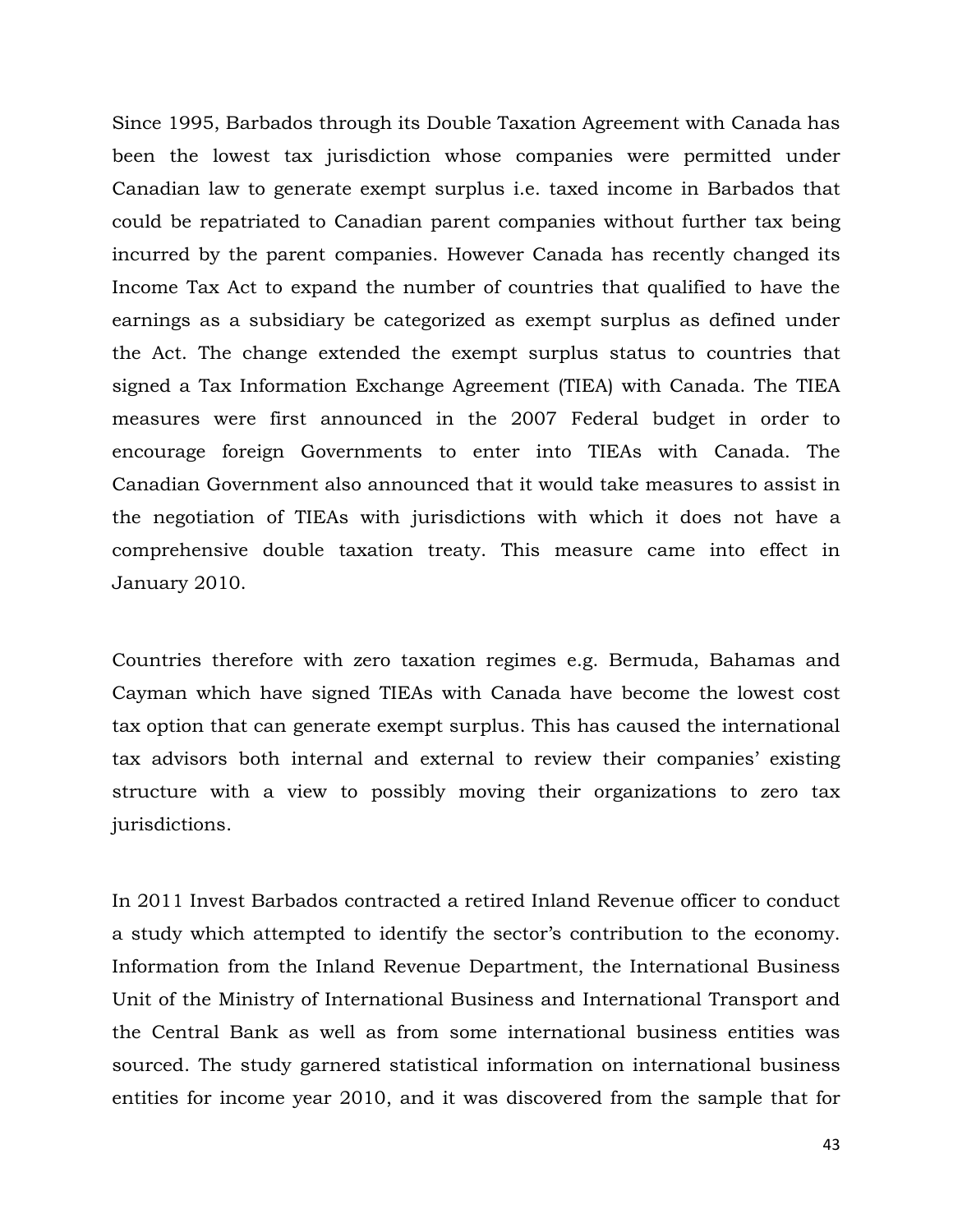Since 1995, Barbados through its Double Taxation Agreement with Canada has been the lowest tax jurisdiction whose companies were permitted under Canadian law to generate exempt surplus i.e. taxed income in Barbados that could be repatriated to Canadian parent companies without further tax being incurred by the parent companies. However Canada has recently changed its Income Tax Act to expand the number of countries that qualified to have the earnings as a subsidiary be categorized as exempt surplus as defined under the Act. The change extended the exempt surplus status to countries that signed a Tax Information Exchange Agreement (TIEA) with Canada. The TIEA measures were first announced in the 2007 Federal budget in order to encourage foreign Governments to enter into TIEAs with Canada. The Canadian Government also announced that it would take measures to assist in the negotiation of TIEAs with jurisdictions with which it does not have a comprehensive double taxation treaty. This measure came into effect in January 2010.

Countries therefore with zero taxation regimes e.g. Bermuda, Bahamas and Cayman which have signed TIEAs with Canada have become the lowest cost tax option that can generate exempt surplus. This has caused the international tax advisors both internal and external to review their companies' existing structure with a view to possibly moving their organizations to zero tax jurisdictions.

In 2011 Invest Barbados contracted a retired Inland Revenue officer to conduct a study which attempted to identify the sector's contribution to the economy. Information from the Inland Revenue Department, the International Business Unit of the Ministry of International Business and International Transport and the Central Bank as well as from some international business entities was sourced. The study garnered statistical information on international business entities for income year 2010, and it was discovered from the sample that for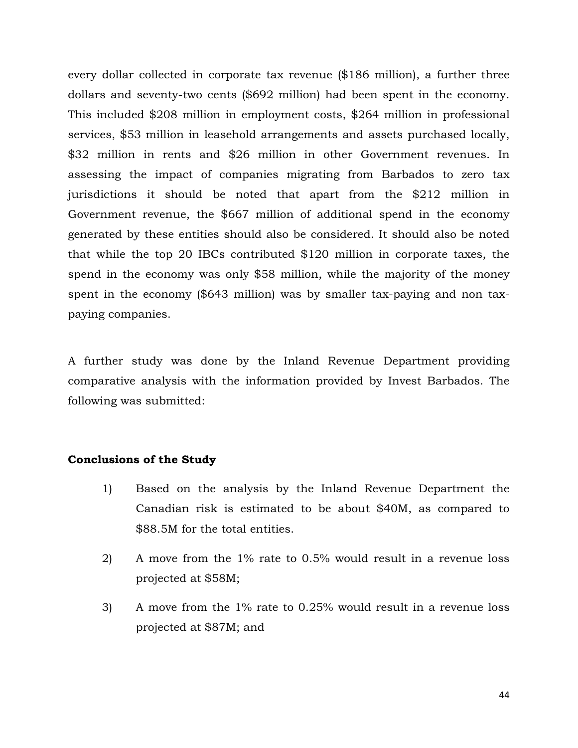every dollar collected in corporate tax revenue ($186 million), a further three dollars and seventy-two cents ($692 million) had been spent in the economy. This included $208 million in employment costs, $264 million in professional services, $53 million in leasehold arrangements and assets purchased locally, $32 million in rents and $26 million in other Government revenues. In assessing the impact of companies migrating from Barbados to zero tax jurisdictions it should be noted that apart from the $212 million in Government revenue, the $667 million of additional spend in the economy generated by these entities should also be considered. It should also be noted that while the top 20 IBCs contributed $120 million in corporate taxes, the spend in the economy was only $58 million, while the majority of the money spent in the economy ($643 million) was by smaller tax-paying and non tax-paying companies.

A further study was done by the Inland Revenue Department providing comparative analysis with the information provided by Invest Barbados. The following was submitted:

**Conclusions of the Study**

1) Based on the analysis by the Inland Revenue Department the Canadian risk is estimated to be about $40M, as compared to $88.5M for the total entities.

2) A move from the 1% rate to 0.5% would result in a revenue loss projected at $58M;

3) A move from the 1% rate to 0.25% would result in a revenue loss projected at $87M; and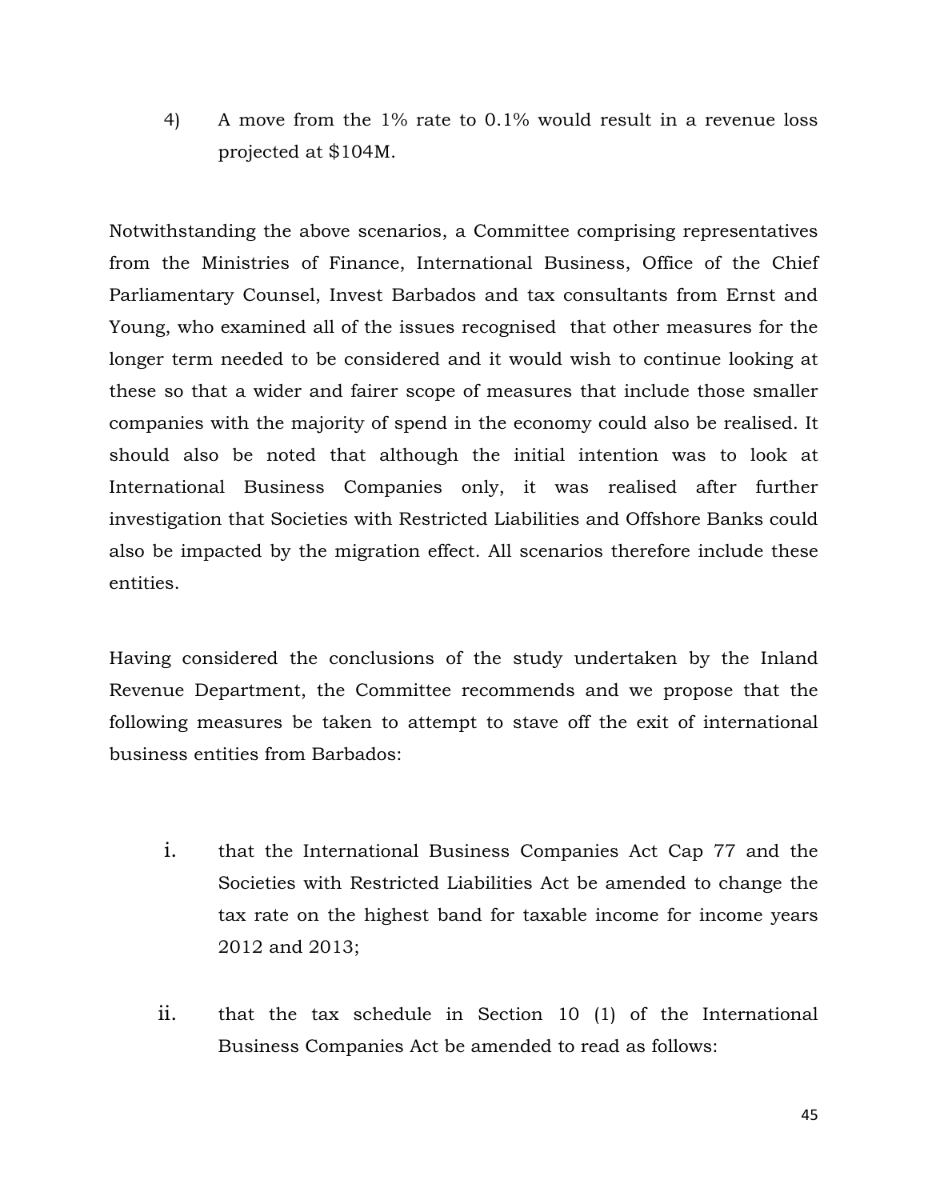4) A move from the 1% rate to 0.1% would result in a revenue loss projected at $104M.

Notwithstanding the above scenarios, a Committee comprising representatives from the Ministries of Finance, International Business, Office of the Chief Parliamentary Counsel, Invest Barbados and tax consultants from Ernst and Young, who examined all of the issues recognised that other measures for the longer term needed to be considered and it would wish to continue looking at these so that a wider and fairer scope of measures that include those smaller companies with the majority of spend in the economy could also be realised. It should also be noted that although the initial intention was to look at International Business Companies only, it was realised after further investigation that Societies with Restricted Liabilities and Offshore Banks could also be impacted by the migration effect. All scenarios therefore include these entities.

Having considered the conclusions of the study undertaken by the Inland Revenue Department, the Committee recommends and we propose that the following measures be taken to attempt to stave off the exit of international business entities from Barbados:

i. that the International Business Companies Act Cap 77 and the Societies with Restricted Liabilities Act be amended to change the tax rate on the highest band for taxable income for income years 2012 and 2013;

ii. that the tax schedule in Section 10 (1) of the International Business Companies Act be amended to read as follows: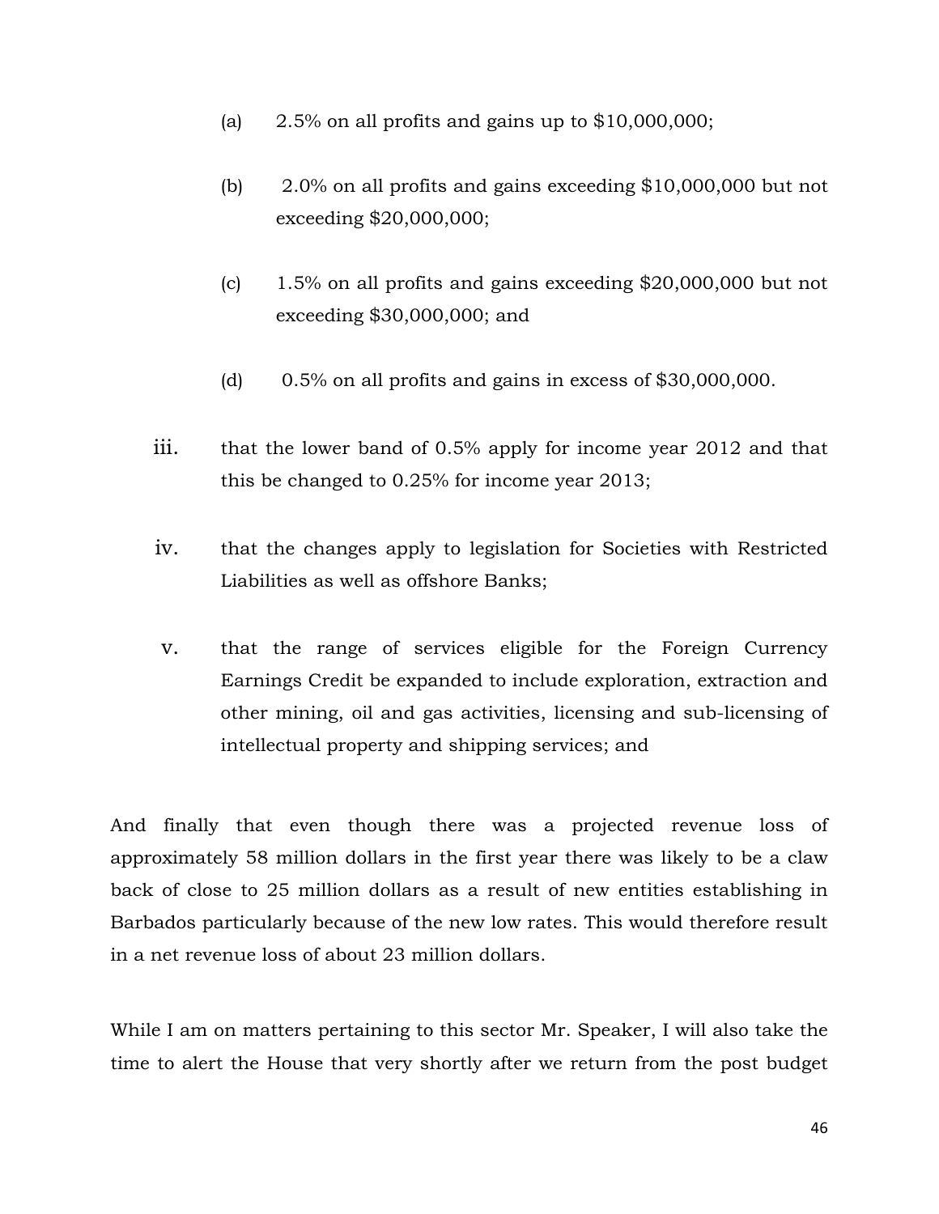(a) 2.5% on all profits and gains up to $10,000,000;

(b) 2.0% on all profits and gains exceeding $10,000,000 but not exceeding $20,000,000;

(c) 1.5% on all profits and gains exceeding $20,000,000 but not exceeding $30,000,000; and

(d) 0.5% on all profits and gains in excess of $30,000,000.

iii. that the lower band of 0.5% apply for income year 2012 and that this be changed to 0.25% for income year 2013;

iv. that the changes apply to legislation for Societies with Restricted Liabilities as well as offshore Banks;

v. that the range of services eligible for the Foreign Currency Earnings Credit be expanded to include exploration, extraction and other mining, oil and gas activities, licensing and sub-licensing of intellectual property and shipping services; and

And finally that even though there was a projected revenue loss of approximately 58 million dollars in the first year there was likely to be a claw back of close to 25 million dollars as a result of new entities establishing in Barbados particularly because of the new low rates. This would therefore result in a net revenue loss of about 23 million dollars.

While I am on matters pertaining to this sector Mr. Speaker, I will also take the time to alert the House that very shortly after we return from the post budget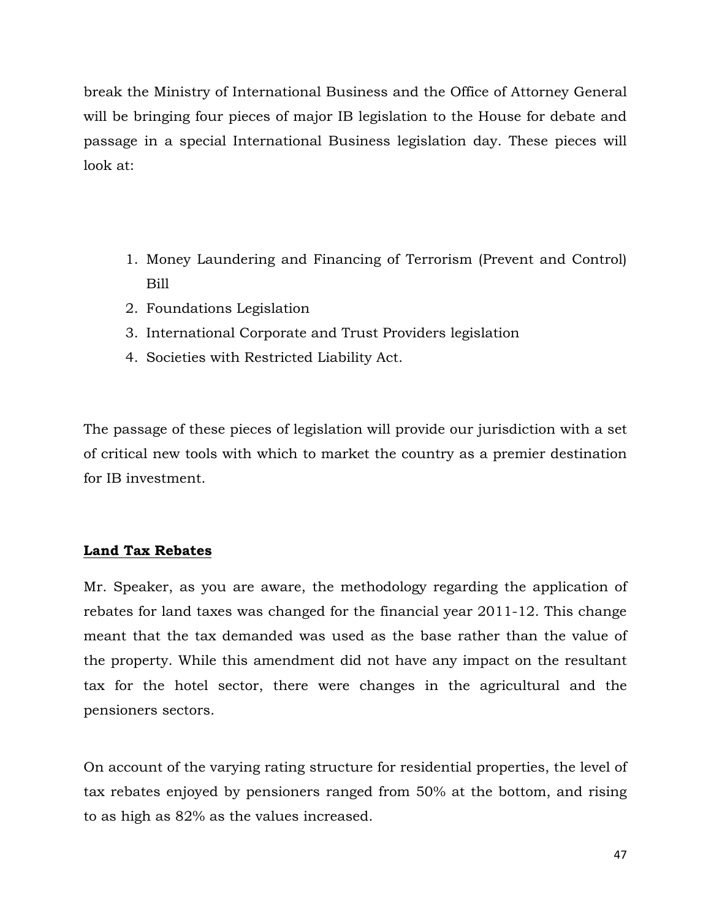break the Ministry of International Business and the Office of Attorney General will be bringing four pieces of major IB legislation to the House for debate and passage in a special International Business legislation day. These pieces will look at:

1. Money Laundering and Financing of Terrorism (Prevent and Control) Bill
2. Foundations Legislation
3. International Corporate and Trust Providers legislation
4. Societies with Restricted Liability Act.

The passage of these pieces of legislation will provide our jurisdiction with a set of critical new tools with which to market the country as a premier destination for IB investment.

## **Land Tax Rebates**

Mr. Speaker, as you are aware, the methodology regarding the application of rebates for land taxes was changed for the financial year 2011-12. This change meant that the tax demanded was used as the base rather than the value of the property. While this amendment did not have any impact on the resultant tax for the hotel sector, there were changes in the agricultural and the pensioners sectors.

On account of the varying rating structure for residential properties, the level of tax rebates enjoyed by pensioners ranged from 50% at the bottom, and rising to as high as 82% as the values increased.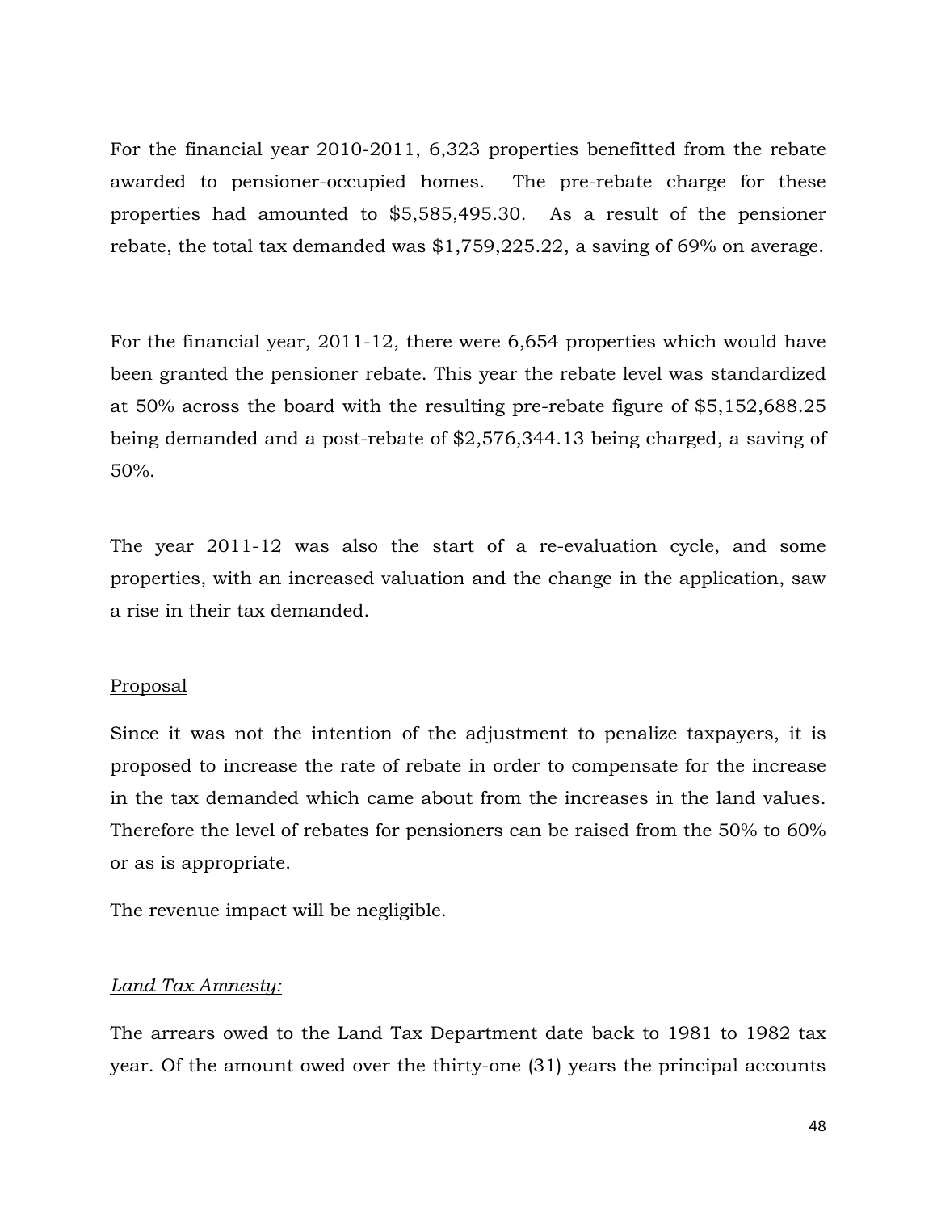For the financial year 2010-2011, 6,323 properties benefitted from the rebate awarded to pensioner-occupied homes. The pre-rebate charge for these properties had amounted to $5,585,495.30. As a result of the pensioner rebate, the total tax demanded was $1,759,225.22, a saving of 69% on average.

For the financial year, 2011-12, there were 6,654 properties which would have been granted the pensioner rebate. This year the rebate level was standardized at 50% across the board with the resulting pre-rebate figure of $5,152,688.25 being demanded and a post-rebate of $2,576,344.13 being charged, a saving of 50%.

The year 2011-12 was also the start of a re-evaluation cycle, and some properties, with an increased valuation and the change in the application, saw a rise in their tax demanded.

<u>Proposal</u>

Since it was not the intention of the adjustment to penalize taxpayers, it is proposed to increase the rate of rebate in order to compensate for the increase in the tax demanded which came about from the increases in the land values. Therefore the level of rebates for pensioners can be raised from the 50% to 60% or as is appropriate.

The revenue impact will be negligible.

*<u>Land Tax Amnesty:</u>*

The arrears owed to the Land Tax Department date back to 1981 to 1982 tax year. Of the amount owed over the thirty-one (31) years the principal accounts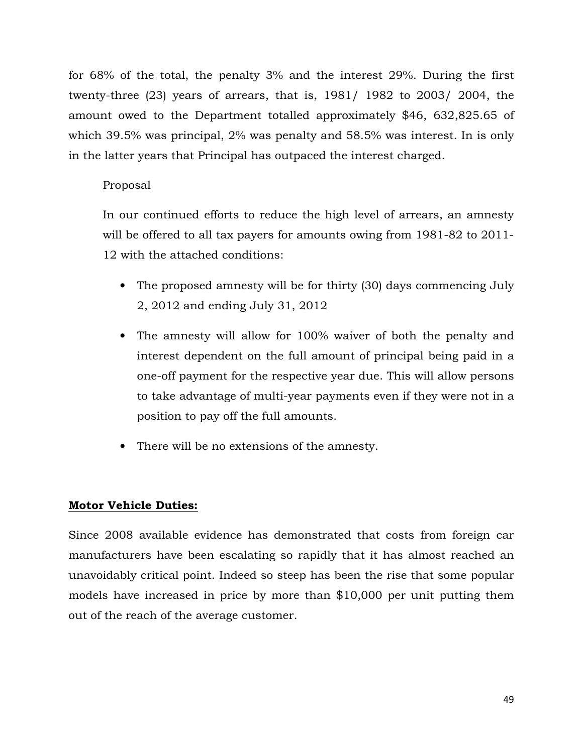for 68% of the total, the penalty 3% and the interest 29%. During the first twenty-three (23) years of arrears, that is, 1981/ 1982 to 2003/ 2004, the amount owed to the Department totalled approximately $46, 632,825.65 of which 39.5% was principal, 2% was penalty and 58.5% was interest. In is only in the latter years that Principal has outpaced the interest charged.

Proposal

In our continued efforts to reduce the high level of arrears, an amnesty will be offered to all tax payers for amounts owing from 1981-82 to 2011-12 with the attached conditions:

- The proposed amnesty will be for thirty (30) days commencing July 2, 2012 and ending July 31, 2012
- The amnesty will allow for 100% waiver of both the penalty and interest dependent on the full amount of principal being paid in a one-off payment for the respective year due. This will allow persons to take advantage of multi-year payments even if they were not in a position to pay off the full amounts.
- There will be no extensions of the amnesty.

**Motor Vehicle Duties:**

Since 2008 available evidence has demonstrated that costs from foreign car manufacturers have been escalating so rapidly that it has almost reached an unavoidably critical point. Indeed so steep has been the rise that some popular models have increased in price by more than $10,000 per unit putting them out of the reach of the average customer.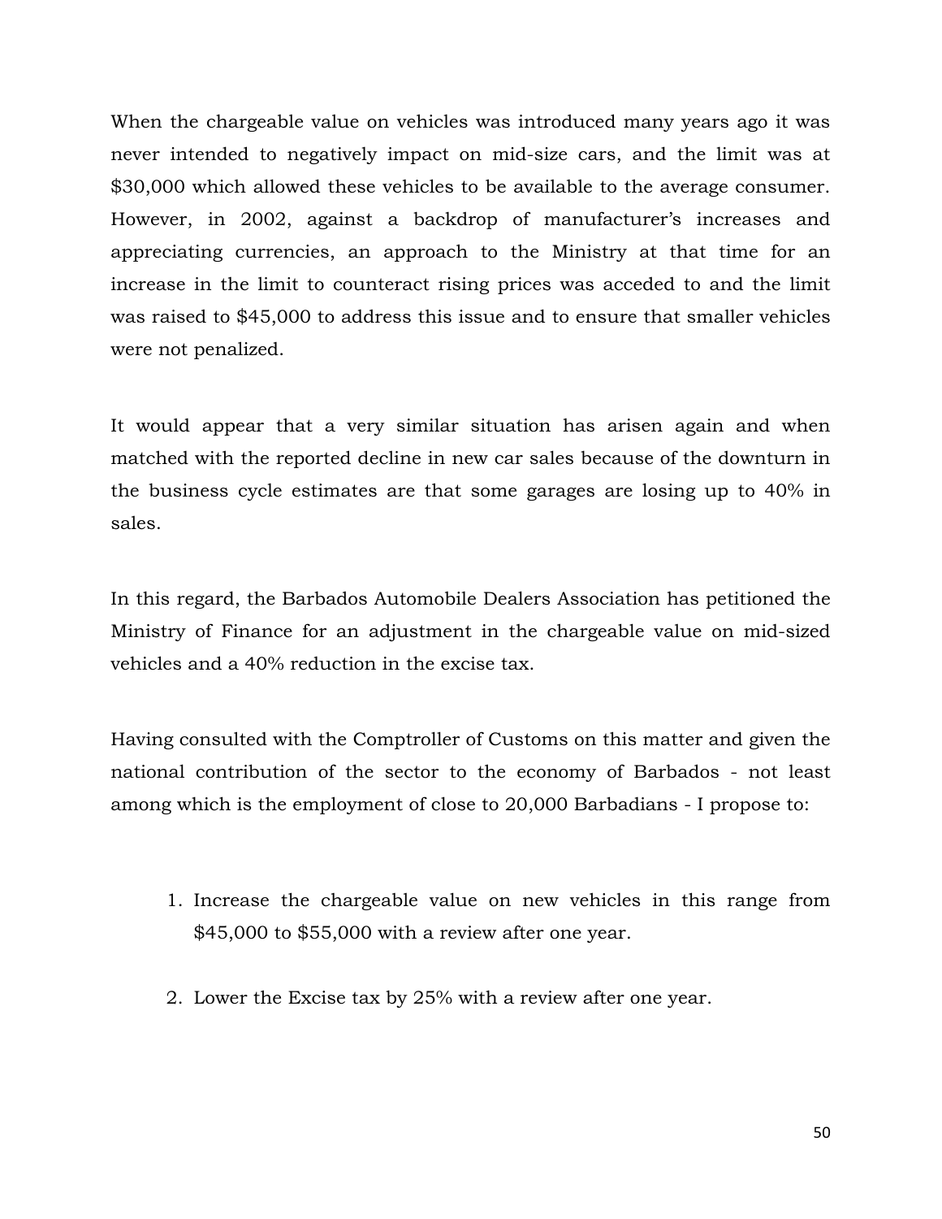When the chargeable value on vehicles was introduced many years ago it was never intended to negatively impact on mid-size cars, and the limit was at $30,000 which allowed these vehicles to be available to the average consumer. However, in 2002, against a backdrop of manufacturer's increases and appreciating currencies, an approach to the Ministry at that time for an increase in the limit to counteract rising prices was acceded to and the limit was raised to $45,000 to address this issue and to ensure that smaller vehicles were not penalized.

It would appear that a very similar situation has arisen again and when matched with the reported decline in new car sales because of the downturn in the business cycle estimates are that some garages are losing up to 40% in sales.

In this regard, the Barbados Automobile Dealers Association has petitioned the Ministry of Finance for an adjustment in the chargeable value on mid-sized vehicles and a 40% reduction in the excise tax.

Having consulted with the Comptroller of Customs on this matter and given the national contribution of the sector to the economy of Barbados - not least among which is the employment of close to 20,000 Barbadians - I propose to:

1. Increase the chargeable value on new vehicles in this range from $45,000 to $55,000 with a review after one year.

2. Lower the Excise tax by 25% with a review after one year.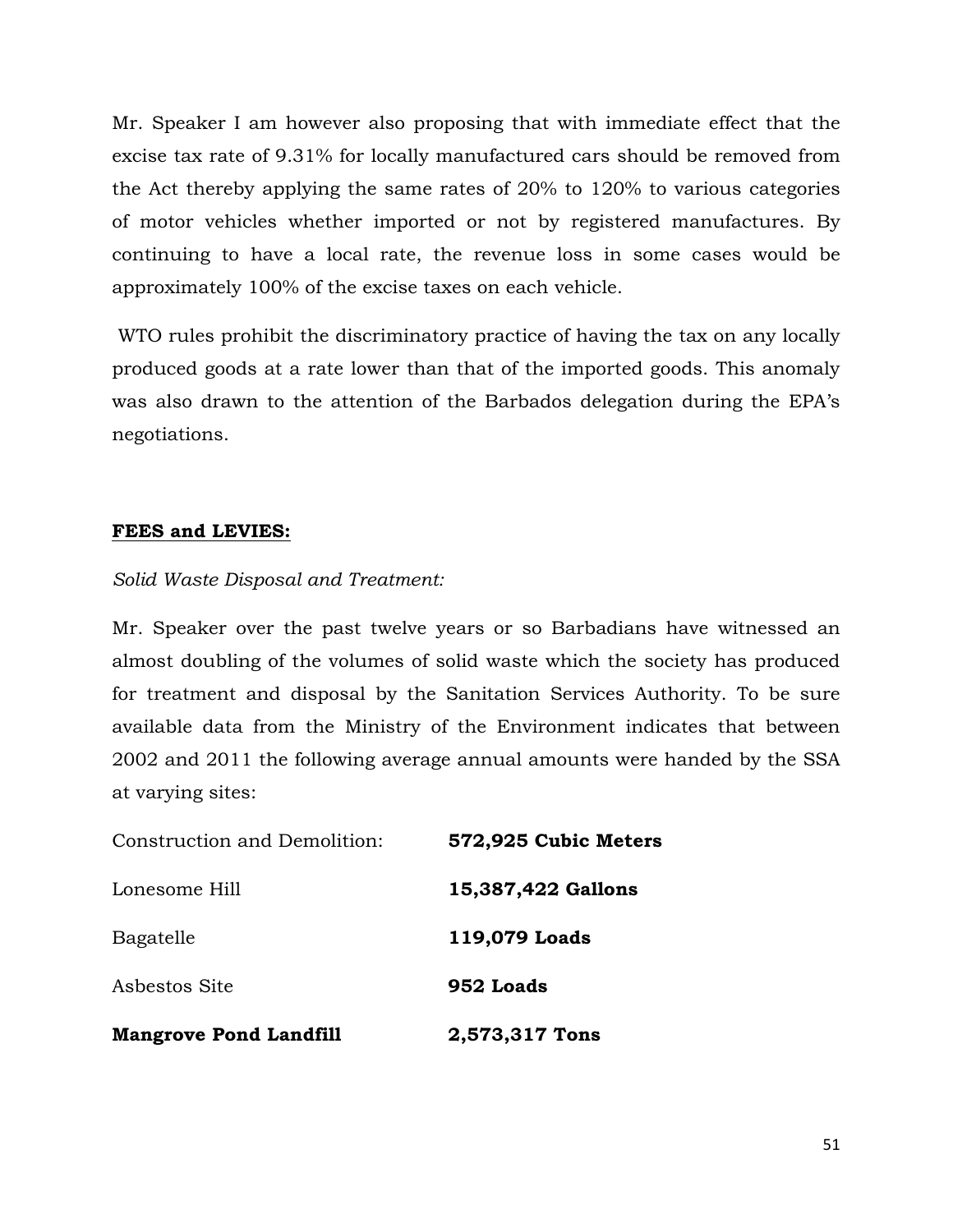Mr. Speaker I am however also proposing that with immediate effect that the excise tax rate of 9.31% for locally manufactured cars should be removed from the Act thereby applying the same rates of 20% to 120% to various categories of motor vehicles whether imported or not by registered manufactures. By continuing to have a local rate, the revenue loss in some cases would be approximately 100% of the excise taxes on each vehicle.

WTO rules prohibit the discriminatory practice of having the tax on any locally produced goods at a rate lower than that of the imported goods. This anomaly was also drawn to the attention of the Barbados delegation during the EPA's negotiations.

**FEES and LEVIES:**

*Solid Waste Disposal and Treatment:*

Mr. Speaker over the past twelve years or so Barbadians have witnessed an almost doubling of the volumes of solid waste which the society has produced for treatment and disposal by the Sanitation Services Authority. To be sure available data from the Ministry of the Environment indicates that between 2002 and 2011 the following average annual amounts were handed by the SSA at varying sites:

| | |
|---|---|
| Construction and Demolition: | **572,925 Cubic Meters** |
| Lonesome Hill | **15,387,422 Gallons** |
| Bagatelle | **119,079 Loads** |
| Asbestos Site | **952 Loads** |
| **Mangrove Pond Landfill** | **2,573,317 Tons** |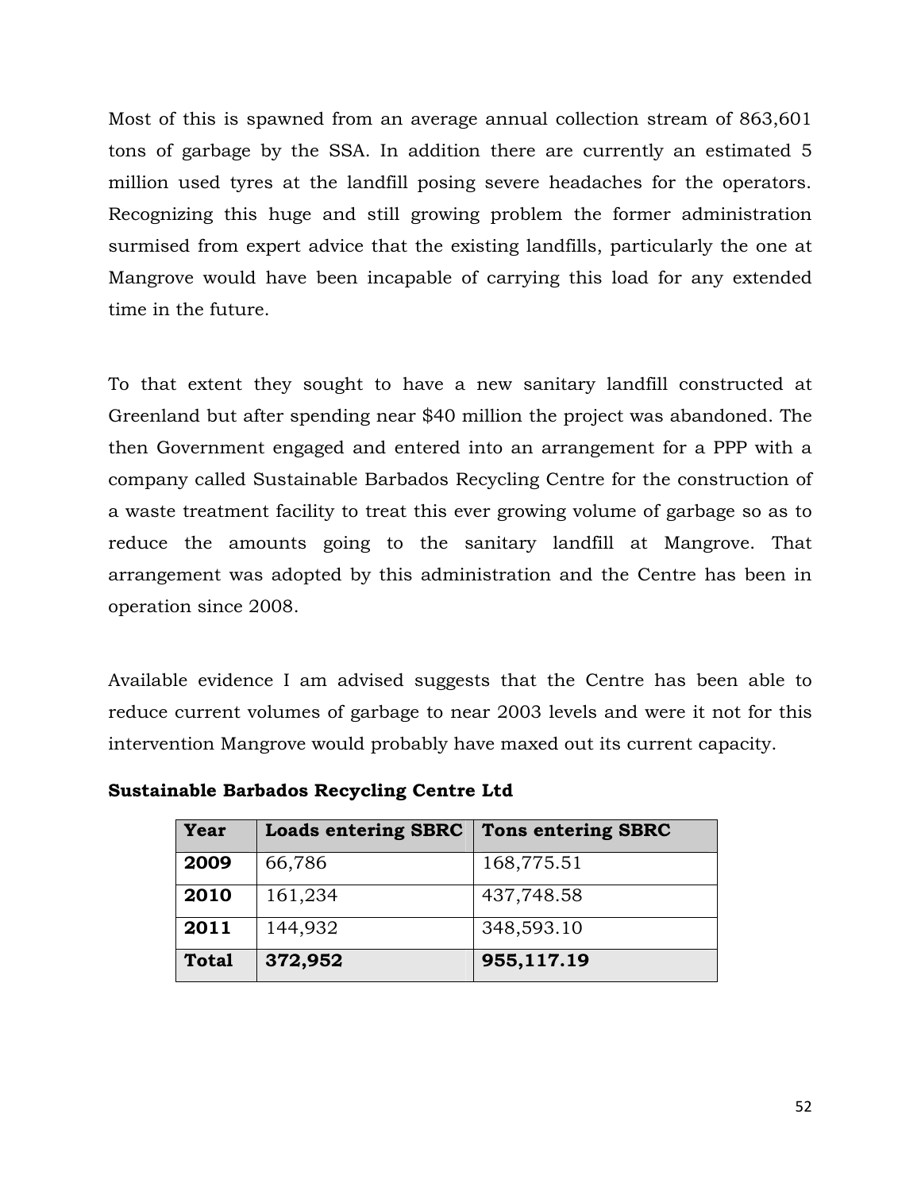Most of this is spawned from an average annual collection stream of 863,601 tons of garbage by the SSA. In addition there are currently an estimated 5 million used tyres at the landfill posing severe headaches for the operators. Recognizing this huge and still growing problem the former administration surmised from expert advice that the existing landfills, particularly the one at Mangrove would have been incapable of carrying this load for any extended time in the future.

To that extent they sought to have a new sanitary landfill constructed at Greenland but after spending near $40 million the project was abandoned. The then Government engaged and entered into an arrangement for a PPP with a company called Sustainable Barbados Recycling Centre for the construction of a waste treatment facility to treat this ever growing volume of garbage so as to reduce the amounts going to the sanitary landfill at Mangrove. That arrangement was adopted by this administration and the Centre has been in operation since 2008.

Available evidence I am advised suggests that the Centre has been able to reduce current volumes of garbage to near 2003 levels and were it not for this intervention Mangrove would probably have maxed out its current capacity.

**Sustainable Barbados Recycling Centre Ltd**

| Year | Loads entering SBRC | Tons entering SBRC |
|---|---|---|
| **2009** | 66,786 | 168,775.51 |
| **2010** | 161,234 | 437,748.58 |
| **2011** | 144,932 | 348,593.10 |
| **Total** | **372,952** | **955,117.19** |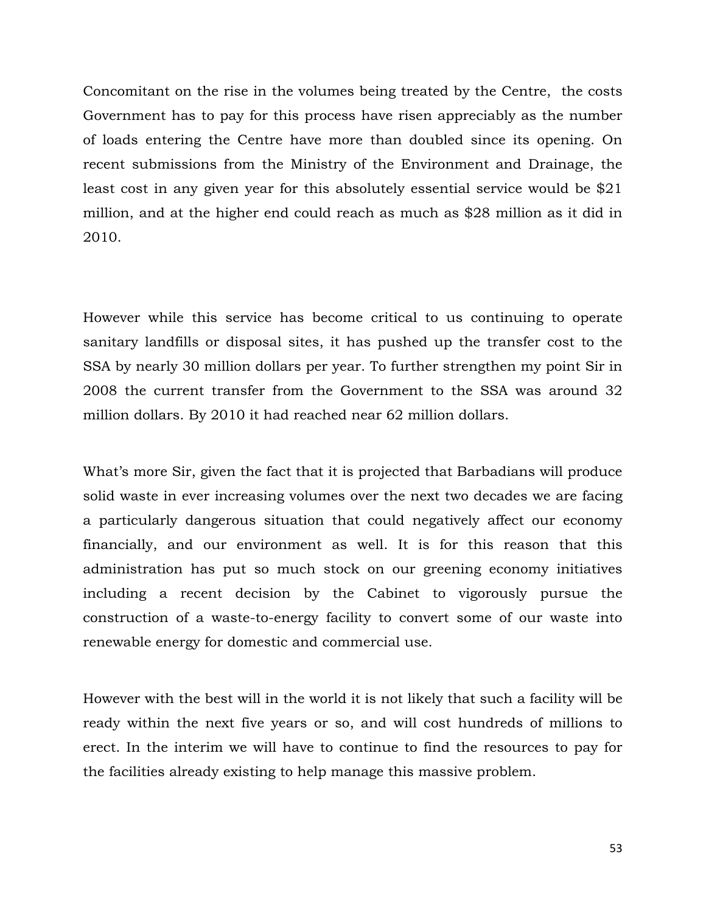Concomitant on the rise in the volumes being treated by the Centre, the costs Government has to pay for this process have risen appreciably as the number of loads entering the Centre have more than doubled since its opening. On recent submissions from the Ministry of the Environment and Drainage, the least cost in any given year for this absolutely essential service would be $21 million, and at the higher end could reach as much as $28 million as it did in 2010.

However while this service has become critical to us continuing to operate sanitary landfills or disposal sites, it has pushed up the transfer cost to the SSA by nearly 30 million dollars per year. To further strengthen my point Sir in 2008 the current transfer from the Government to the SSA was around 32 million dollars. By 2010 it had reached near 62 million dollars.

What's more Sir, given the fact that it is projected that Barbadians will produce solid waste in ever increasing volumes over the next two decades we are facing a particularly dangerous situation that could negatively affect our economy financially, and our environment as well. It is for this reason that this administration has put so much stock on our greening economy initiatives including a recent decision by the Cabinet to vigorously pursue the construction of a waste-to-energy facility to convert some of our waste into renewable energy for domestic and commercial use.

However with the best will in the world it is not likely that such a facility will be ready within the next five years or so, and will cost hundreds of millions to erect. In the interim we will have to continue to find the resources to pay for the facilities already existing to help manage this massive problem.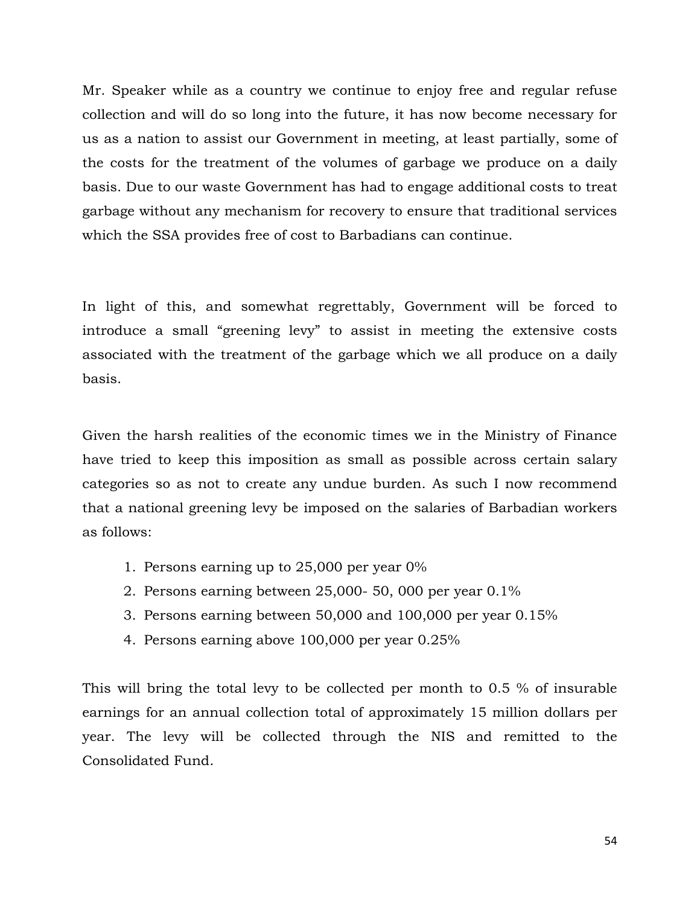Mr. Speaker while as a country we continue to enjoy free and regular refuse collection and will do so long into the future, it has now become necessary for us as a nation to assist our Government in meeting, at least partially, some of the costs for the treatment of the volumes of garbage we produce on a daily basis. Due to our waste Government has had to engage additional costs to treat garbage without any mechanism for recovery to ensure that traditional services which the SSA provides free of cost to Barbadians can continue.

In light of this, and somewhat regrettably, Government will be forced to introduce a small "greening levy" to assist in meeting the extensive costs associated with the treatment of the garbage which we all produce on a daily basis.

Given the harsh realities of the economic times we in the Ministry of Finance have tried to keep this imposition as small as possible across certain salary categories so as not to create any undue burden. As such I now recommend that a national greening levy be imposed on the salaries of Barbadian workers as follows:

1. Persons earning up to 25,000 per year 0%
2. Persons earning between 25,000- 50, 000 per year 0.1%
3. Persons earning between 50,000 and 100,000 per year 0.15%
4. Persons earning above 100,000 per year 0.25%

This will bring the total levy to be collected per month to 0.5 % of insurable earnings for an annual collection total of approximately 15 million dollars per year. The levy will be collected through the NIS and remitted to the Consolidated Fund.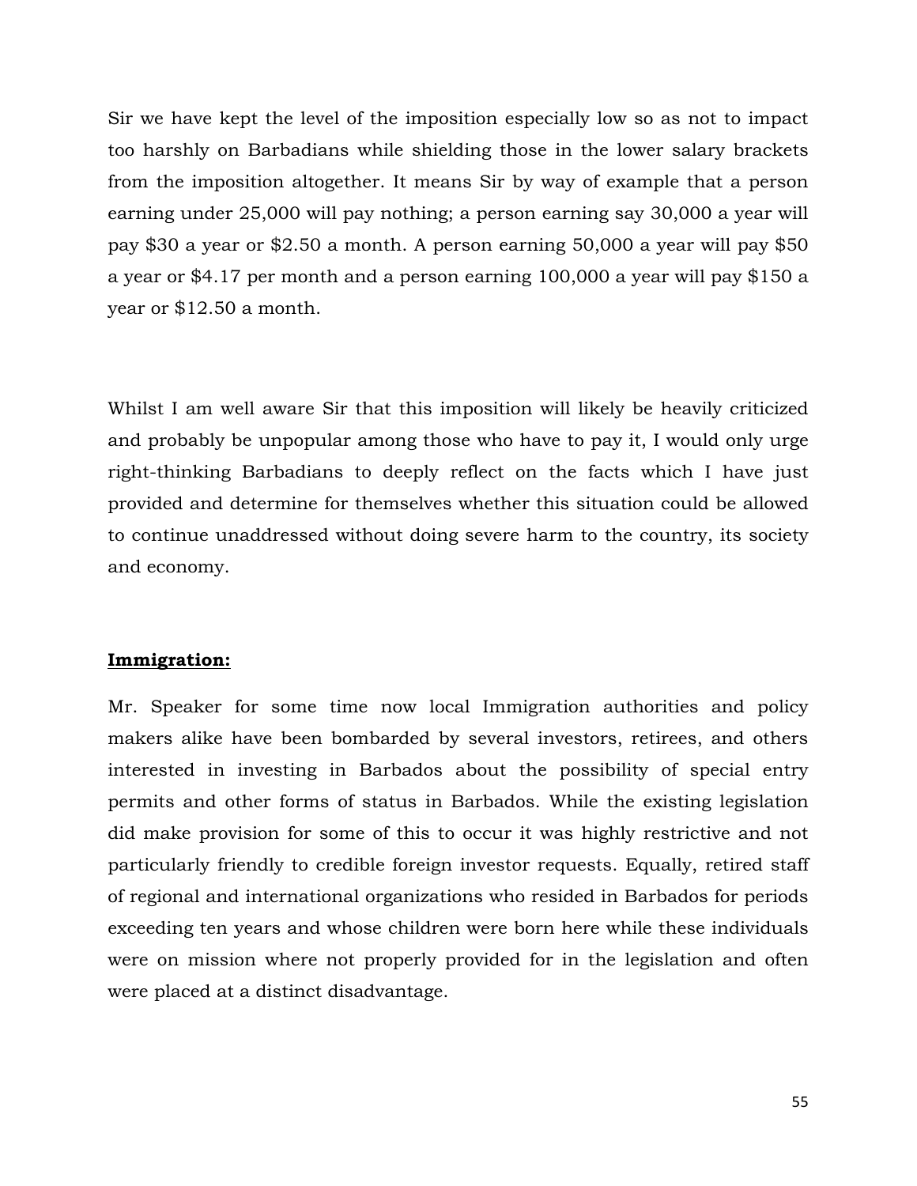Sir we have kept the level of the imposition especially low so as not to impact too harshly on Barbadians while shielding those in the lower salary brackets from the imposition altogether. It means Sir by way of example that a person earning under 25,000 will pay nothing; a person earning say 30,000 a year will pay $30 a year or $2.50 a month. A person earning 50,000 a year will pay $50 a year or $4.17 per month and a person earning 100,000 a year will pay $150 a year or $12.50 a month.

Whilst I am well aware Sir that this imposition will likely be heavily criticized and probably be unpopular among those who have to pay it, I would only urge right-thinking Barbadians to deeply reflect on the facts which I have just provided and determine for themselves whether this situation could be allowed to continue unaddressed without doing severe harm to the country, its society and economy.

**Immigration:**

Mr. Speaker for some time now local Immigration authorities and policy makers alike have been bombarded by several investors, retirees, and others interested in investing in Barbados about the possibility of special entry permits and other forms of status in Barbados. While the existing legislation did make provision for some of this to occur it was highly restrictive and not particularly friendly to credible foreign investor requests. Equally, retired staff of regional and international organizations who resided in Barbados for periods exceeding ten years and whose children were born here while these individuals were on mission where not properly provided for in the legislation and often were placed at a distinct disadvantage.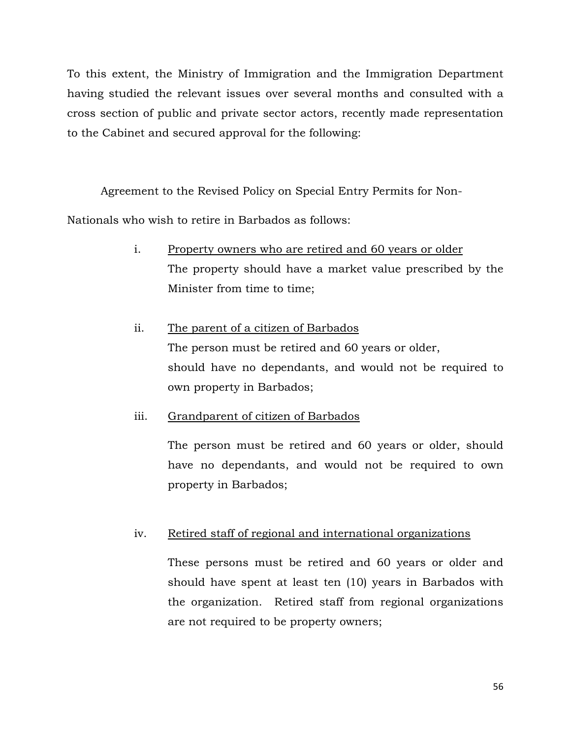To this extent, the Ministry of Immigration and the Immigration Department having studied the relevant issues over several months and consulted with a cross section of public and private sector actors, recently made representation to the Cabinet and secured approval for the following:

Agreement to the Revised Policy on Special Entry Permits for Non-Nationals who wish to retire in Barbados as follows:

i. <u>Property owners who are retired and 60 years or older</u>
   The property should have a market value prescribed by the Minister from time to time;

ii. <u>The parent of a citizen of Barbados</u>
   The person must be retired and 60 years or older, should have no dependants, and would not be required to own property in Barbados;

iii. <u>Grandparent of citizen of Barbados</u>

   The person must be retired and 60 years or older, should have no dependants, and would not be required to own property in Barbados;

iv. <u>Retired staff of regional and international organizations</u>

   These persons must be retired and 60 years or older and should have spent at least ten (10) years in Barbados with the organization. Retired staff from regional organizations are not required to be property owners;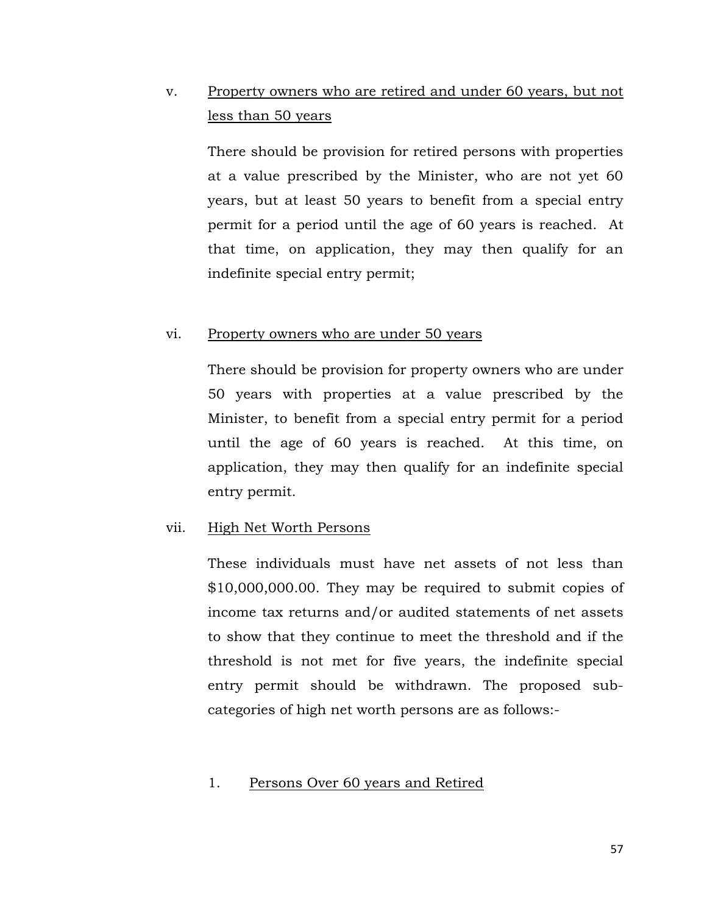v. <u>Property owners who are retired and under 60 years, but not less than 50 years</u>

There should be provision for retired persons with properties at a value prescribed by the Minister, who are not yet 60 years, but at least 50 years to benefit from a special entry permit for a period until the age of 60 years is reached. At that time, on application, they may then qualify for an indefinite special entry permit;

vi. <u>Property owners who are under 50 years</u>

There should be provision for property owners who are under 50 years with properties at a value prescribed by the Minister, to benefit from a special entry permit for a period until the age of 60 years is reached. At this time, on application, they may then qualify for an indefinite special entry permit.

vii. <u>High Net Worth Persons</u>

These individuals must have net assets of not less than $10,000,000.00. They may be required to submit copies of income tax returns and/or audited statements of net assets to show that they continue to meet the threshold and if the threshold is not met for five years, the indefinite special entry permit should be withdrawn. The proposed sub-categories of high net worth persons are as follows:-

1. <u>Persons Over 60 years and Retired</u>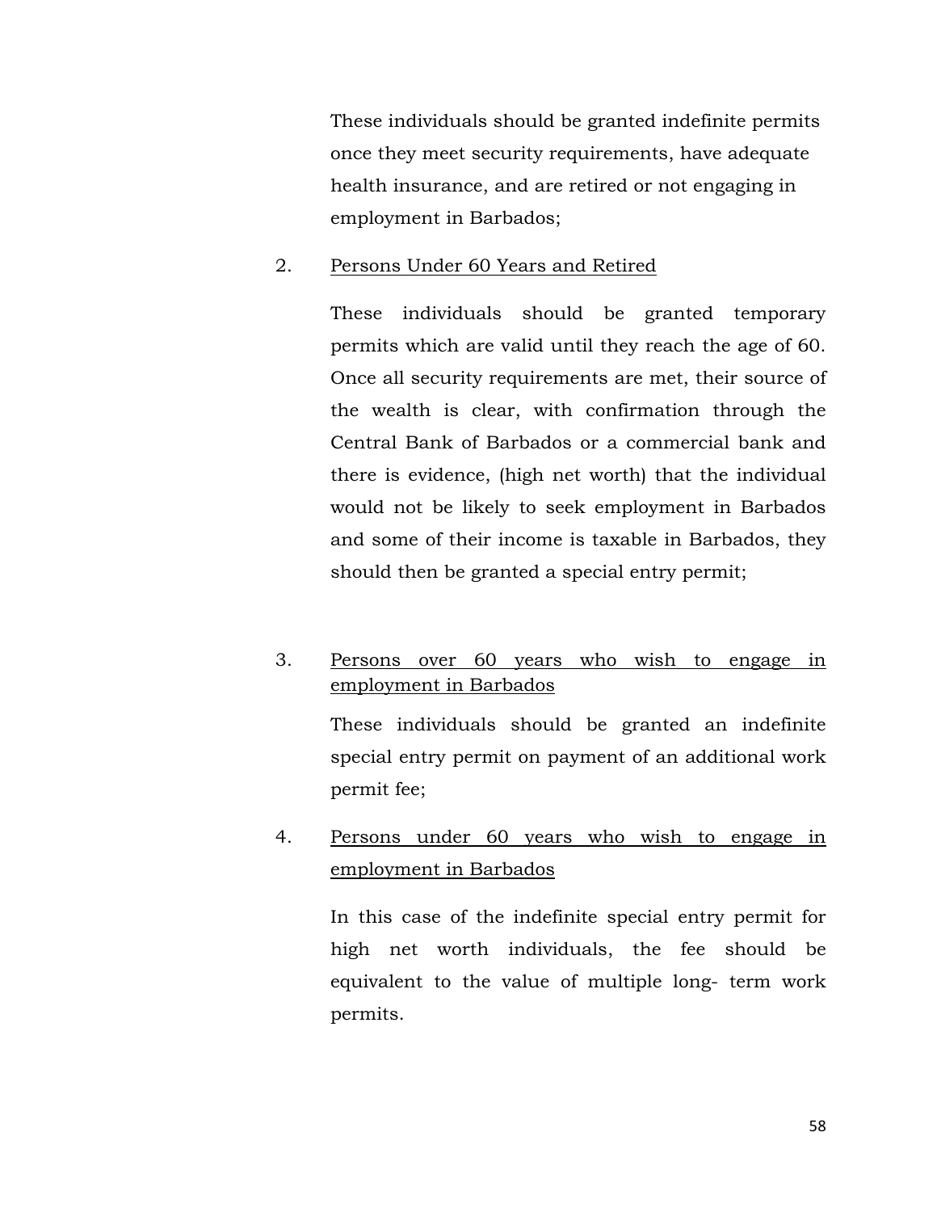These individuals should be granted indefinite permits once they meet security requirements, have adequate health insurance, and are retired or not engaging in employment in Barbados;

2. <u>Persons Under 60 Years and Retired</u>

   These individuals should be granted temporary permits which are valid until they reach the age of 60. Once all security requirements are met, their source of the wealth is clear, with confirmation through the Central Bank of Barbados or a commercial bank and there is evidence, (high net worth) that the individual would not be likely to seek employment in Barbados and some of their income is taxable in Barbados, they should then be granted a special entry permit;

3. <u>Persons over 60 years who wish to engage in employment in Barbados</u>

   These individuals should be granted an indefinite special entry permit on payment of an additional work permit fee;

4. <u>Persons under 60 years who wish to engage in employment in Barbados</u>

   In this case of the indefinite special entry permit for high net worth individuals, the fee should be equivalent to the value of multiple long- term work permits.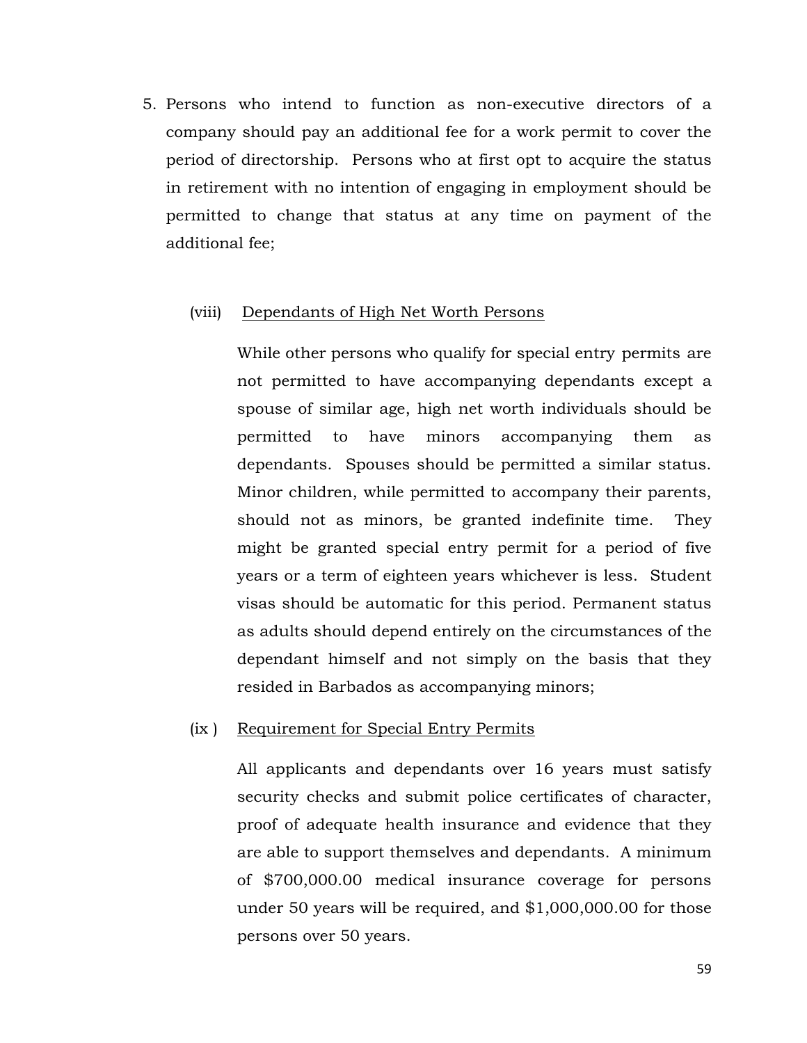5. Persons who intend to function as non-executive directors of a company should pay an additional fee for a work permit to cover the period of directorship. Persons who at first opt to acquire the status in retirement with no intention of engaging in employment should be permitted to change that status at any time on payment of the additional fee;

(viii) <u>Dependants of High Net Worth Persons</u>

While other persons who qualify for special entry permits are not permitted to have accompanying dependants except a spouse of similar age, high net worth individuals should be permitted to have minors accompanying them as dependants. Spouses should be permitted a similar status. Minor children, while permitted to accompany their parents, should not as minors, be granted indefinite time. They might be granted special entry permit for a period of five years or a term of eighteen years whichever is less. Student visas should be automatic for this period. Permanent status as adults should depend entirely on the circumstances of the dependant himself and not simply on the basis that they resided in Barbados as accompanying minors;

(ix ) <u>Requirement for Special Entry Permits</u>

All applicants and dependants over 16 years must satisfy security checks and submit police certificates of character, proof of adequate health insurance and evidence that they are able to support themselves and dependants. A minimum of $700,000.00 medical insurance coverage for persons under 50 years will be required, and $1,000,000.00 for those persons over 50 years.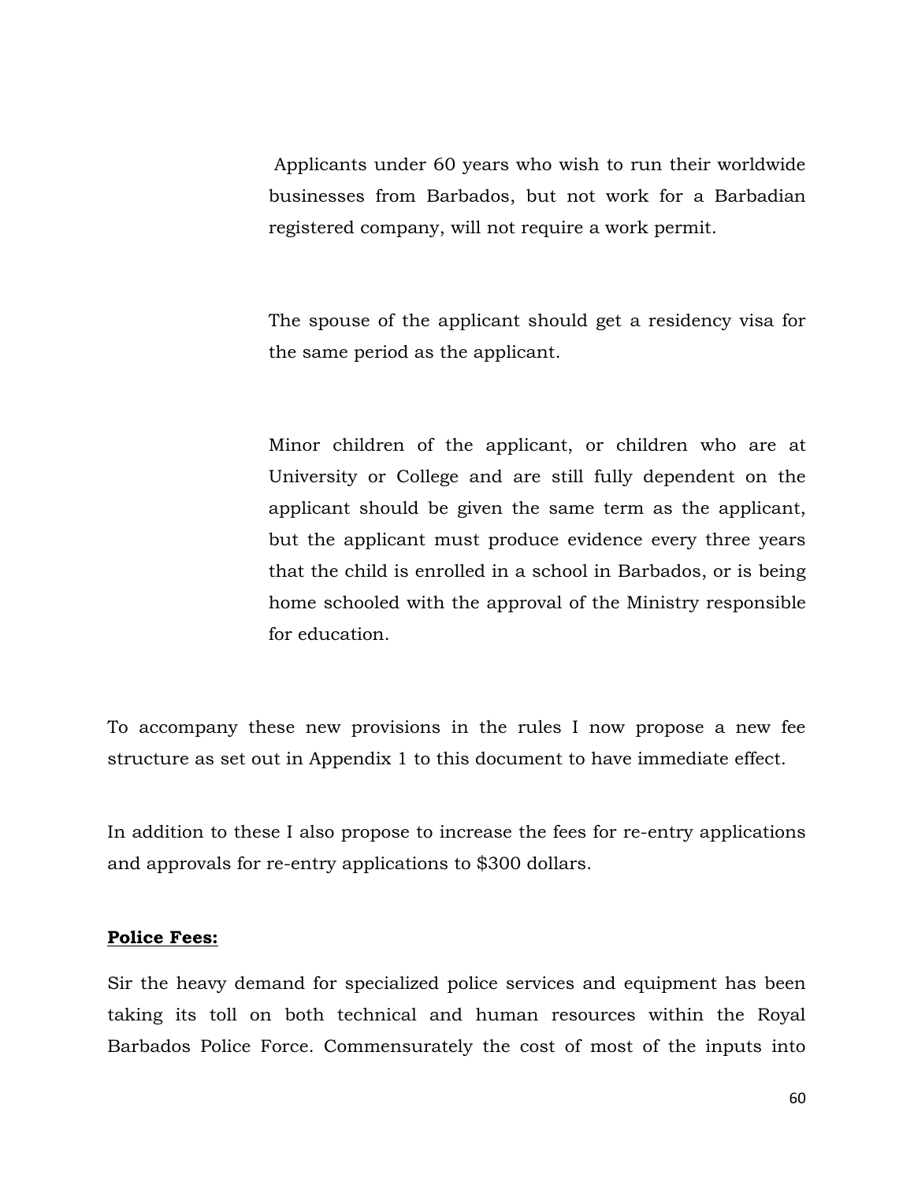Applicants under 60 years who wish to run their worldwide businesses from Barbados, but not work for a Barbadian registered company, will not require a work permit.

The spouse of the applicant should get a residency visa for the same period as the applicant.

Minor children of the applicant, or children who are at University or College and are still fully dependent on the applicant should be given the same term as the applicant, but the applicant must produce evidence every three years that the child is enrolled in a school in Barbados, or is being home schooled with the approval of the Ministry responsible for education.

To accompany these new provisions in the rules I now propose a new fee structure as set out in Appendix 1 to this document to have immediate effect.

In addition to these I also propose to increase the fees for re-entry applications and approvals for re-entry applications to $300 dollars.

**Police Fees:**

Sir the heavy demand for specialized police services and equipment has been taking its toll on both technical and human resources within the Royal Barbados Police Force. Commensurately the cost of most of the inputs into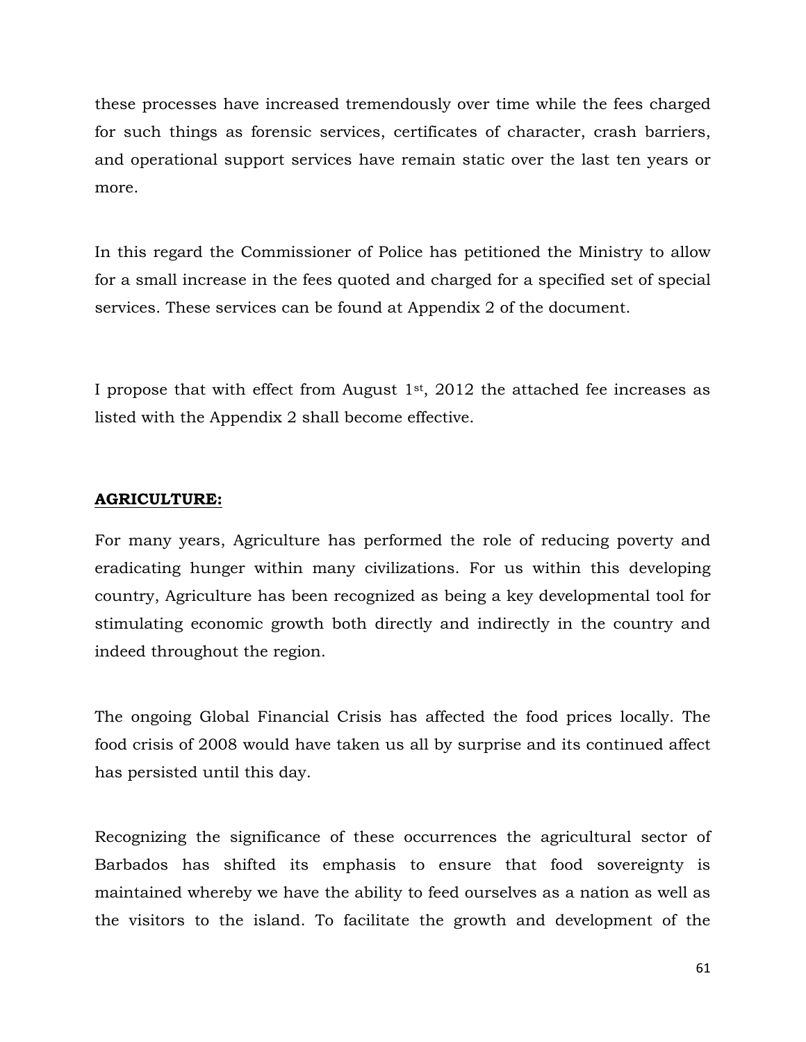these processes have increased tremendously over time while the fees charged for such things as forensic services, certificates of character, crash barriers, and operational support services have remain static over the last ten years or more.

In this regard the Commissioner of Police has petitioned the Ministry to allow for a small increase in the fees quoted and charged for a specified set of special services. These services can be found at Appendix 2 of the document.

I propose that with effect from August 1st, 2012 the attached fee increases as listed with the Appendix 2 shall become effective.

**AGRICULTURE:**

For many years, Agriculture has performed the role of reducing poverty and eradicating hunger within many civilizations. For us within this developing country, Agriculture has been recognized as being a key developmental tool for stimulating economic growth both directly and indirectly in the country and indeed throughout the region.

The ongoing Global Financial Crisis has affected the food prices locally. The food crisis of 2008 would have taken us all by surprise and its continued affect has persisted until this day.

Recognizing the significance of these occurrences the agricultural sector of Barbados has shifted its emphasis to ensure that food sovereignty is maintained whereby we have the ability to feed ourselves as a nation as well as the visitors to the island. To facilitate the growth and development of the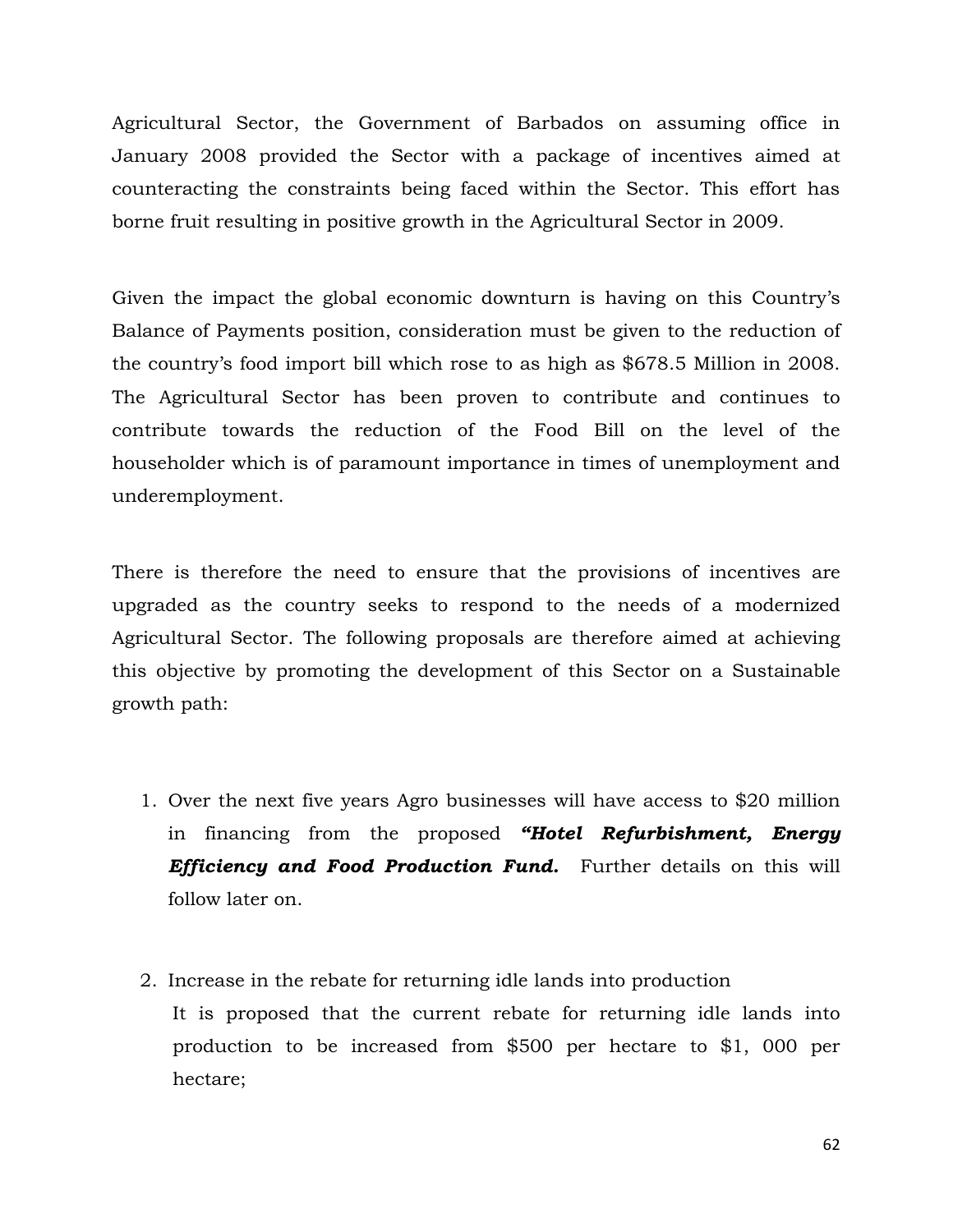Agricultural Sector, the Government of Barbados on assuming office in January 2008 provided the Sector with a package of incentives aimed at counteracting the constraints being faced within the Sector. This effort has borne fruit resulting in positive growth in the Agricultural Sector in 2009.

Given the impact the global economic downturn is having on this Country's Balance of Payments position, consideration must be given to the reduction of the country's food import bill which rose to as high as $678.5 Million in 2008. The Agricultural Sector has been proven to contribute and continues to contribute towards the reduction of the Food Bill on the level of the householder which is of paramount importance in times of unemployment and underemployment.

There is therefore the need to ensure that the provisions of incentives are upgraded as the country seeks to respond to the needs of a modernized Agricultural Sector. The following proposals are therefore aimed at achieving this objective by promoting the development of this Sector on a Sustainable growth path:

1. Over the next five years Agro businesses will have access to $20 million in financing from the proposed ***"Hotel Refurbishment, Energy Efficiency and Food Production Fund.*** Further details on this will follow later on.

2. Increase in the rebate for returning idle lands into production
   It is proposed that the current rebate for returning idle lands into production to be increased from $500 per hectare to $1, 000 per hectare;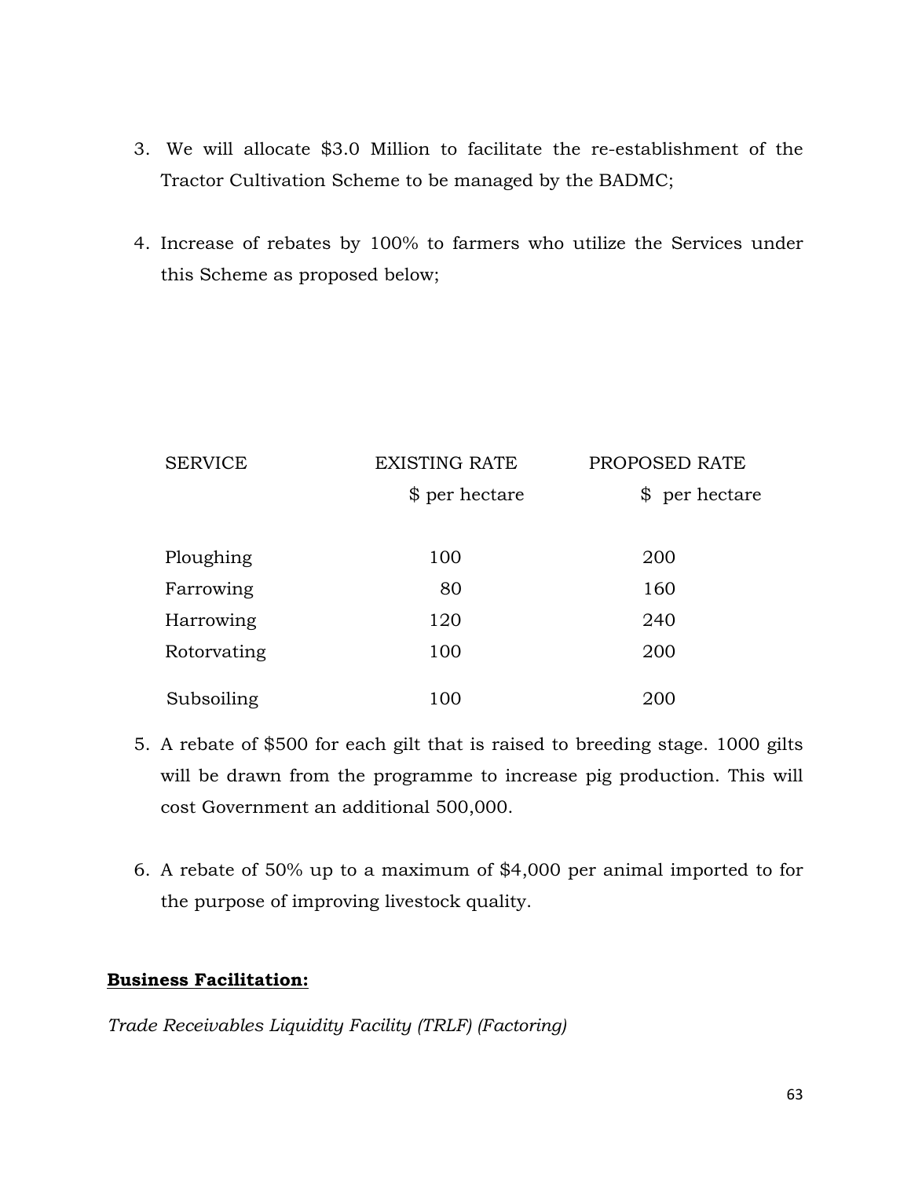3. We will allocate $3.0 Million to facilitate the re-establishment of the Tractor Cultivation Scheme to be managed by the BADMC;

4. Increase of rebates by 100% to farmers who utilize the Services under this Scheme as proposed below;

| SERVICE | EXISTING RATE $ per hectare | PROPOSED RATE $ per hectare |
|---|---|---|
| Ploughing | 100 | 200 |
| Farrowing | 80 | 160 |
| Harrowing | 120 | 240 |
| Rotorvating | 100 | 200 |
| Subsoiling | 100 | 200 |

5. A rebate of $500 for each gilt that is raised to breeding stage. 1000 gilts will be drawn from the programme to increase pig production. This will cost Government an additional 500,000.

6. A rebate of 50% up to a maximum of $4,000 per animal imported to for the purpose of improving livestock quality.

**Business Facilitation:**

*Trade Receivables Liquidity Facility (TRLF) (Factoring)*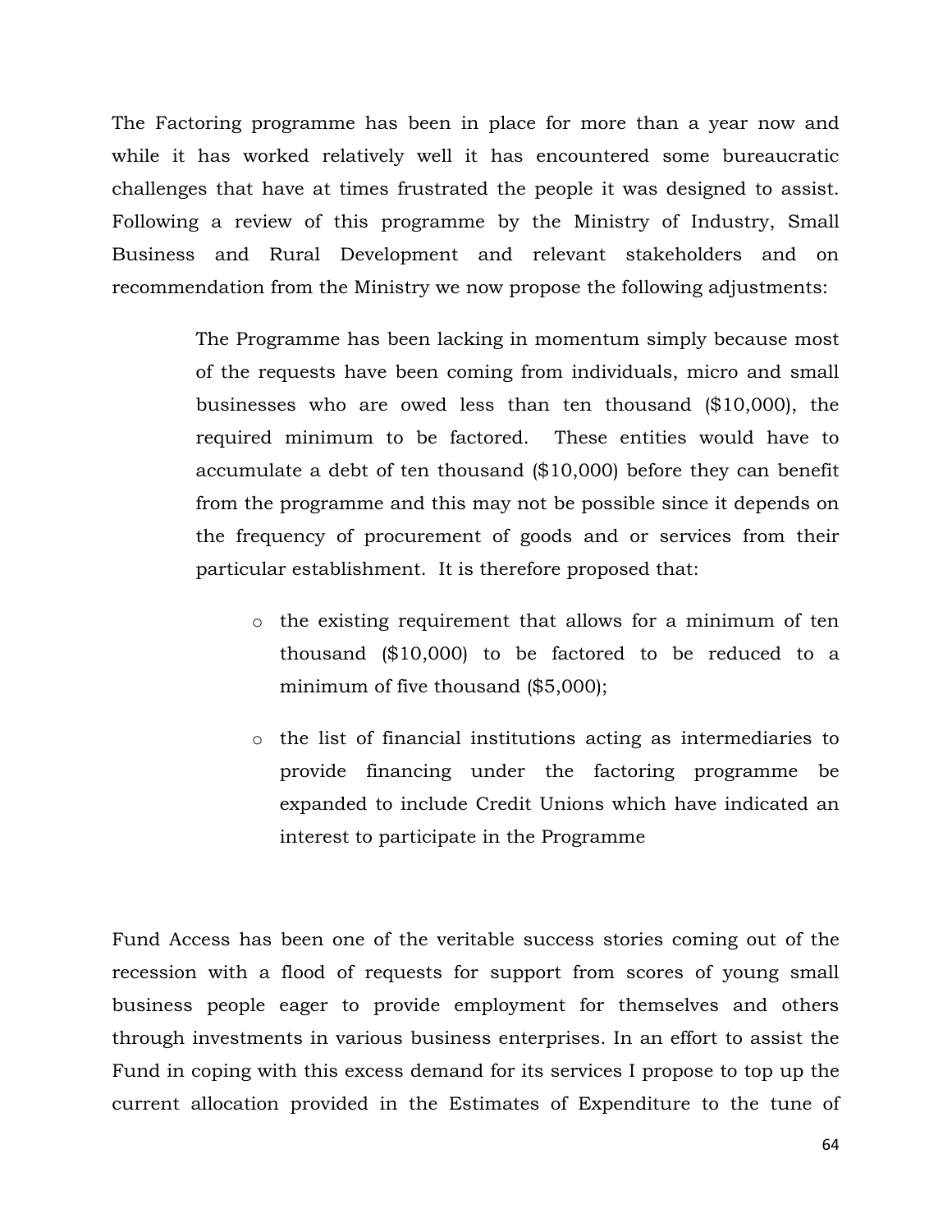The Factoring programme has been in place for more than a year now and while it has worked relatively well it has encountered some bureaucratic challenges that have at times frustrated the people it was designed to assist. Following a review of this programme by the Ministry of Industry, Small Business and Rural Development and relevant stakeholders and on recommendation from the Ministry we now propose the following adjustments:

> The Programme has been lacking in momentum simply because most of the requests have been coming from individuals, micro and small businesses who are owed less than ten thousand ($10,000), the required minimum to be factored. These entities would have to accumulate a debt of ten thousand ($10,000) before they can benefit from the programme and this may not be possible since it depends on the frequency of procurement of goods and or services from their particular establishment. It is therefore proposed that:
>
> - the existing requirement that allows for a minimum of ten thousand ($10,000) to be factored to be reduced to a minimum of five thousand ($5,000);
> - the list of financial institutions acting as intermediaries to provide financing under the factoring programme be expanded to include Credit Unions which have indicated an interest to participate in the Programme

Fund Access has been one of the veritable success stories coming out of the recession with a flood of requests for support from scores of young small business people eager to provide employment for themselves and others through investments in various business enterprises. In an effort to assist the Fund in coping with this excess demand for its services I propose to top up the current allocation provided in the Estimates of Expenditure to the tune of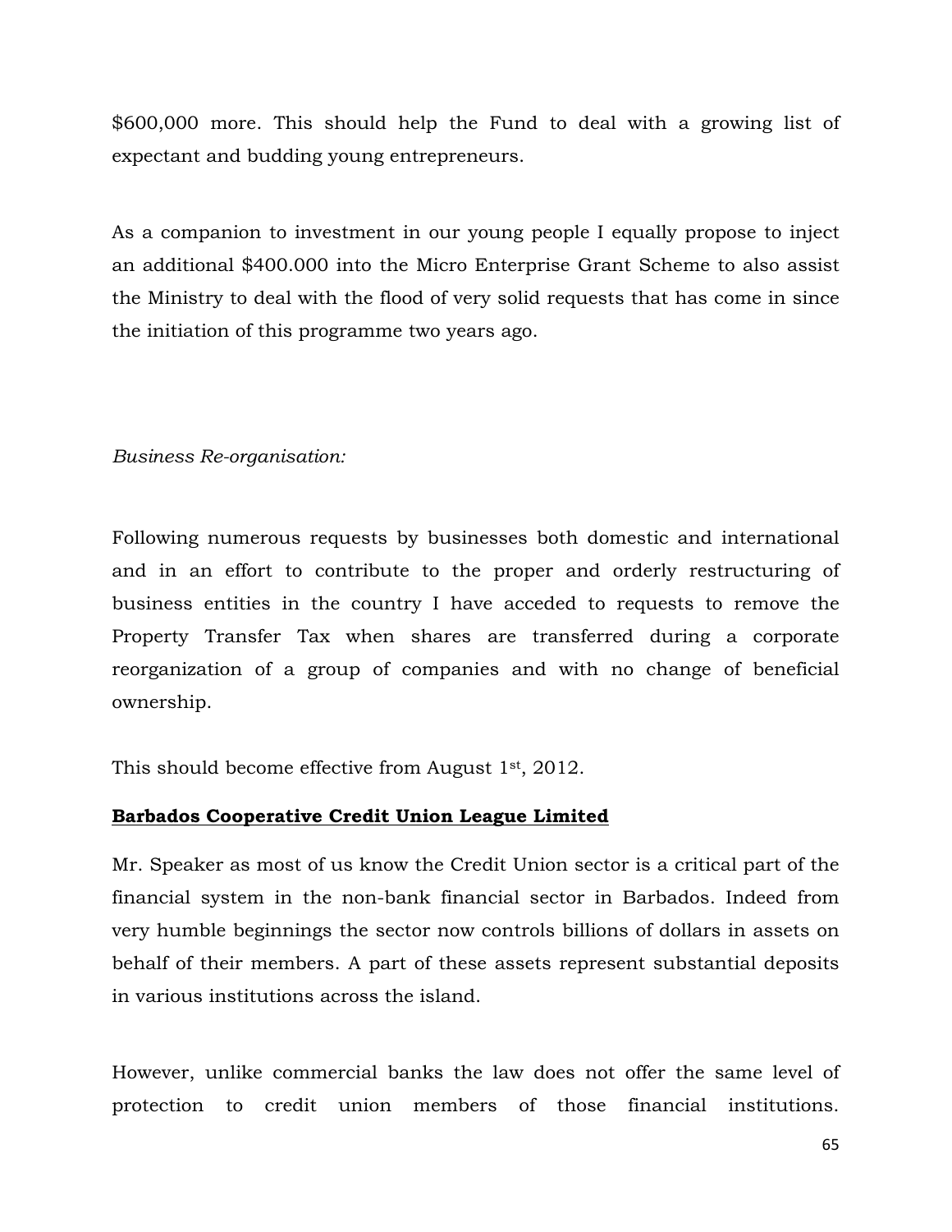$600,000 more. This should help the Fund to deal with a growing list of expectant and budding young entrepreneurs.

As a companion to investment in our young people I equally propose to inject an additional $400.000 into the Micro Enterprise Grant Scheme to also assist the Ministry to deal with the flood of very solid requests that has come in since the initiation of this programme two years ago.

*Business Re-organisation:*

Following numerous requests by businesses both domestic and international and in an effort to contribute to the proper and orderly restructuring of business entities in the country I have acceded to requests to remove the Property Transfer Tax when shares are transferred during a corporate reorganization of a group of companies and with no change of beneficial ownership.

This should become effective from August 1st, 2012.

**Barbados Cooperative Credit Union League Limited**

Mr. Speaker as most of us know the Credit Union sector is a critical part of the financial system in the non-bank financial sector in Barbados. Indeed from very humble beginnings the sector now controls billions of dollars in assets on behalf of their members. A part of these assets represent substantial deposits in various institutions across the island.

However, unlike commercial banks the law does not offer the same level of protection to credit union members of those financial institutions.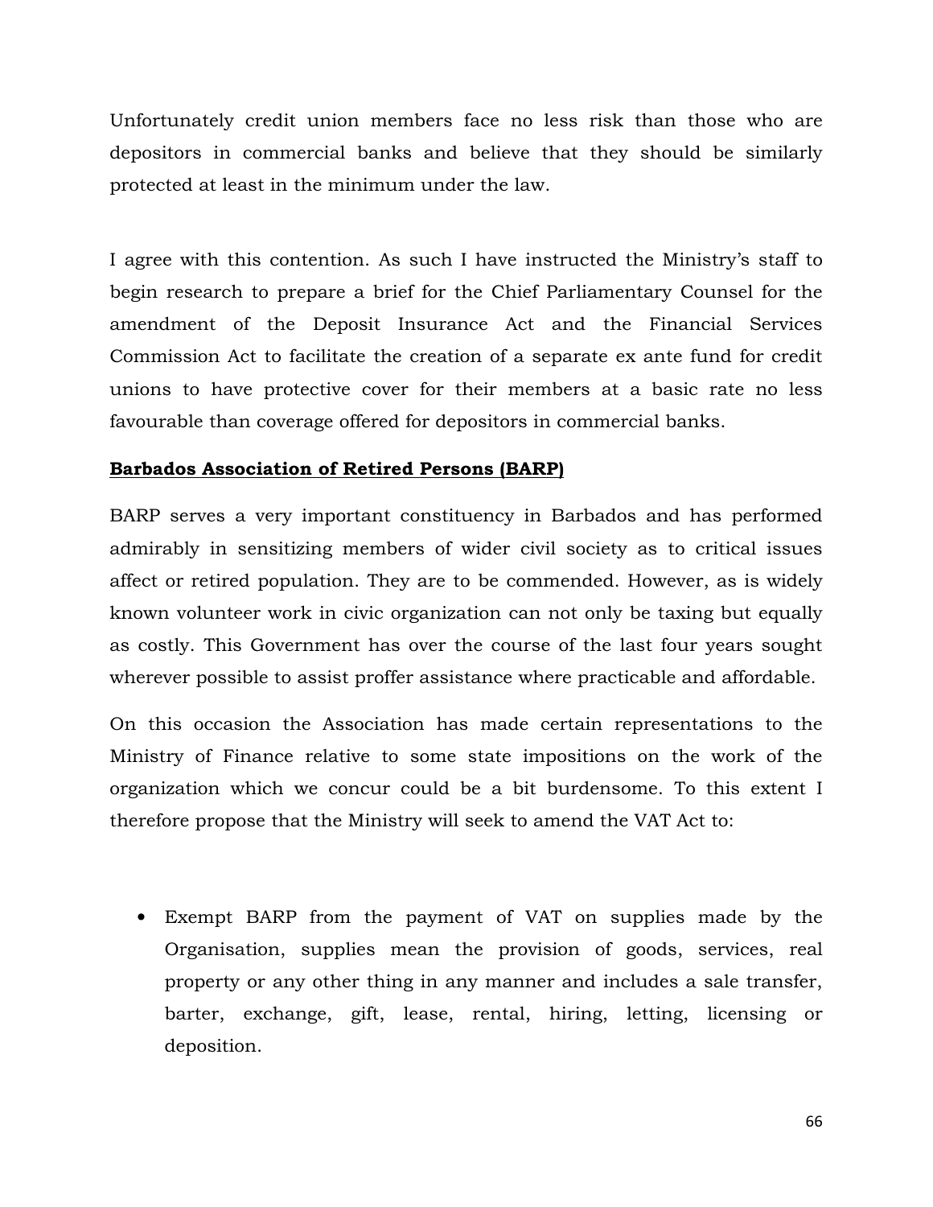Unfortunately credit union members face no less risk than those who are depositors in commercial banks and believe that they should be similarly protected at least in the minimum under the law.

I agree with this contention. As such I have instructed the Ministry's staff to begin research to prepare a brief for the Chief Parliamentary Counsel for the amendment of the Deposit Insurance Act and the Financial Services Commission Act to facilitate the creation of a separate ex ante fund for credit unions to have protective cover for their members at a basic rate no less favourable than coverage offered for depositors in commercial banks.

**Barbados Association of Retired Persons (BARP)**

BARP serves a very important constituency in Barbados and has performed admirably in sensitizing members of wider civil society as to critical issues affect or retired population. They are to be commended. However, as is widely known volunteer work in civic organization can not only be taxing but equally as costly. This Government has over the course of the last four years sought wherever possible to assist proffer assistance where practicable and affordable.

On this occasion the Association has made certain representations to the Ministry of Finance relative to some state impositions on the work of the organization which we concur could be a bit burdensome. To this extent I therefore propose that the Ministry will seek to amend the VAT Act to:

- Exempt BARP from the payment of VAT on supplies made by the Organisation, supplies mean the provision of goods, services, real property or any other thing in any manner and includes a sale transfer, barter, exchange, gift, lease, rental, hiring, letting, licensing or deposition.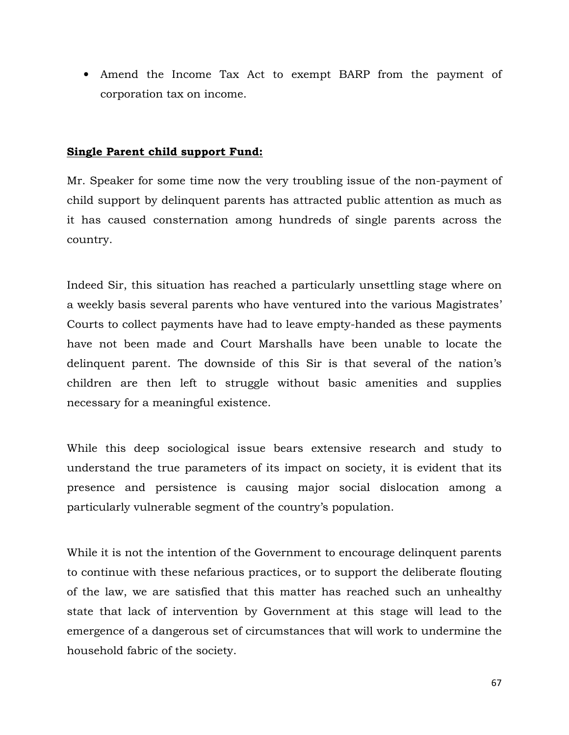- Amend the Income Tax Act to exempt BARP from the payment of corporation tax on income.

**Single Parent child support Fund:**

Mr. Speaker for some time now the very troubling issue of the non-payment of child support by delinquent parents has attracted public attention as much as it has caused consternation among hundreds of single parents across the country.

Indeed Sir, this situation has reached a particularly unsettling stage where on a weekly basis several parents who have ventured into the various Magistrates' Courts to collect payments have had to leave empty-handed as these payments have not been made and Court Marshalls have been unable to locate the delinquent parent. The downside of this Sir is that several of the nation's children are then left to struggle without basic amenities and supplies necessary for a meaningful existence.

While this deep sociological issue bears extensive research and study to understand the true parameters of its impact on society, it is evident that its presence and persistence is causing major social dislocation among a particularly vulnerable segment of the country's population.

While it is not the intention of the Government to encourage delinquent parents to continue with these nefarious practices, or to support the deliberate flouting of the law, we are satisfied that this matter has reached such an unhealthy state that lack of intervention by Government at this stage will lead to the emergence of a dangerous set of circumstances that will work to undermine the household fabric of the society.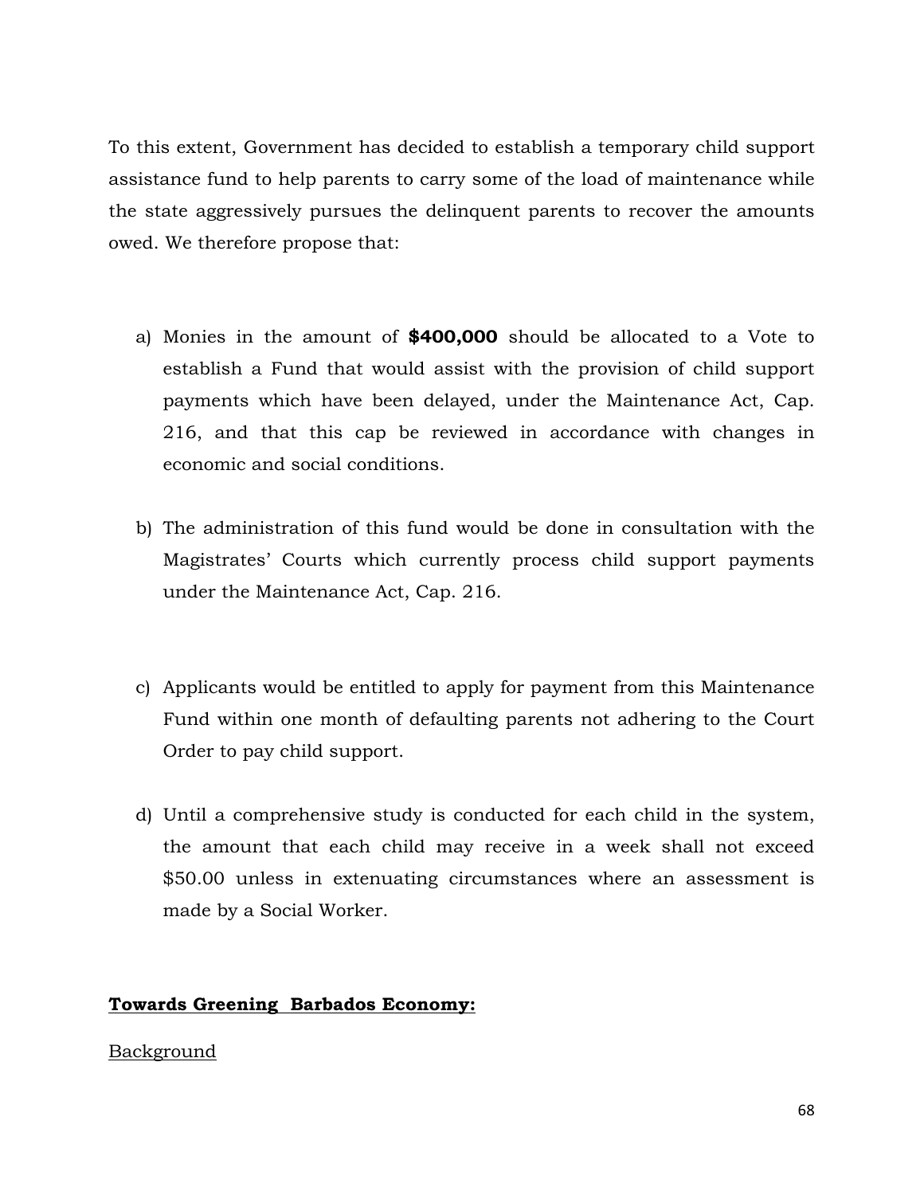To this extent, Government has decided to establish a temporary child support assistance fund to help parents to carry some of the load of maintenance while the state aggressively pursues the delinquent parents to recover the amounts owed. We therefore propose that:

a) Monies in the amount of **$400,000** should be allocated to a Vote to establish a Fund that would assist with the provision of child support payments which have been delayed, under the Maintenance Act, Cap. 216, and that this cap be reviewed in accordance with changes in economic and social conditions.

b) The administration of this fund would be done in consultation with the Magistrates' Courts which currently process child support payments under the Maintenance Act, Cap. 216.

c) Applicants would be entitled to apply for payment from this Maintenance Fund within one month of defaulting parents not adhering to the Court Order to pay child support.

d) Until a comprehensive study is conducted for each child in the system, the amount that each child may receive in a week shall not exceed $50.00 unless in extenuating circumstances where an assessment is made by a Social Worker.

**<u>Towards Greening Barbados Economy:</u>**

<u>Background</u>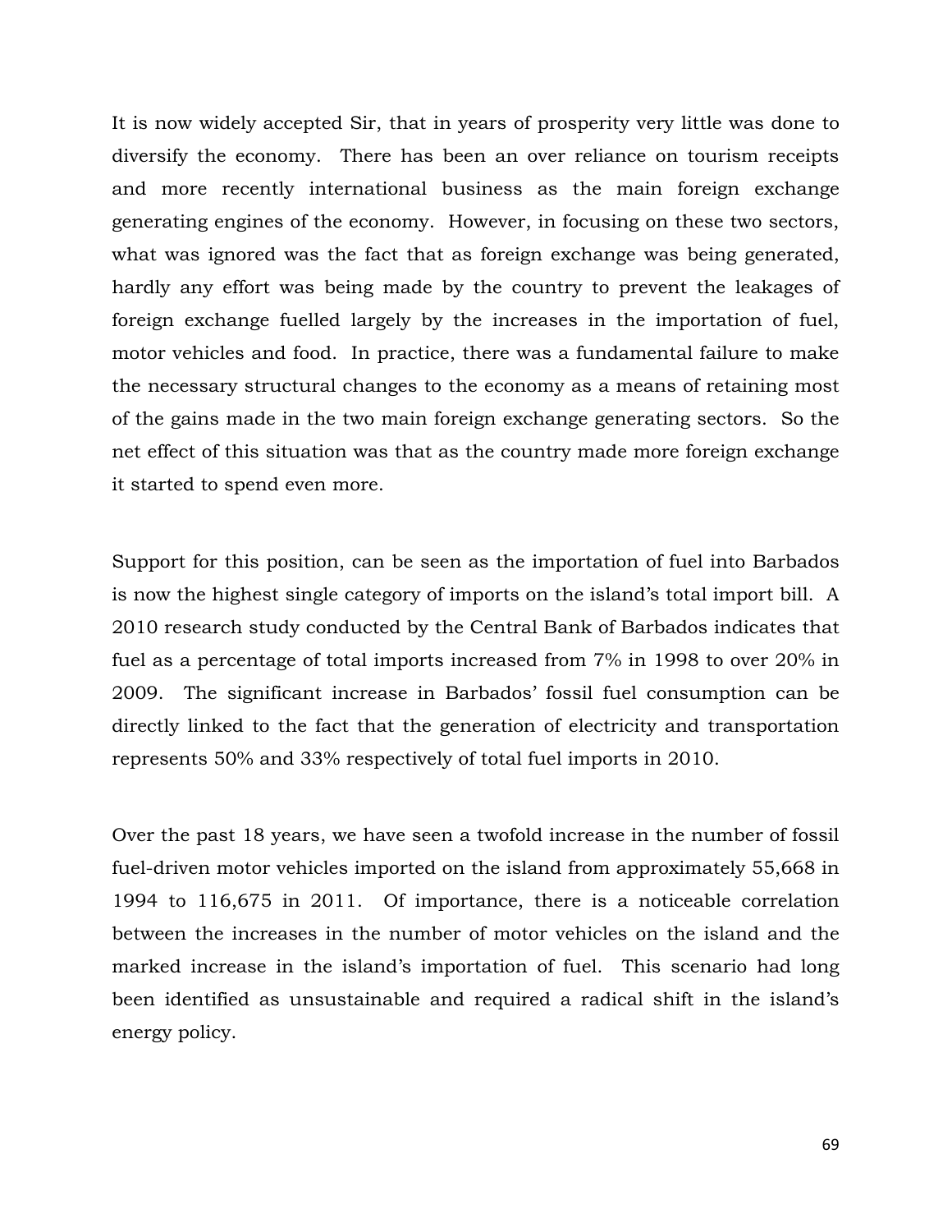It is now widely accepted Sir, that in years of prosperity very little was done to diversify the economy. There has been an over reliance on tourism receipts and more recently international business as the main foreign exchange generating engines of the economy. However, in focusing on these two sectors, what was ignored was the fact that as foreign exchange was being generated, hardly any effort was being made by the country to prevent the leakages of foreign exchange fuelled largely by the increases in the importation of fuel, motor vehicles and food. In practice, there was a fundamental failure to make the necessary structural changes to the economy as a means of retaining most of the gains made in the two main foreign exchange generating sectors. So the net effect of this situation was that as the country made more foreign exchange it started to spend even more.

Support for this position, can be seen as the importation of fuel into Barbados is now the highest single category of imports on the island's total import bill. A 2010 research study conducted by the Central Bank of Barbados indicates that fuel as a percentage of total imports increased from 7% in 1998 to over 20% in 2009. The significant increase in Barbados' fossil fuel consumption can be directly linked to the fact that the generation of electricity and transportation represents 50% and 33% respectively of total fuel imports in 2010.

Over the past 18 years, we have seen a twofold increase in the number of fossil fuel-driven motor vehicles imported on the island from approximately 55,668 in 1994 to 116,675 in 2011. Of importance, there is a noticeable correlation between the increases in the number of motor vehicles on the island and the marked increase in the island's importation of fuel. This scenario had long been identified as unsustainable and required a radical shift in the island's energy policy.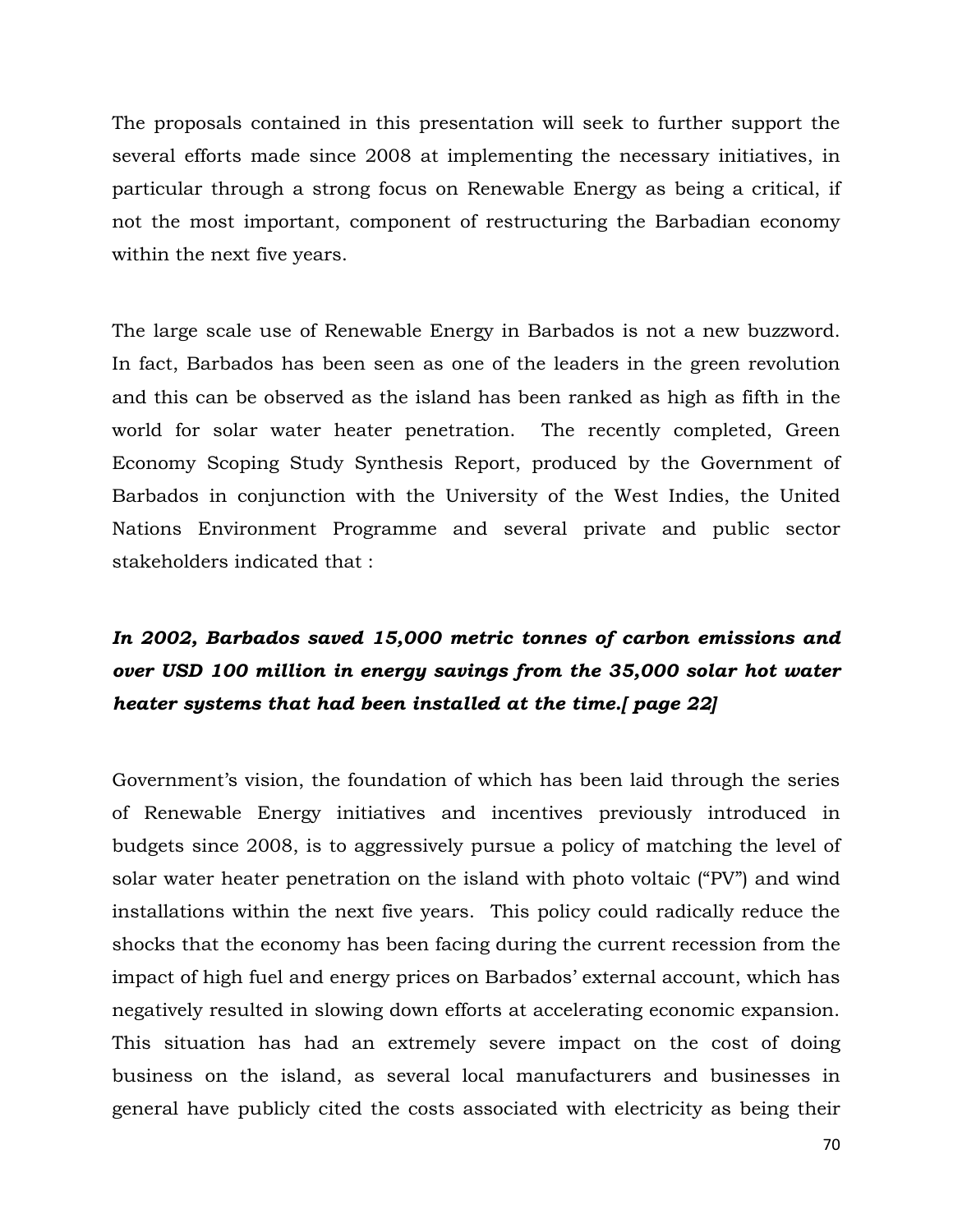The proposals contained in this presentation will seek to further support the several efforts made since 2008 at implementing the necessary initiatives, in particular through a strong focus on Renewable Energy as being a critical, if not the most important, component of restructuring the Barbadian economy within the next five years.

The large scale use of Renewable Energy in Barbados is not a new buzzword. In fact, Barbados has been seen as one of the leaders in the green revolution and this can be observed as the island has been ranked as high as fifth in the world for solar water heater penetration. The recently completed, Green Economy Scoping Study Synthesis Report, produced by the Government of Barbados in conjunction with the University of the West Indies, the United Nations Environment Programme and several private and public sector stakeholders indicated that :

***In 2002, Barbados saved 15,000 metric tonnes of carbon emissions and over USD 100 million in energy savings from the 35,000 solar hot water heater systems that had been installed at the time.[ page 22]***

Government's vision, the foundation of which has been laid through the series of Renewable Energy initiatives and incentives previously introduced in budgets since 2008, is to aggressively pursue a policy of matching the level of solar water heater penetration on the island with photo voltaic ("PV") and wind installations within the next five years. This policy could radically reduce the shocks that the economy has been facing during the current recession from the impact of high fuel and energy prices on Barbados' external account, which has negatively resulted in slowing down efforts at accelerating economic expansion. This situation has had an extremely severe impact on the cost of doing business on the island, as several local manufacturers and businesses in general have publicly cited the costs associated with electricity as being their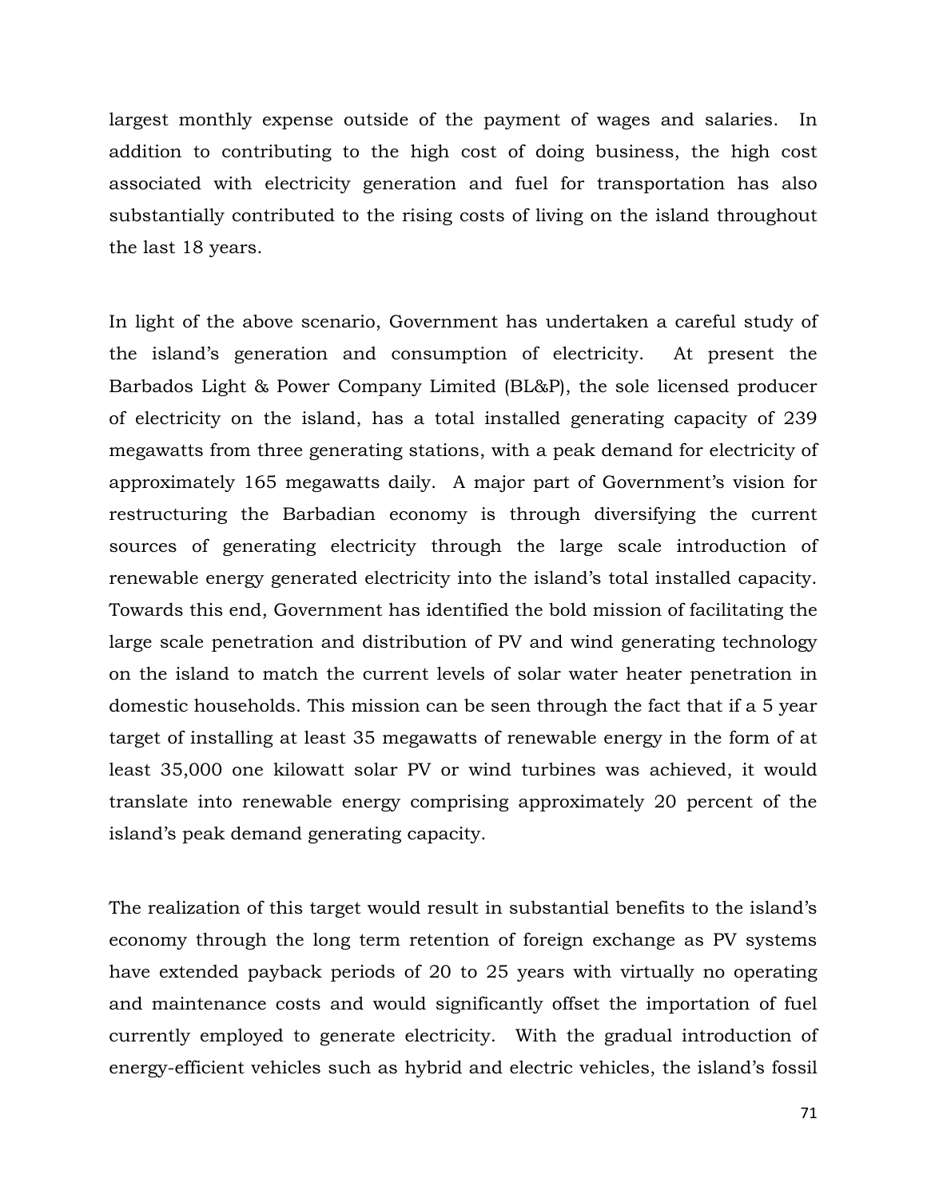largest monthly expense outside of the payment of wages and salaries. In addition to contributing to the high cost of doing business, the high cost associated with electricity generation and fuel for transportation has also substantially contributed to the rising costs of living on the island throughout the last 18 years.

In light of the above scenario, Government has undertaken a careful study of the island's generation and consumption of electricity. At present the Barbados Light & Power Company Limited (BL&P), the sole licensed producer of electricity on the island, has a total installed generating capacity of 239 megawatts from three generating stations, with a peak demand for electricity of approximately 165 megawatts daily. A major part of Government's vision for restructuring the Barbadian economy is through diversifying the current sources of generating electricity through the large scale introduction of renewable energy generated electricity into the island's total installed capacity. Towards this end, Government has identified the bold mission of facilitating the large scale penetration and distribution of PV and wind generating technology on the island to match the current levels of solar water heater penetration in domestic households. This mission can be seen through the fact that if a 5 year target of installing at least 35 megawatts of renewable energy in the form of at least 35,000 one kilowatt solar PV or wind turbines was achieved, it would translate into renewable energy comprising approximately 20 percent of the island's peak demand generating capacity.

The realization of this target would result in substantial benefits to the island's economy through the long term retention of foreign exchange as PV systems have extended payback periods of 20 to 25 years with virtually no operating and maintenance costs and would significantly offset the importation of fuel currently employed to generate electricity. With the gradual introduction of energy-efficient vehicles such as hybrid and electric vehicles, the island's fossil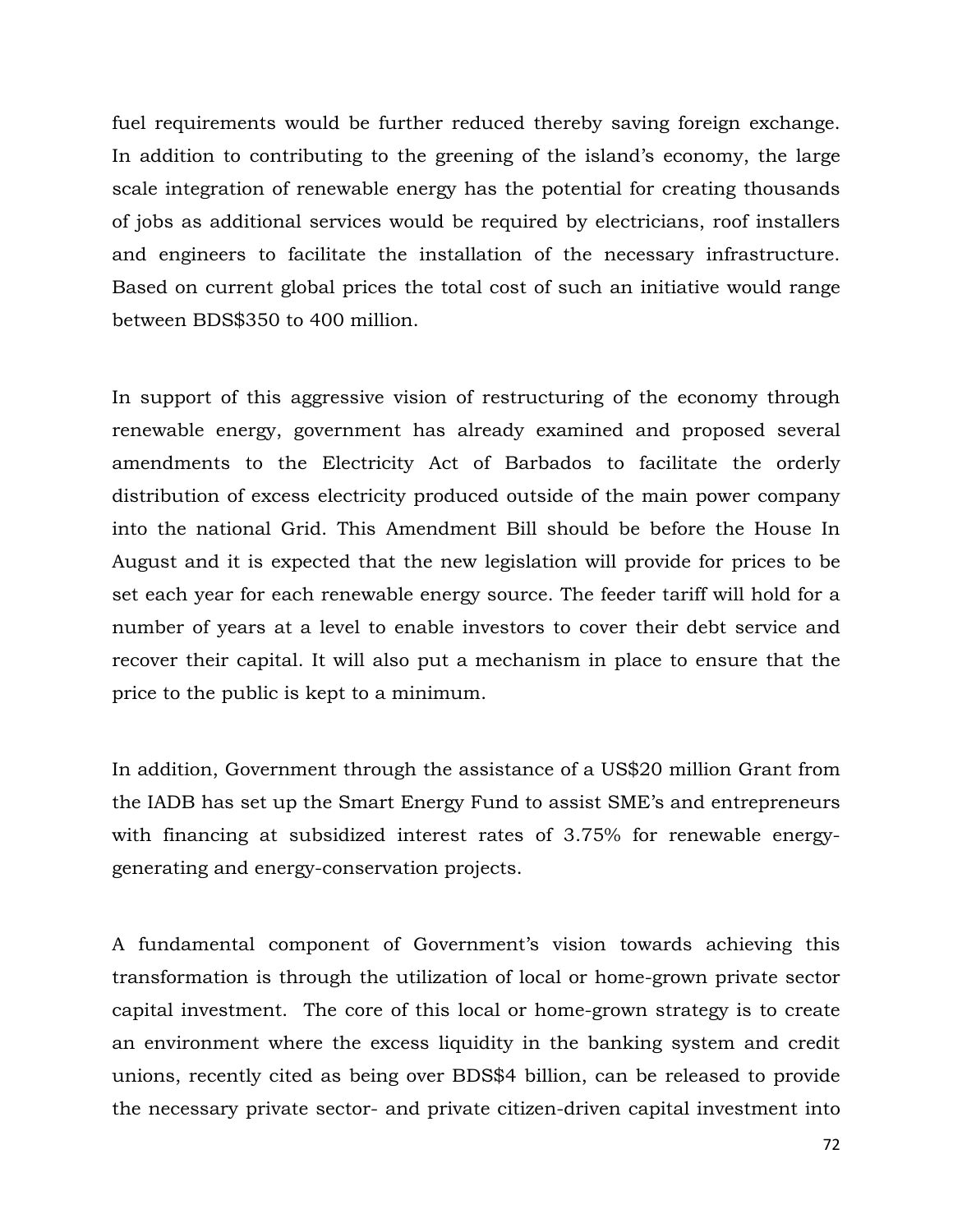fuel requirements would be further reduced thereby saving foreign exchange. In addition to contributing to the greening of the island's economy, the large scale integration of renewable energy has the potential for creating thousands of jobs as additional services would be required by electricians, roof installers and engineers to facilitate the installation of the necessary infrastructure. Based on current global prices the total cost of such an initiative would range between BDS$350 to 400 million.

In support of this aggressive vision of restructuring of the economy through renewable energy, government has already examined and proposed several amendments to the Electricity Act of Barbados to facilitate the orderly distribution of excess electricity produced outside of the main power company into the national Grid. This Amendment Bill should be before the House In August and it is expected that the new legislation will provide for prices to be set each year for each renewable energy source. The feeder tariff will hold for a number of years at a level to enable investors to cover their debt service and recover their capital. It will also put a mechanism in place to ensure that the price to the public is kept to a minimum.

In addition, Government through the assistance of a US$20 million Grant from the IADB has set up the Smart Energy Fund to assist SME's and entrepreneurs with financing at subsidized interest rates of 3.75% for renewable energy-generating and energy-conservation projects.

A fundamental component of Government's vision towards achieving this transformation is through the utilization of local or home-grown private sector capital investment. The core of this local or home-grown strategy is to create an environment where the excess liquidity in the banking system and credit unions, recently cited as being over BDS$4 billion, can be released to provide the necessary private sector- and private citizen-driven capital investment into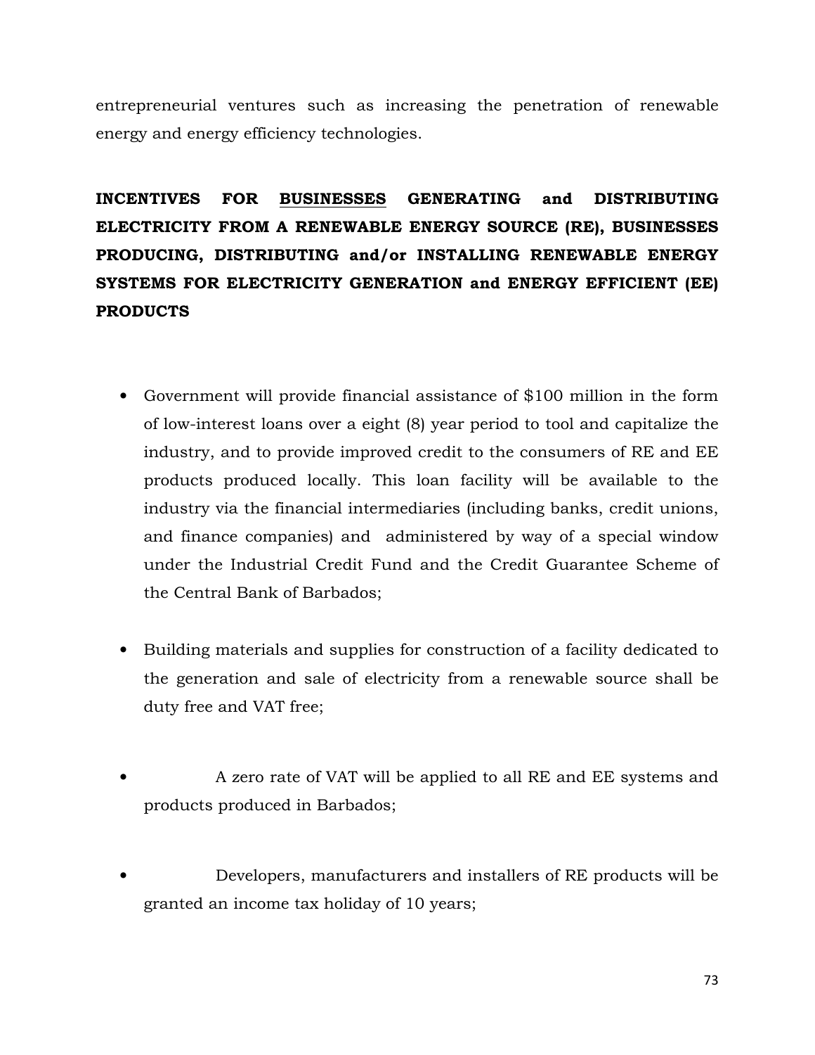entrepreneurial ventures such as increasing the penetration of renewable energy and energy efficiency technologies.

**INCENTIVES FOR <u>BUSINESSES</u> GENERATING and DISTRIBUTING ELECTRICITY FROM A RENEWABLE ENERGY SOURCE (RE), BUSINESSES PRODUCING, DISTRIBUTING and/or INSTALLING RENEWABLE ENERGY SYSTEMS FOR ELECTRICITY GENERATION and ENERGY EFFICIENT (EE) PRODUCTS**

- Government will provide financial assistance of $100 million in the form of low-interest loans over a eight (8) year period to tool and capitalize the industry, and to provide improved credit to the consumers of RE and EE products produced locally. This loan facility will be available to the industry via the financial intermediaries (including banks, credit unions, and finance companies) and administered by way of a special window under the Industrial Credit Fund and the Credit Guarantee Scheme of the Central Bank of Barbados;

- Building materials and supplies for construction of a facility dedicated to the generation and sale of electricity from a renewable source shall be duty free and VAT free;

- A zero rate of VAT will be applied to all RE and EE systems and products produced in Barbados;

- Developers, manufacturers and installers of RE products will be granted an income tax holiday of 10 years;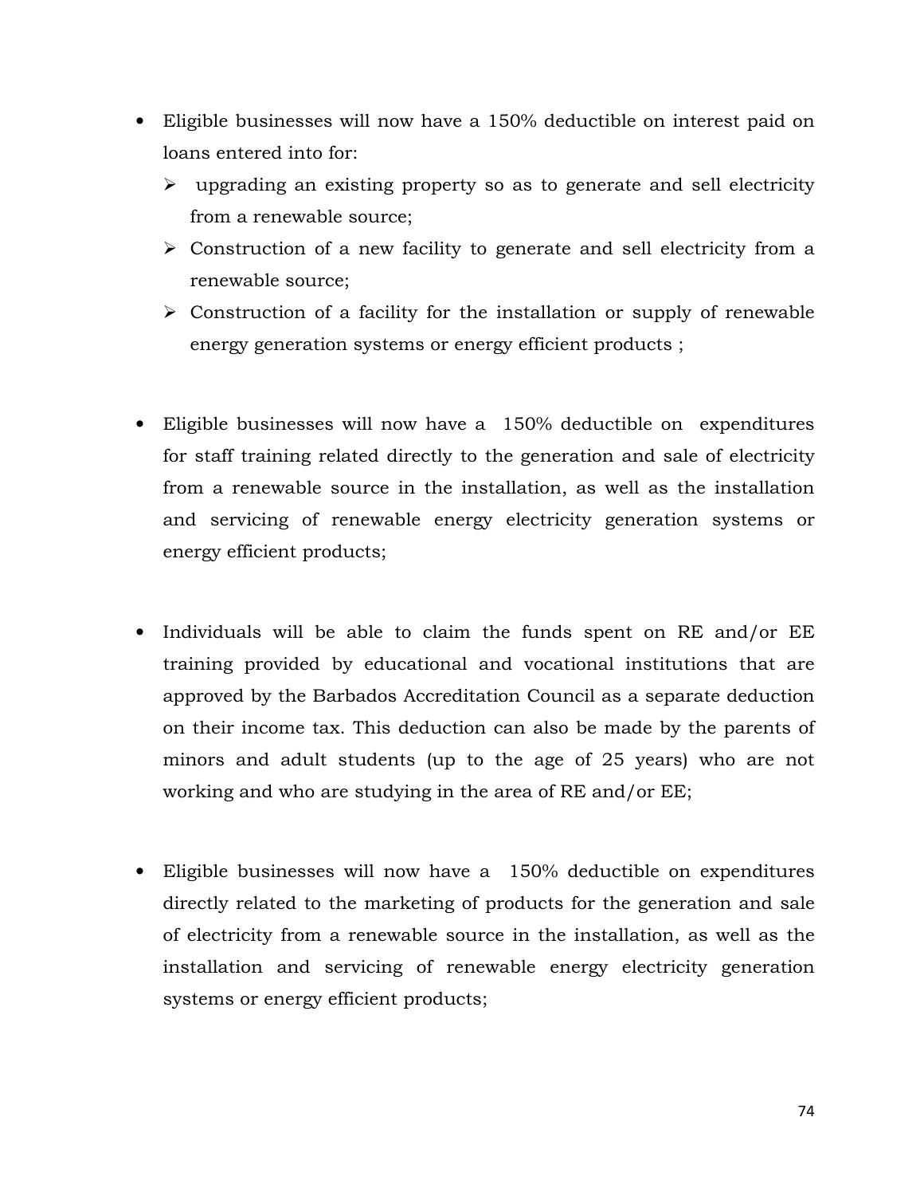- Eligible businesses will now have a 150% deductible on interest paid on loans entered into for:
  - upgrading an existing property so as to generate and sell electricity from a renewable source;
  - Construction of a new facility to generate and sell electricity from a renewable source;
  - Construction of a facility for the installation or supply of renewable energy generation systems or energy efficient products ;

- Eligible businesses will now have a 150% deductible on expenditures for staff training related directly to the generation and sale of electricity from a renewable source in the installation, as well as the installation and servicing of renewable energy electricity generation systems or energy efficient products;

- Individuals will be able to claim the funds spent on RE and/or EE training provided by educational and vocational institutions that are approved by the Barbados Accreditation Council as a separate deduction on their income tax. This deduction can also be made by the parents of minors and adult students (up to the age of 25 years) who are not working and who are studying in the area of RE and/or EE;

- Eligible businesses will now have a 150% deductible on expenditures directly related to the marketing of products for the generation and sale of electricity from a renewable source in the installation, as well as the installation and servicing of renewable energy electricity generation systems or energy efficient products;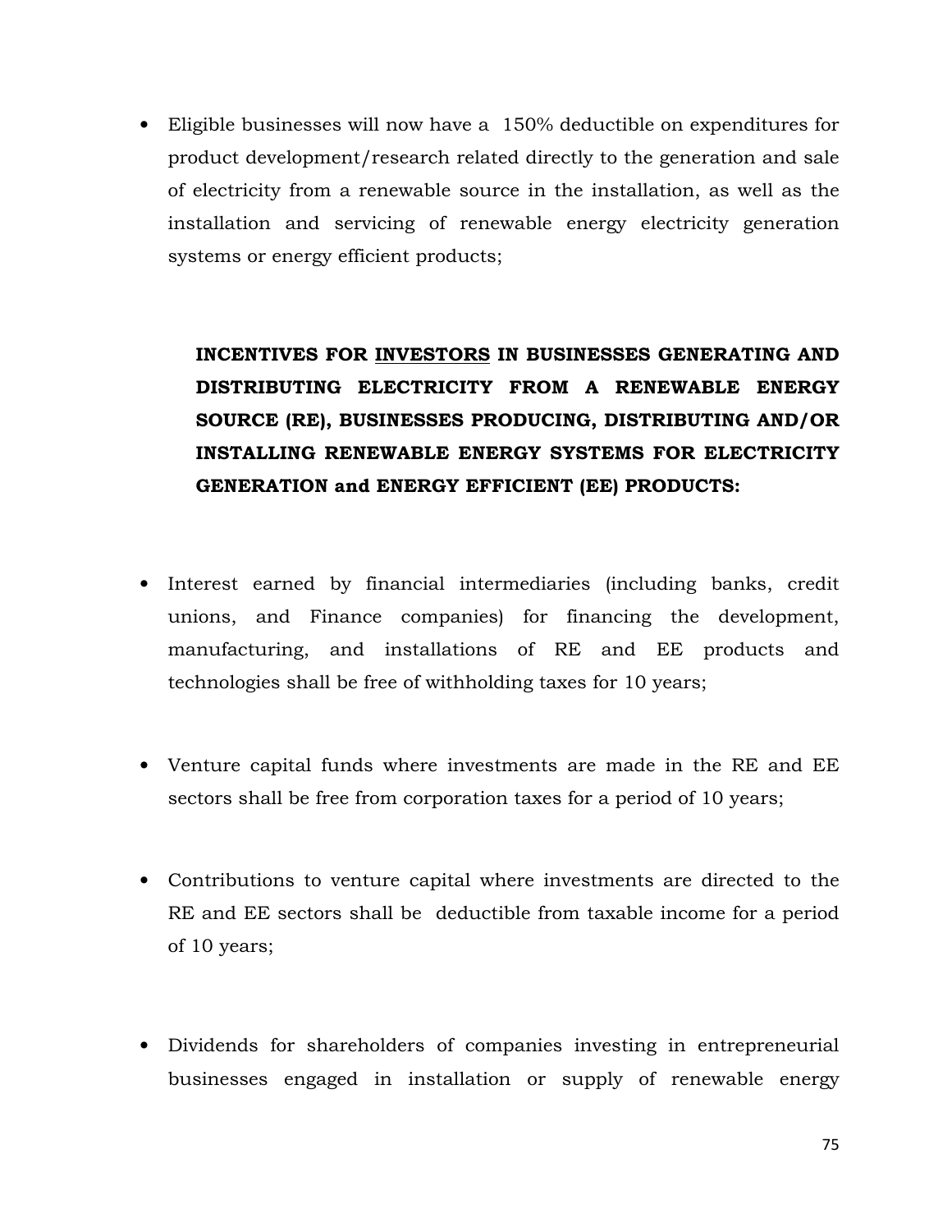- Eligible businesses will now have a 150% deductible on expenditures for product development/research related directly to the generation and sale of electricity from a renewable source in the installation, as well as the installation and servicing of renewable energy electricity generation systems or energy efficient products;

**INCENTIVES FOR <u>INVESTORS</u> IN BUSINESSES GENERATING AND DISTRIBUTING ELECTRICITY FROM A RENEWABLE ENERGY SOURCE (RE), BUSINESSES PRODUCING, DISTRIBUTING AND/OR INSTALLING RENEWABLE ENERGY SYSTEMS FOR ELECTRICITY GENERATION and ENERGY EFFICIENT (EE) PRODUCTS:**

- Interest earned by financial intermediaries (including banks, credit unions, and Finance companies) for financing the development, manufacturing, and installations of RE and EE products and technologies shall be free of withholding taxes for 10 years;

- Venture capital funds where investments are made in the RE and EE sectors shall be free from corporation taxes for a period of 10 years;

- Contributions to venture capital where investments are directed to the RE and EE sectors shall be deductible from taxable income for a period of 10 years;

- Dividends for shareholders of companies investing in entrepreneurial businesses engaged in installation or supply of renewable energy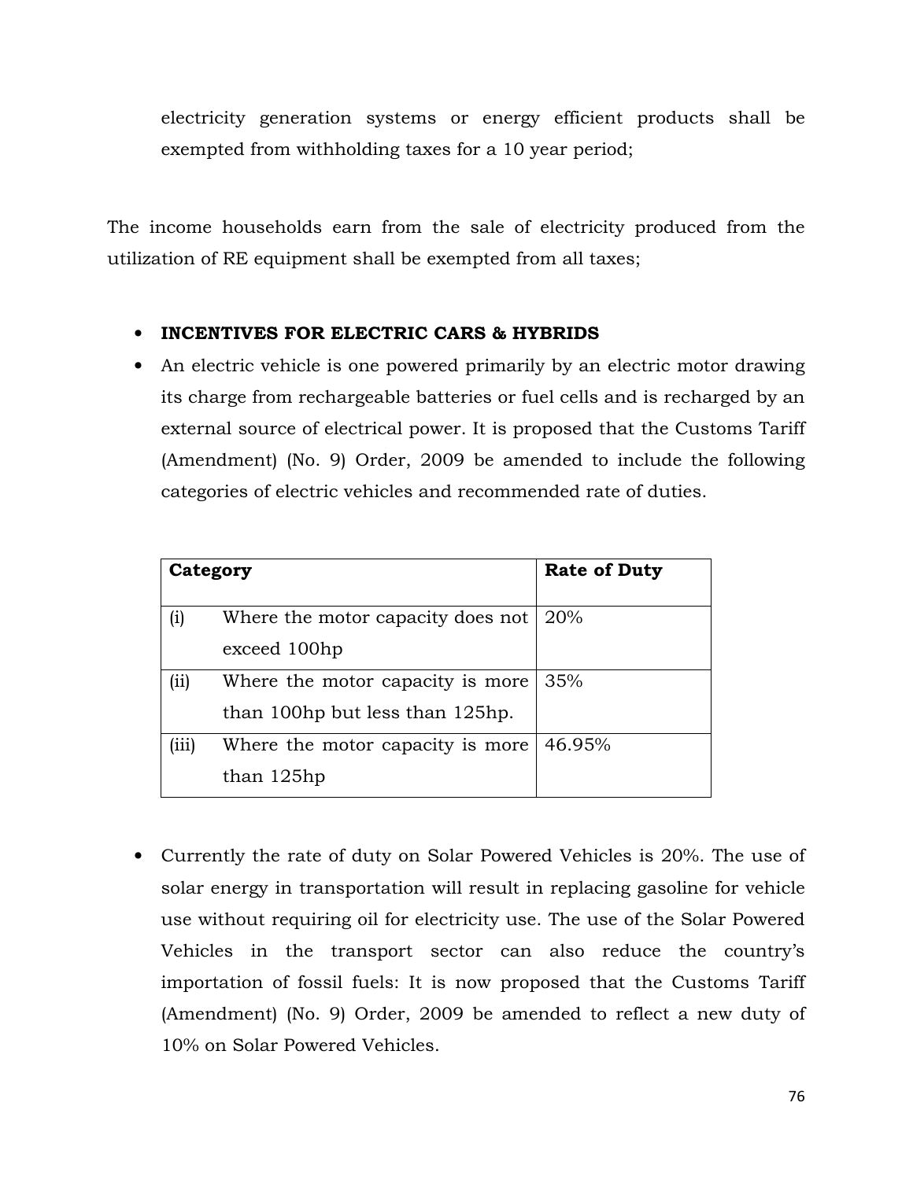electricity generation systems or energy efficient products shall be exempted from withholding taxes for a 10 year period;

The income households earn from the sale of electricity produced from the utilization of RE equipment shall be exempted from all taxes;

- **INCENTIVES FOR ELECTRIC CARS & HYBRIDS**
- An electric vehicle is one powered primarily by an electric motor drawing its charge from rechargeable batteries or fuel cells and is recharged by an external source of electrical power. It is proposed that the Customs Tariff (Amendment) (No. 9) Order, 2009 be amended to include the following categories of electric vehicles and recommended rate of duties.

| Category | | Rate of Duty |
|---|---|---|
| (i) | Where the motor capacity does not exceed 100hp | 20% |
| (ii) | Where the motor capacity is more than 100hp but less than 125hp. | 35% |
| (iii) | Where the motor capacity is more than 125hp | 46.95% |

- Currently the rate of duty on Solar Powered Vehicles is 20%. The use of solar energy in transportation will result in replacing gasoline for vehicle use without requiring oil for electricity use. The use of the Solar Powered Vehicles in the transport sector can also reduce the country's importation of fossil fuels: It is now proposed that the Customs Tariff (Amendment) (No. 9) Order, 2009 be amended to reflect a new duty of 10% on Solar Powered Vehicles.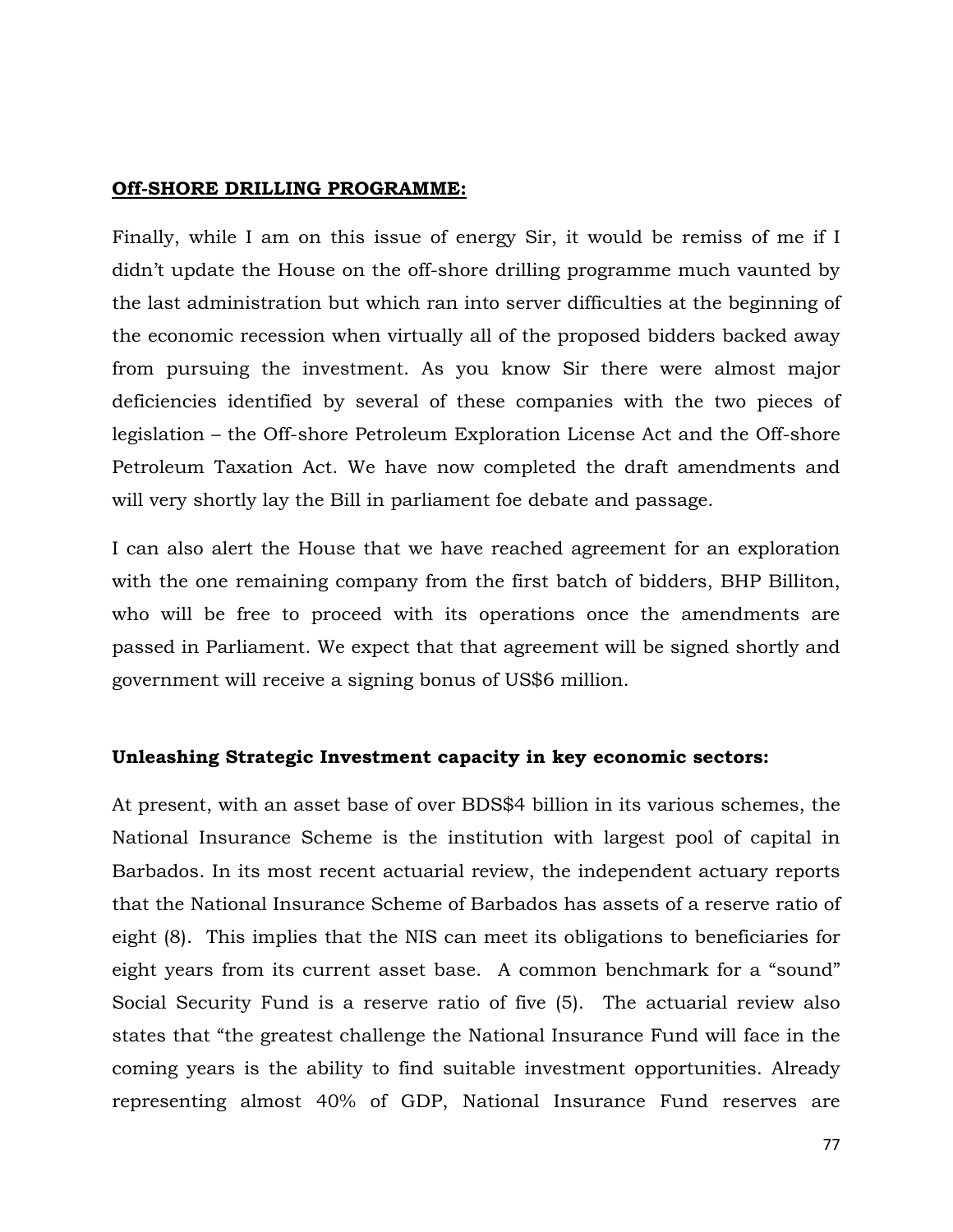**Off-SHORE DRILLING PROGRAMME:**

Finally, while I am on this issue of energy Sir, it would be remiss of me if I didn't update the House on the off-shore drilling programme much vaunted by the last administration but which ran into server difficulties at the beginning of the economic recession when virtually all of the proposed bidders backed away from pursuing the investment. As you know Sir there were almost major deficiencies identified by several of these companies with the two pieces of legislation – the Off-shore Petroleum Exploration License Act and the Off-shore Petroleum Taxation Act. We have now completed the draft amendments and will very shortly lay the Bill in parliament foe debate and passage.

I can also alert the House that we have reached agreement for an exploration with the one remaining company from the first batch of bidders, BHP Billiton, who will be free to proceed with its operations once the amendments are passed in Parliament. We expect that that agreement will be signed shortly and government will receive a signing bonus of US$6 million.

**Unleashing Strategic Investment capacity in key economic sectors:**

At present, with an asset base of over BDS$4 billion in its various schemes, the National Insurance Scheme is the institution with largest pool of capital in Barbados. In its most recent actuarial review, the independent actuary reports that the National Insurance Scheme of Barbados has assets of a reserve ratio of eight (8). This implies that the NIS can meet its obligations to beneficiaries for eight years from its current asset base. A common benchmark for a "sound" Social Security Fund is a reserve ratio of five (5). The actuarial review also states that "the greatest challenge the National Insurance Fund will face in the coming years is the ability to find suitable investment opportunities. Already representing almost 40% of GDP, National Insurance Fund reserves are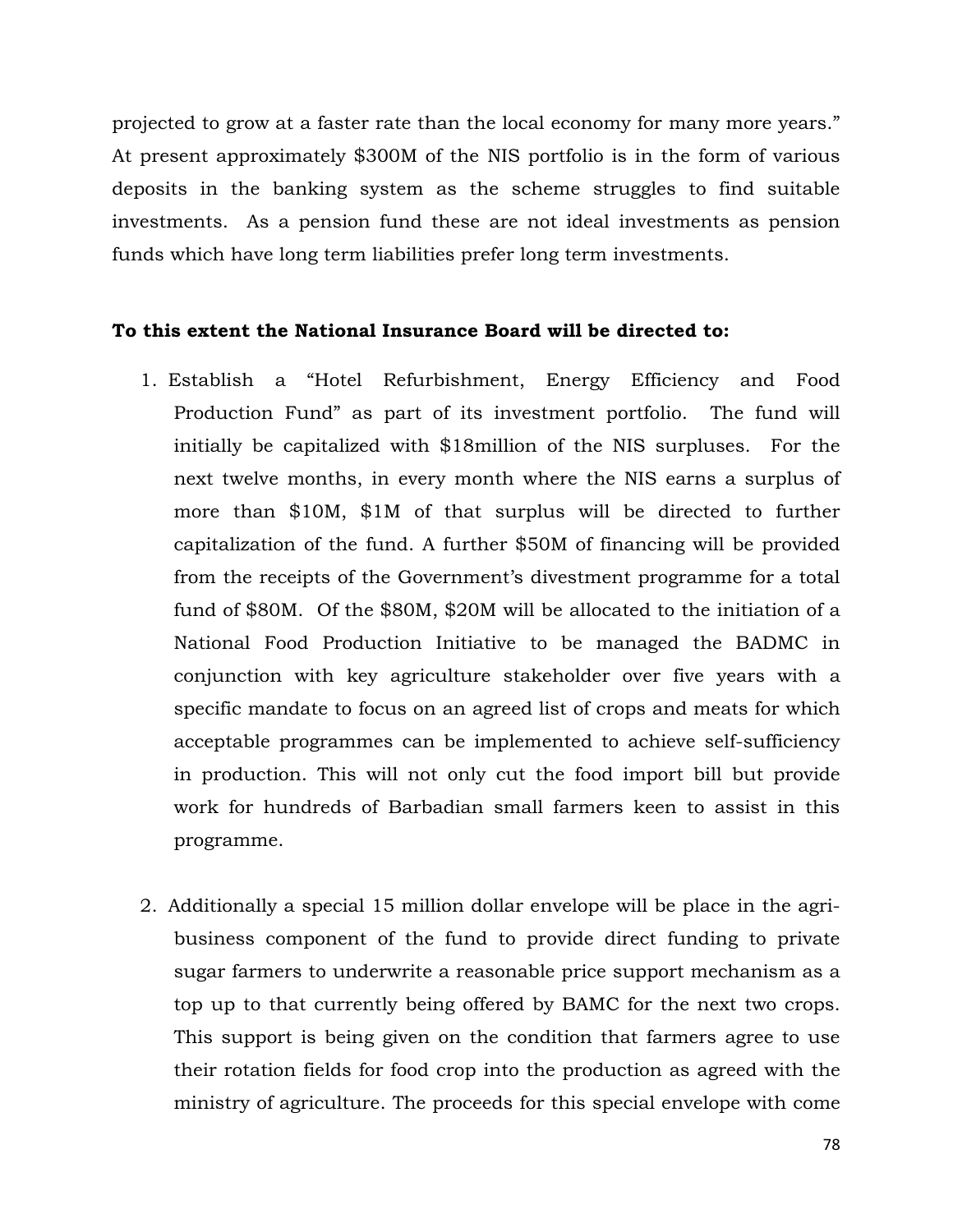projected to grow at a faster rate than the local economy for many more years." At present approximately $300M of the NIS portfolio is in the form of various deposits in the banking system as the scheme struggles to find suitable investments. As a pension fund these are not ideal investments as pension funds which have long term liabilities prefer long term investments.

**To this extent the National Insurance Board will be directed to:**

1. Establish a "Hotel Refurbishment, Energy Efficiency and Food Production Fund" as part of its investment portfolio. The fund will initially be capitalized with $18million of the NIS surpluses. For the next twelve months, in every month where the NIS earns a surplus of more than $10M, $1M of that surplus will be directed to further capitalization of the fund. A further $50M of financing will be provided from the receipts of the Government's divestment programme for a total fund of $80M. Of the $80M, $20M will be allocated to the initiation of a National Food Production Initiative to be managed the BADMC in conjunction with key agriculture stakeholder over five years with a specific mandate to focus on an agreed list of crops and meats for which acceptable programmes can be implemented to achieve self-sufficiency in production. This will not only cut the food import bill but provide work for hundreds of Barbadian small farmers keen to assist in this programme.

2. Additionally a special 15 million dollar envelope will be place in the agri-business component of the fund to provide direct funding to private sugar farmers to underwrite a reasonable price support mechanism as a top up to that currently being offered by BAMC for the next two crops. This support is being given on the condition that farmers agree to use their rotation fields for food crop into the production as agreed with the ministry of agriculture. The proceeds for this special envelope with come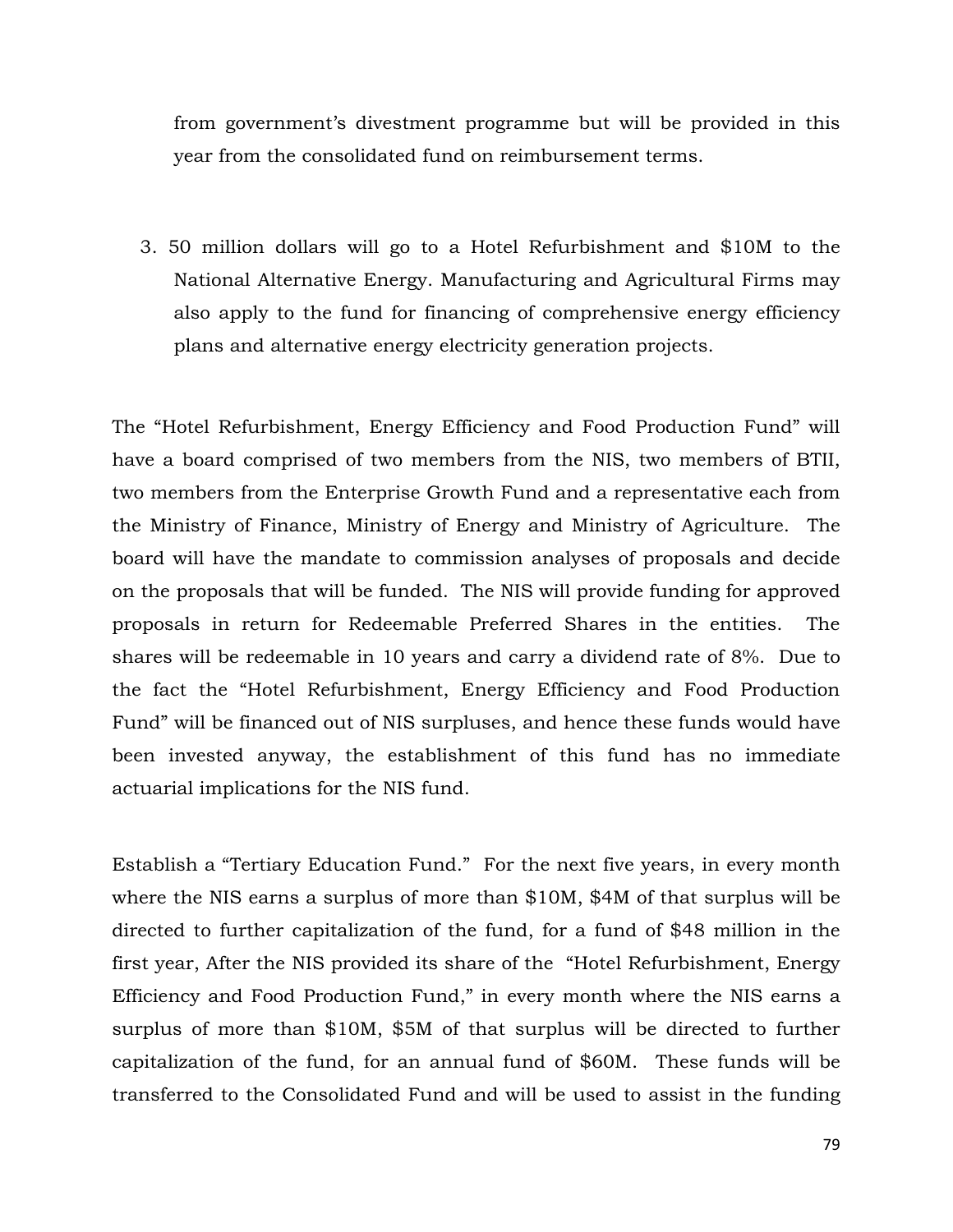from government's divestment programme but will be provided in this year from the consolidated fund on reimbursement terms.

3. 50 million dollars will go to a Hotel Refurbishment and $10M to the National Alternative Energy. Manufacturing and Agricultural Firms may also apply to the fund for financing of comprehensive energy efficiency plans and alternative energy electricity generation projects.

The "Hotel Refurbishment, Energy Efficiency and Food Production Fund" will have a board comprised of two members from the NIS, two members of BTII, two members from the Enterprise Growth Fund and a representative each from the Ministry of Finance, Ministry of Energy and Ministry of Agriculture. The board will have the mandate to commission analyses of proposals and decide on the proposals that will be funded. The NIS will provide funding for approved proposals in return for Redeemable Preferred Shares in the entities. The shares will be redeemable in 10 years and carry a dividend rate of 8%. Due to the fact the "Hotel Refurbishment, Energy Efficiency and Food Production Fund" will be financed out of NIS surpluses, and hence these funds would have been invested anyway, the establishment of this fund has no immediate actuarial implications for the NIS fund.

Establish a "Tertiary Education Fund." For the next five years, in every month where the NIS earns a surplus of more than $10M, $4M of that surplus will be directed to further capitalization of the fund, for a fund of $48 million in the first year, After the NIS provided its share of the "Hotel Refurbishment, Energy Efficiency and Food Production Fund," in every month where the NIS earns a surplus of more than $10M, $5M of that surplus will be directed to further capitalization of the fund, for an annual fund of $60M. These funds will be transferred to the Consolidated Fund and will be used to assist in the funding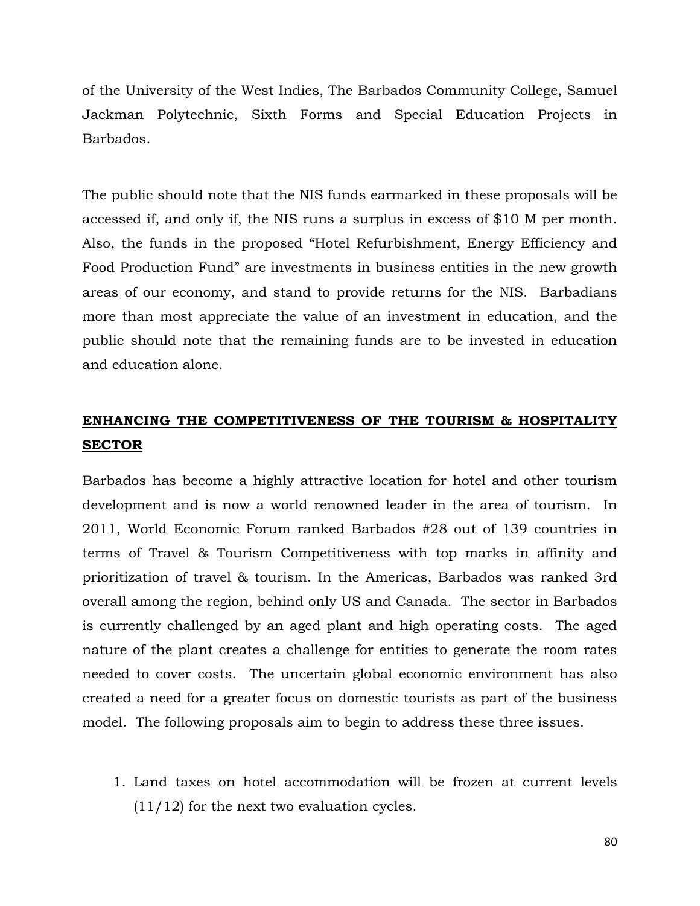of the University of the West Indies, The Barbados Community College, Samuel Jackman Polytechnic, Sixth Forms and Special Education Projects in Barbados.

The public should note that the NIS funds earmarked in these proposals will be accessed if, and only if, the NIS runs a surplus in excess of $10 M per month. Also, the funds in the proposed "Hotel Refurbishment, Energy Efficiency and Food Production Fund" are investments in business entities in the new growth areas of our economy, and stand to provide returns for the NIS. Barbadians more than most appreciate the value of an investment in education, and the public should note that the remaining funds are to be invested in education and education alone.

## ENHANCING THE COMPETITIVENESS OF THE TOURISM & HOSPITALITY SECTOR

Barbados has become a highly attractive location for hotel and other tourism development and is now a world renowned leader in the area of tourism. In 2011, World Economic Forum ranked Barbados #28 out of 139 countries in terms of Travel & Tourism Competitiveness with top marks in affinity and prioritization of travel & tourism. In the Americas, Barbados was ranked 3rd overall among the region, behind only US and Canada. The sector in Barbados is currently challenged by an aged plant and high operating costs. The aged nature of the plant creates a challenge for entities to generate the room rates needed to cover costs. The uncertain global economic environment has also created a need for a greater focus on domestic tourists as part of the business model. The following proposals aim to begin to address these three issues.

1. Land taxes on hotel accommodation will be frozen at current levels (11/12) for the next two evaluation cycles.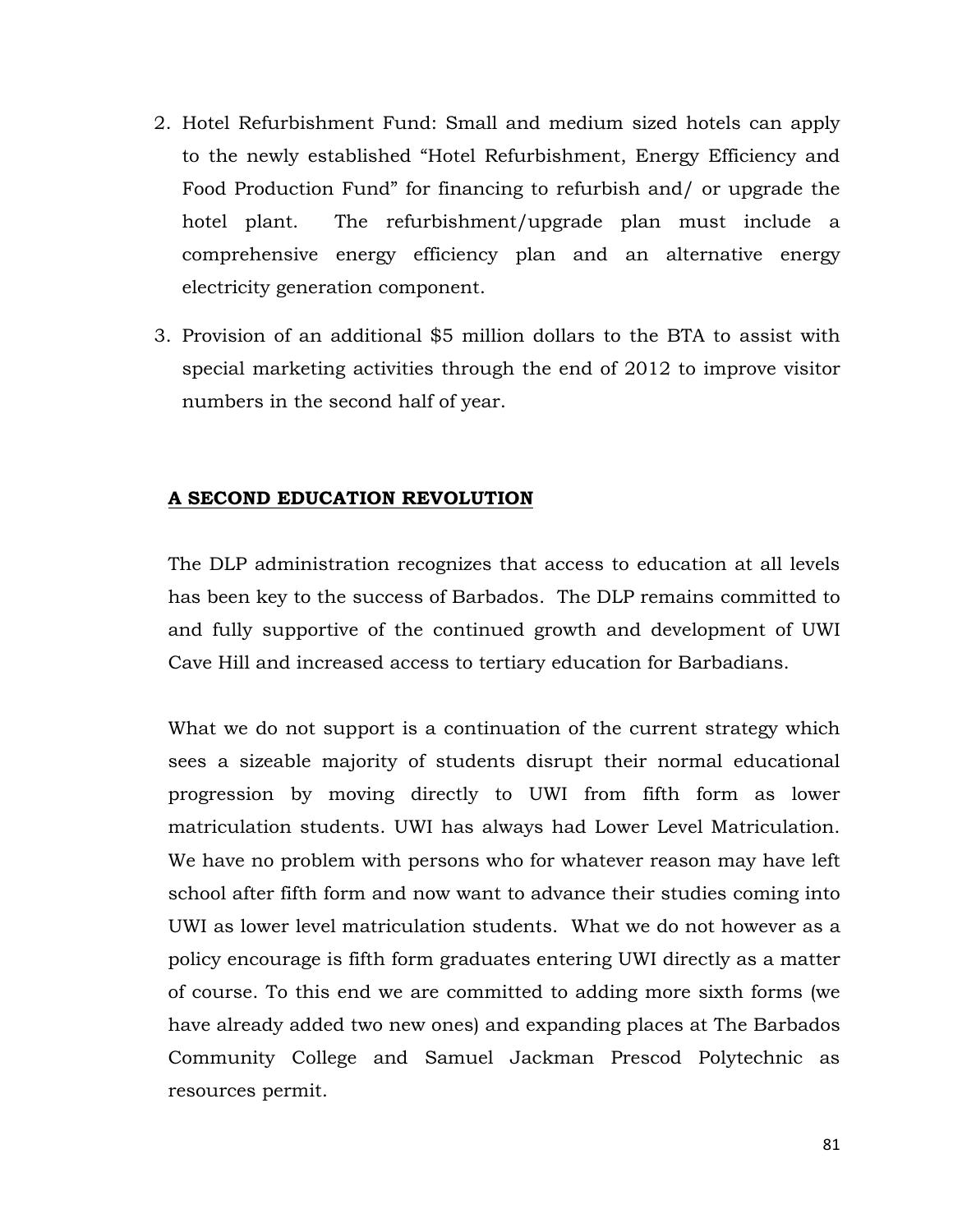2. Hotel Refurbishment Fund: Small and medium sized hotels can apply to the newly established "Hotel Refurbishment, Energy Efficiency and Food Production Fund" for financing to refurbish and/ or upgrade the hotel plant. The refurbishment/upgrade plan must include a comprehensive energy efficiency plan and an alternative energy electricity generation component.

3. Provision of an additional $5 million dollars to the BTA to assist with special marketing activities through the end of 2012 to improve visitor numbers in the second half of year.

## A SECOND EDUCATION REVOLUTION

The DLP administration recognizes that access to education at all levels has been key to the success of Barbados. The DLP remains committed to and fully supportive of the continued growth and development of UWI Cave Hill and increased access to tertiary education for Barbadians.

What we do not support is a continuation of the current strategy which sees a sizeable majority of students disrupt their normal educational progression by moving directly to UWI from fifth form as lower matriculation students. UWI has always had Lower Level Matriculation. We have no problem with persons who for whatever reason may have left school after fifth form and now want to advance their studies coming into UWI as lower level matriculation students. What we do not however as a policy encourage is fifth form graduates entering UWI directly as a matter of course. To this end we are committed to adding more sixth forms (we have already added two new ones) and expanding places at The Barbados Community College and Samuel Jackman Prescod Polytechnic as resources permit.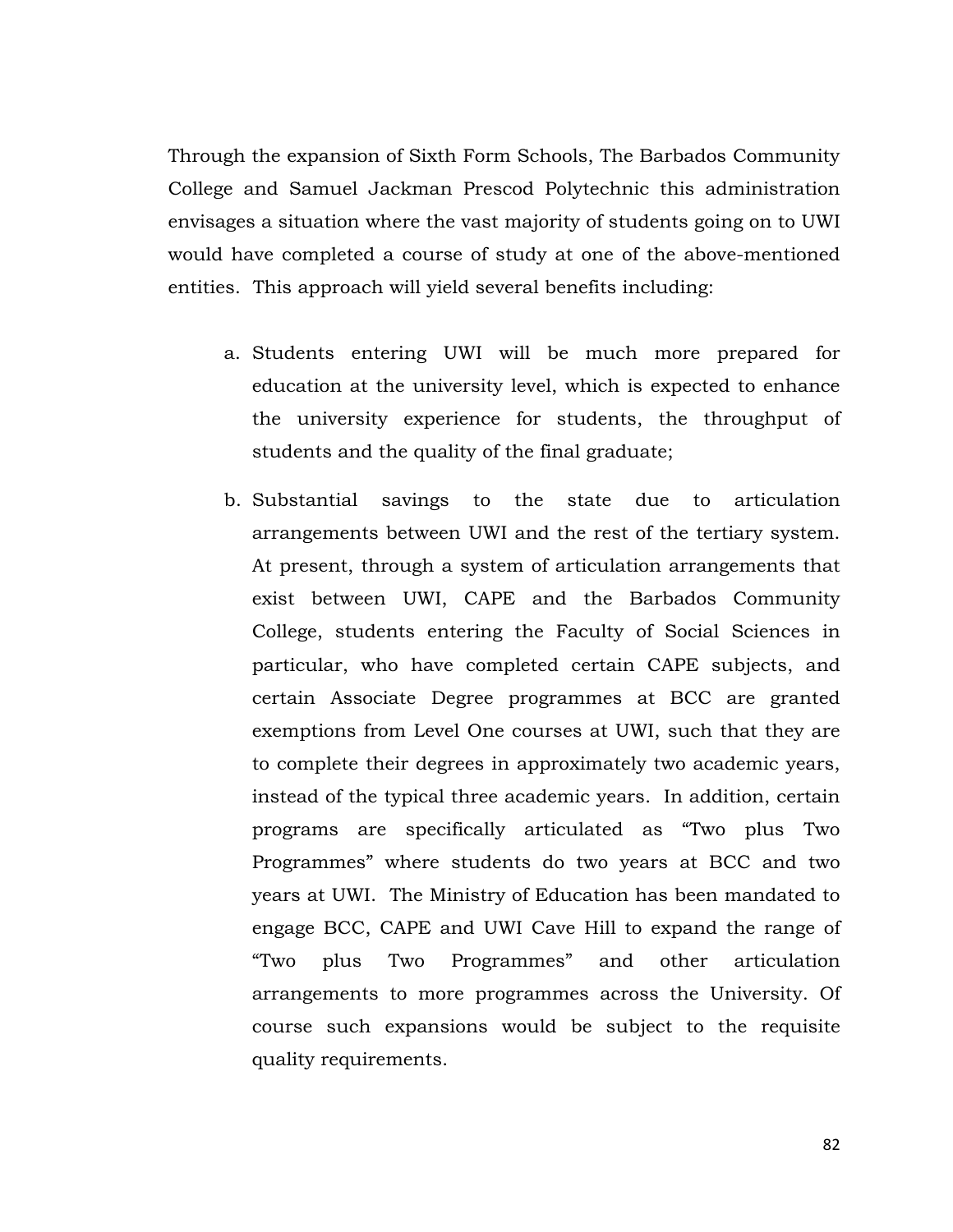Through the expansion of Sixth Form Schools, The Barbados Community College and Samuel Jackman Prescod Polytechnic this administration envisages a situation where the vast majority of students going on to UWI would have completed a course of study at one of the above-mentioned entities. This approach will yield several benefits including:

a. Students entering UWI will be much more prepared for education at the university level, which is expected to enhance the university experience for students, the throughput of students and the quality of the final graduate;

b. Substantial savings to the state due to articulation arrangements between UWI and the rest of the tertiary system. At present, through a system of articulation arrangements that exist between UWI, CAPE and the Barbados Community College, students entering the Faculty of Social Sciences in particular, who have completed certain CAPE subjects, and certain Associate Degree programmes at BCC are granted exemptions from Level One courses at UWI, such that they are to complete their degrees in approximately two academic years, instead of the typical three academic years. In addition, certain programs are specifically articulated as "Two plus Two Programmes" where students do two years at BCC and two years at UWI. The Ministry of Education has been mandated to engage BCC, CAPE and UWI Cave Hill to expand the range of "Two plus Two Programmes" and other articulation arrangements to more programmes across the University. Of course such expansions would be subject to the requisite quality requirements.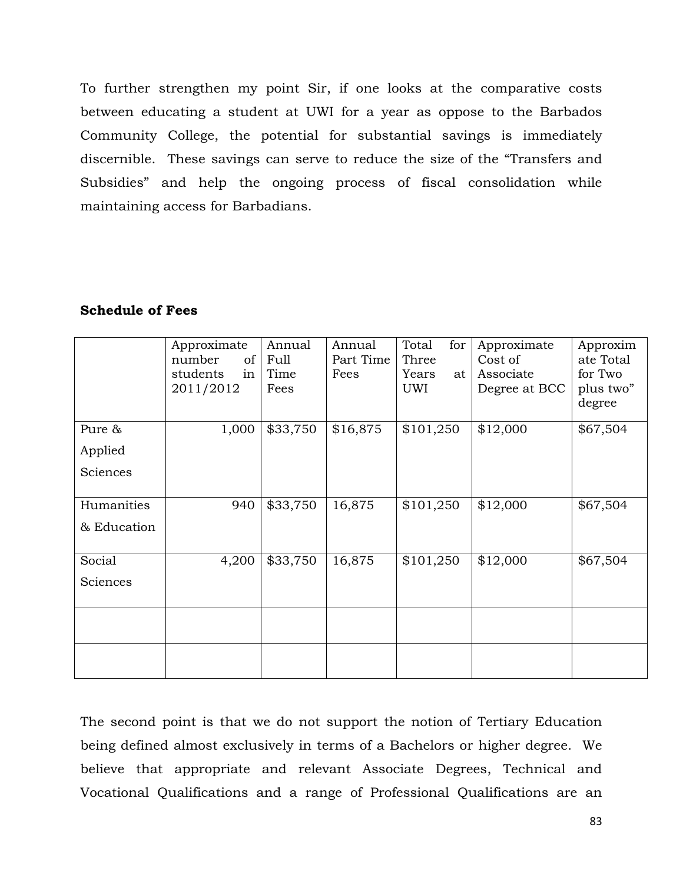To further strengthen my point Sir, if one looks at the comparative costs between educating a student at UWI for a year as oppose to the Barbados Community College, the potential for substantial savings is immediately discernible. These savings can serve to reduce the size of the "Transfers and Subsidies" and help the ongoing process of fiscal consolidation while maintaining access for Barbadians.

**Schedule of Fees**

| | Approximate number of students in 2011/2012 | Annual Full Time Fees | Annual Part Time Fees | Total for Three Years at UWI | Approximate Cost of Associate Degree at BCC | Approximate Total for Two plus two" degree |
|---|---|---|---|---|---|---|
| Pure & Applied Sciences | 1,000 | $33,750 | $16,875 | $101,250 | $12,000 | $67,504 |
| Humanities & Education | 940 | $33,750 | 16,875 | $101,250 | $12,000 | $67,504 |
| Social Sciences | 4,200 | $33,750 | 16,875 | $101,250 | $12,000 | $67,504 |
| | | | | | | |
| | | | | | | |

The second point is that we do not support the notion of Tertiary Education being defined almost exclusively in terms of a Bachelors or higher degree. We believe that appropriate and relevant Associate Degrees, Technical and Vocational Qualifications and a range of Professional Qualifications are an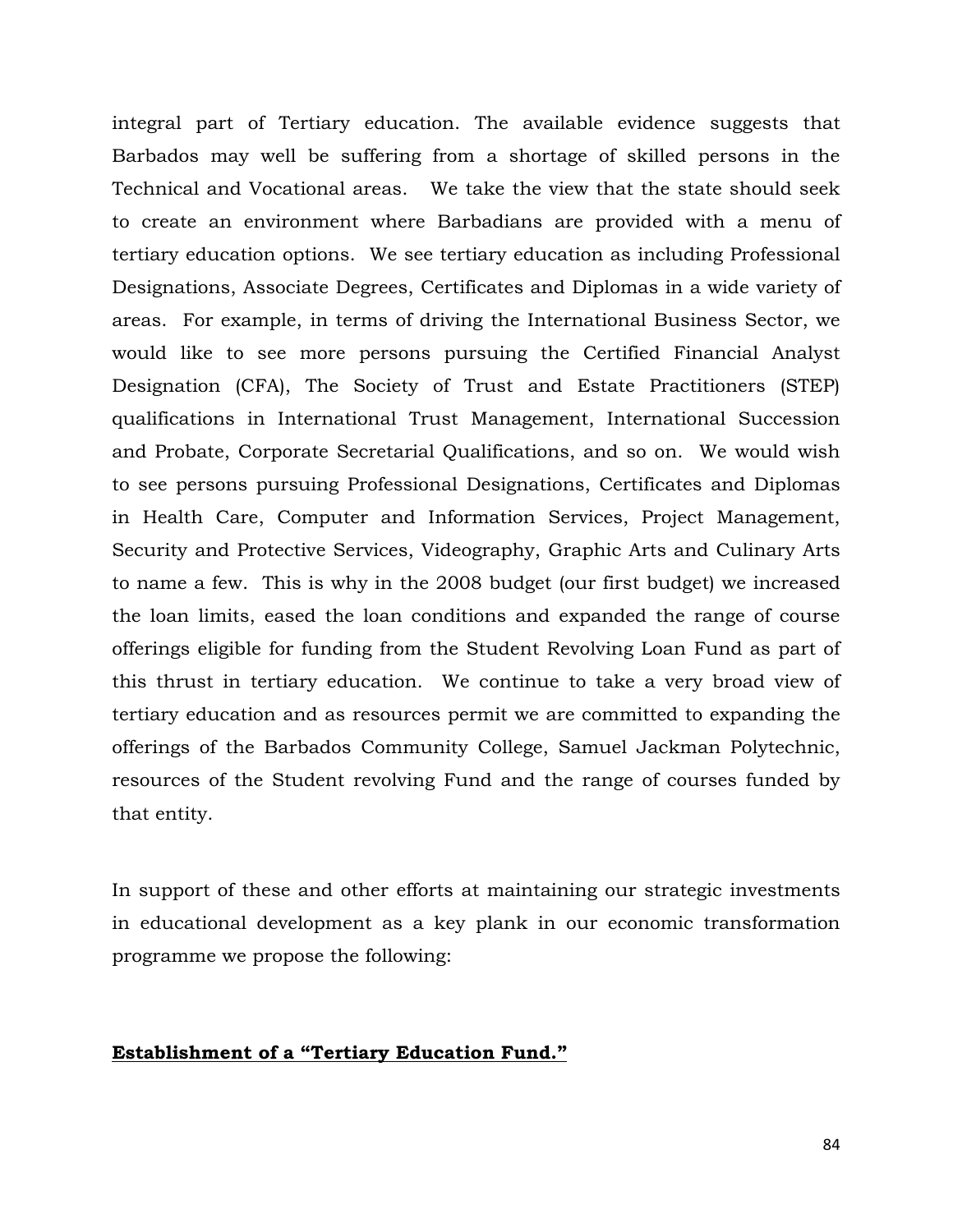integral part of Tertiary education. The available evidence suggests that Barbados may well be suffering from a shortage of skilled persons in the Technical and Vocational areas. We take the view that the state should seek to create an environment where Barbadians are provided with a menu of tertiary education options. We see tertiary education as including Professional Designations, Associate Degrees, Certificates and Diplomas in a wide variety of areas. For example, in terms of driving the International Business Sector, we would like to see more persons pursuing the Certified Financial Analyst Designation (CFA), The Society of Trust and Estate Practitioners (STEP) qualifications in International Trust Management, International Succession and Probate, Corporate Secretarial Qualifications, and so on. We would wish to see persons pursuing Professional Designations, Certificates and Diplomas in Health Care, Computer and Information Services, Project Management, Security and Protective Services, Videography, Graphic Arts and Culinary Arts to name a few. This is why in the 2008 budget (our first budget) we increased the loan limits, eased the loan conditions and expanded the range of course offerings eligible for funding from the Student Revolving Loan Fund as part of this thrust in tertiary education. We continue to take a very broad view of tertiary education and as resources permit we are committed to expanding the offerings of the Barbados Community College, Samuel Jackman Polytechnic, resources of the Student revolving Fund and the range of courses funded by that entity.

In support of these and other efforts at maintaining our strategic investments in educational development as a key plank in our economic transformation programme we propose the following:

**Establishment of a "Tertiary Education Fund."**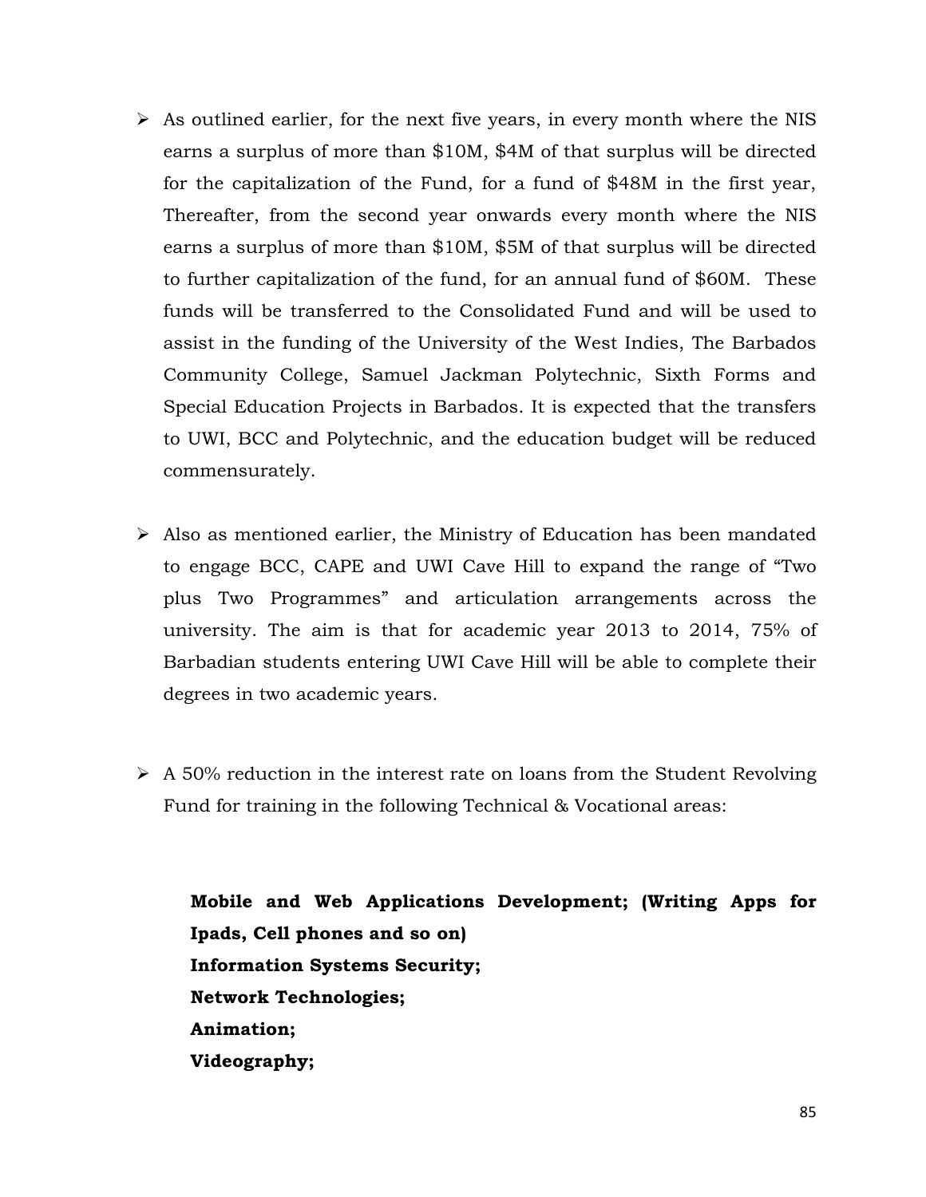- As outlined earlier, for the next five years, in every month where the NIS earns a surplus of more than $10M, $4M of that surplus will be directed for the capitalization of the Fund, for a fund of $48M in the first year, Thereafter, from the second year onwards every month where the NIS earns a surplus of more than $10M, $5M of that surplus will be directed to further capitalization of the fund, for an annual fund of $60M. These funds will be transferred to the Consolidated Fund and will be used to assist in the funding of the University of the West Indies, The Barbados Community College, Samuel Jackman Polytechnic, Sixth Forms and Special Education Projects in Barbados. It is expected that the transfers to UWI, BCC and Polytechnic, and the education budget will be reduced commensurately.

- Also as mentioned earlier, the Ministry of Education has been mandated to engage BCC, CAPE and UWI Cave Hill to expand the range of "Two plus Two Programmes" and articulation arrangements across the university. The aim is that for academic year 2013 to 2014, 75% of Barbadian students entering UWI Cave Hill will be able to complete their degrees in two academic years.

- A 50% reduction in the interest rate on loans from the Student Revolving Fund for training in the following Technical & Vocational areas:

  **Mobile and Web Applications Development; (Writing Apps for Ipads, Cell phones and so on)**
  **Information Systems Security;**
  **Network Technologies;**
  **Animation;**
  **Videography;**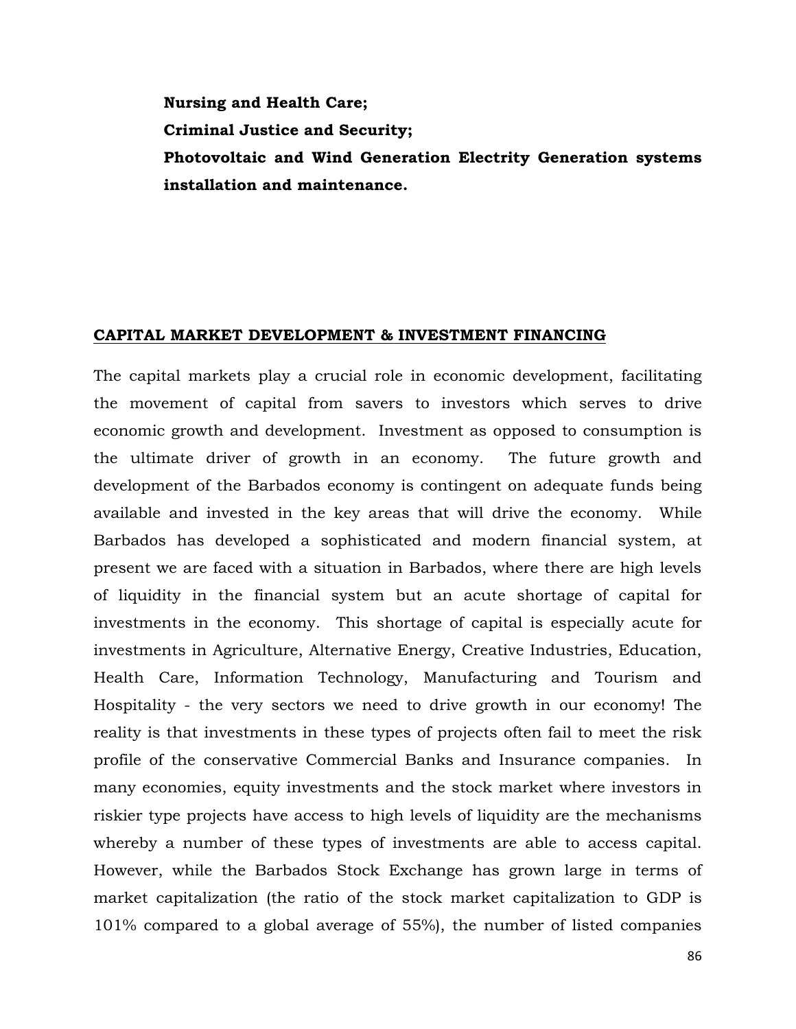**Nursing and Health Care;**
**Criminal Justice and Security;**
**Photovoltaic and Wind Generation Electrity Generation systems installation and maintenance.**

## CAPITAL MARKET DEVELOPMENT & INVESTMENT FINANCING

The capital markets play a crucial role in economic development, facilitating the movement of capital from savers to investors which serves to drive economic growth and development. Investment as opposed to consumption is the ultimate driver of growth in an economy. The future growth and development of the Barbados economy is contingent on adequate funds being available and invested in the key areas that will drive the economy. While Barbados has developed a sophisticated and modern financial system, at present we are faced with a situation in Barbados, where there are high levels of liquidity in the financial system but an acute shortage of capital for investments in the economy. This shortage of capital is especially acute for investments in Agriculture, Alternative Energy, Creative Industries, Education, Health Care, Information Technology, Manufacturing and Tourism and Hospitality - the very sectors we need to drive growth in our economy! The reality is that investments in these types of projects often fail to meet the risk profile of the conservative Commercial Banks and Insurance companies. In many economies, equity investments and the stock market where investors in riskier type projects have access to high levels of liquidity are the mechanisms whereby a number of these types of investments are able to access capital. However, while the Barbados Stock Exchange has grown large in terms of market capitalization (the ratio of the stock market capitalization to GDP is 101% compared to a global average of 55%), the number of listed companies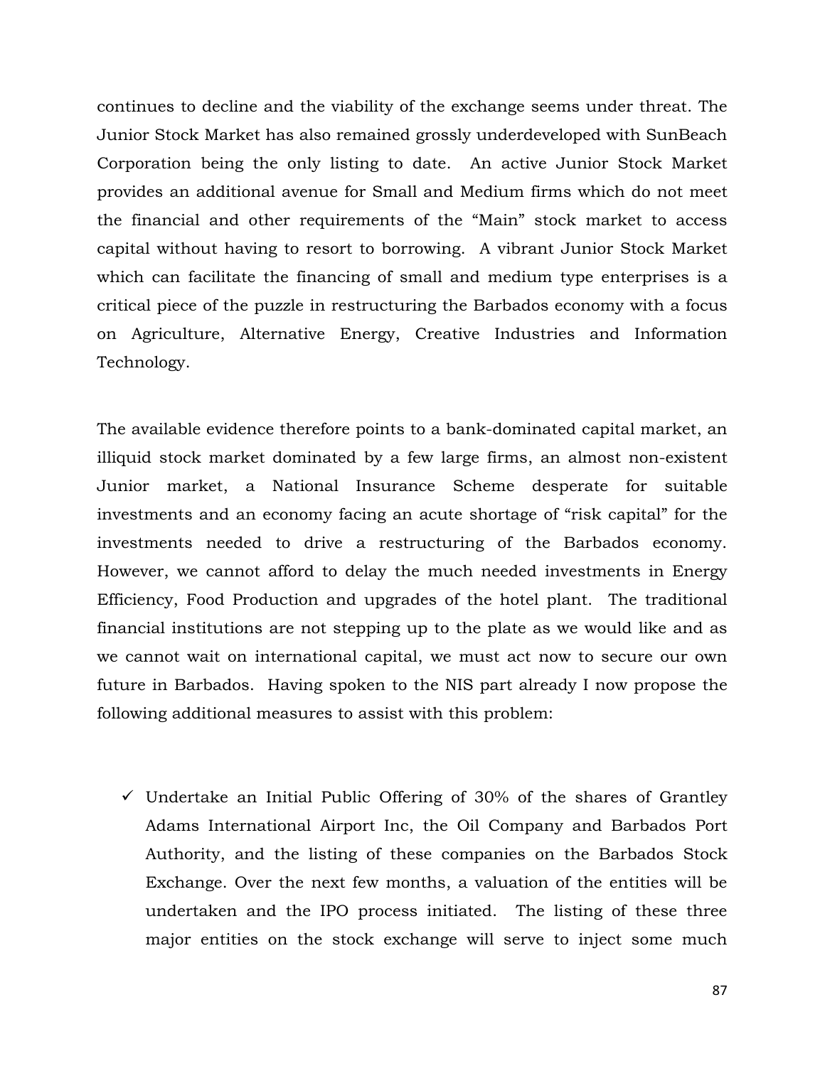continues to decline and the viability of the exchange seems under threat. The Junior Stock Market has also remained grossly underdeveloped with SunBeach Corporation being the only listing to date. An active Junior Stock Market provides an additional avenue for Small and Medium firms which do not meet the financial and other requirements of the "Main" stock market to access capital without having to resort to borrowing. A vibrant Junior Stock Market which can facilitate the financing of small and medium type enterprises is a critical piece of the puzzle in restructuring the Barbados economy with a focus on Agriculture, Alternative Energy, Creative Industries and Information Technology.

The available evidence therefore points to a bank-dominated capital market, an illiquid stock market dominated by a few large firms, an almost non-existent Junior market, a National Insurance Scheme desperate for suitable investments and an economy facing an acute shortage of "risk capital" for the investments needed to drive a restructuring of the Barbados economy. However, we cannot afford to delay the much needed investments in Energy Efficiency, Food Production and upgrades of the hotel plant. The traditional financial institutions are not stepping up to the plate as we would like and as we cannot wait on international capital, we must act now to secure our own future in Barbados. Having spoken to the NIS part already I now propose the following additional measures to assist with this problem:

- ✓ Undertake an Initial Public Offering of 30% of the shares of Grantley Adams International Airport Inc, the Oil Company and Barbados Port Authority, and the listing of these companies on the Barbados Stock Exchange. Over the next few months, a valuation of the entities will be undertaken and the IPO process initiated. The listing of these three major entities on the stock exchange will serve to inject some much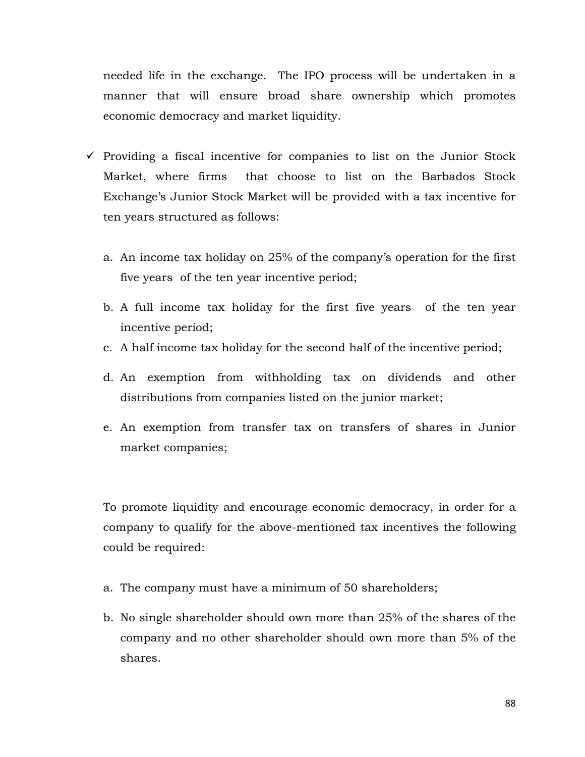needed life in the exchange. The IPO process will be undertaken in a manner that will ensure broad share ownership which promotes economic democracy and market liquidity.

- ✓ Providing a fiscal incentive for companies to list on the Junior Stock Market, where firms that choose to list on the Barbados Stock Exchange's Junior Stock Market will be provided with a tax incentive for ten years structured as follows:

  a. An income tax holiday on 25% of the company's operation for the first five years of the ten year incentive period;

  b. A full income tax holiday for the first five years of the ten year incentive period;

  c. A half income tax holiday for the second half of the incentive period;

  d. An exemption from withholding tax on dividends and other distributions from companies listed on the junior market;

  e. An exemption from transfer tax on transfers of shares in Junior market companies;

  To promote liquidity and encourage economic democracy, in order for a company to qualify for the above-mentioned tax incentives the following could be required:

  a. The company must have a minimum of 50 shareholders;

  b. No single shareholder should own more than 25% of the shares of the company and no other shareholder should own more than 5% of the shares.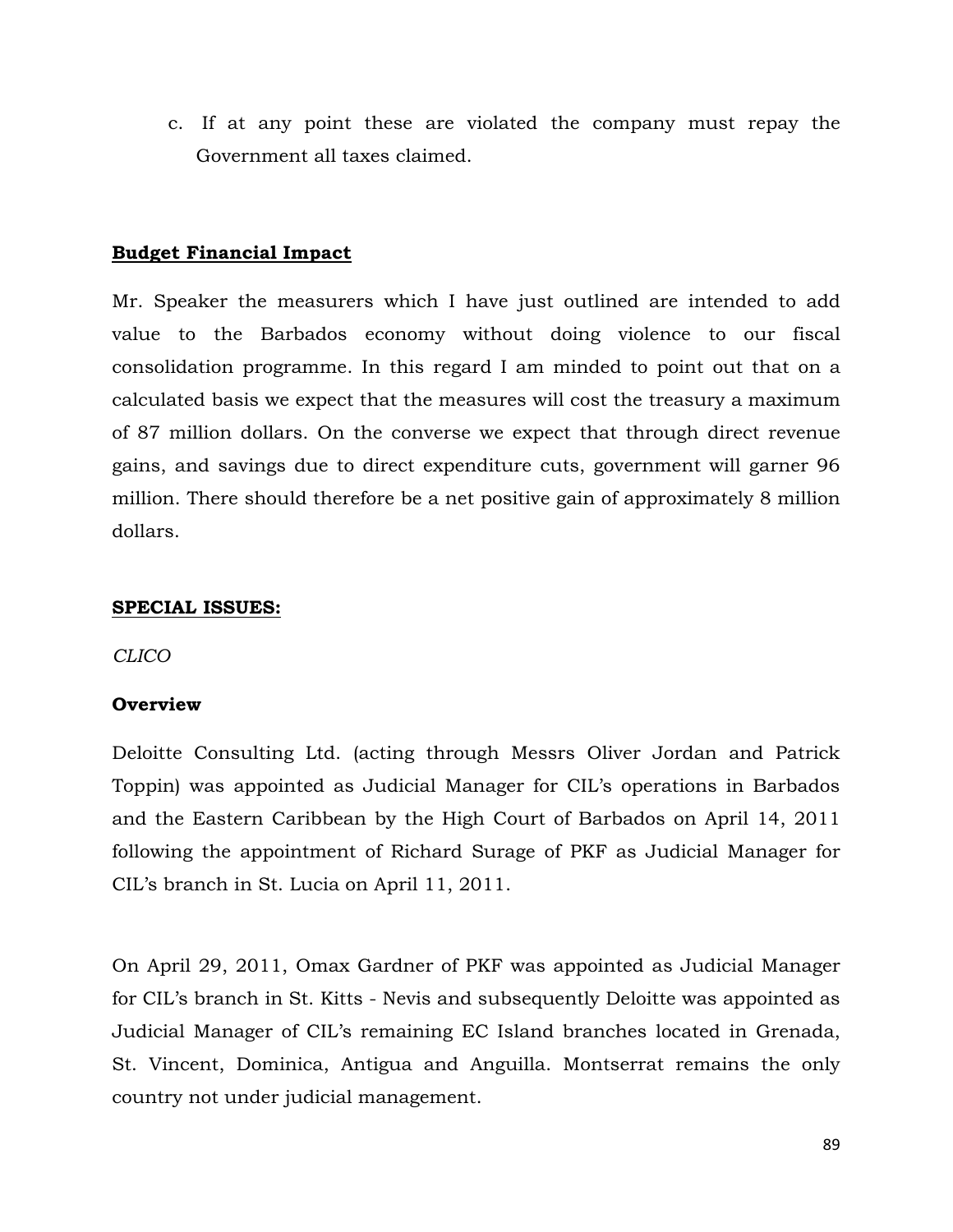c. If at any point these are violated the company must repay the Government all taxes claimed.

**<u>Budget Financial Impact</u>**

Mr. Speaker the measurers which I have just outlined are intended to add value to the Barbados economy without doing violence to our fiscal consolidation programme. In this regard I am minded to point out that on a calculated basis we expect that the measures will cost the treasury a maximum of 87 million dollars. On the converse we expect that through direct revenue gains, and savings due to direct expenditure cuts, government will garner 96 million. There should therefore be a net positive gain of approximately 8 million dollars.

**<u>SPECIAL ISSUES:</u>**

*CLICO*

**Overview**

Deloitte Consulting Ltd. (acting through Messrs Oliver Jordan and Patrick Toppin) was appointed as Judicial Manager for CIL's operations in Barbados and the Eastern Caribbean by the High Court of Barbados on April 14, 2011 following the appointment of Richard Surage of PKF as Judicial Manager for CIL's branch in St. Lucia on April 11, 2011.

On April 29, 2011, Omax Gardner of PKF was appointed as Judicial Manager for CIL's branch in St. Kitts - Nevis and subsequently Deloitte was appointed as Judicial Manager of CIL's remaining EC Island branches located in Grenada, St. Vincent, Dominica, Antigua and Anguilla. Montserrat remains the only country not under judicial management.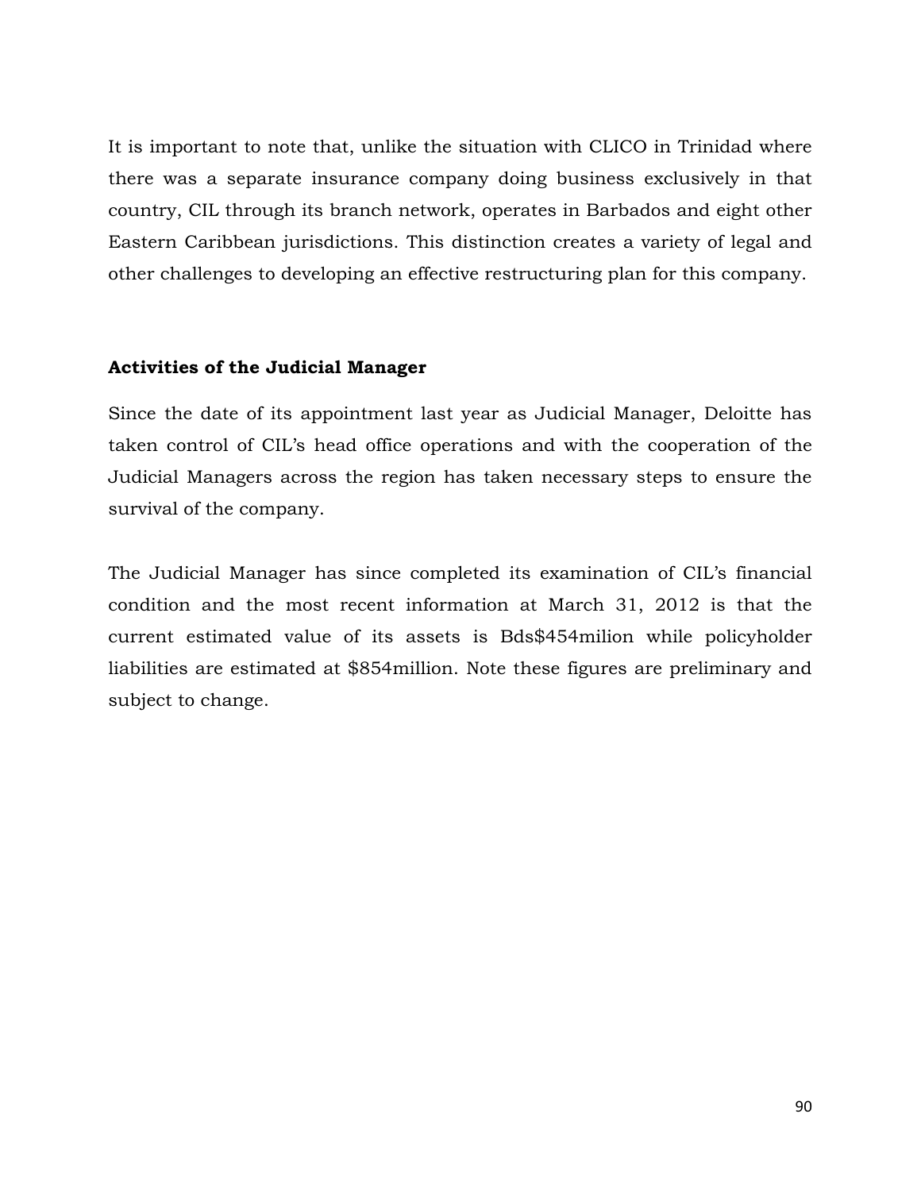It is important to note that, unlike the situation with CLICO in Trinidad where there was a separate insurance company doing business exclusively in that country, CIL through its branch network, operates in Barbados and eight other Eastern Caribbean jurisdictions. This distinction creates a variety of legal and other challenges to developing an effective restructuring plan for this company.

**Activities of the Judicial Manager**

Since the date of its appointment last year as Judicial Manager, Deloitte has taken control of CIL's head office operations and with the cooperation of the Judicial Managers across the region has taken necessary steps to ensure the survival of the company.

The Judicial Manager has since completed its examination of CIL's financial condition and the most recent information at March 31, 2012 is that the current estimated value of its assets is Bds$454milion while policyholder liabilities are estimated at $854million. Note these figures are preliminary and subject to change.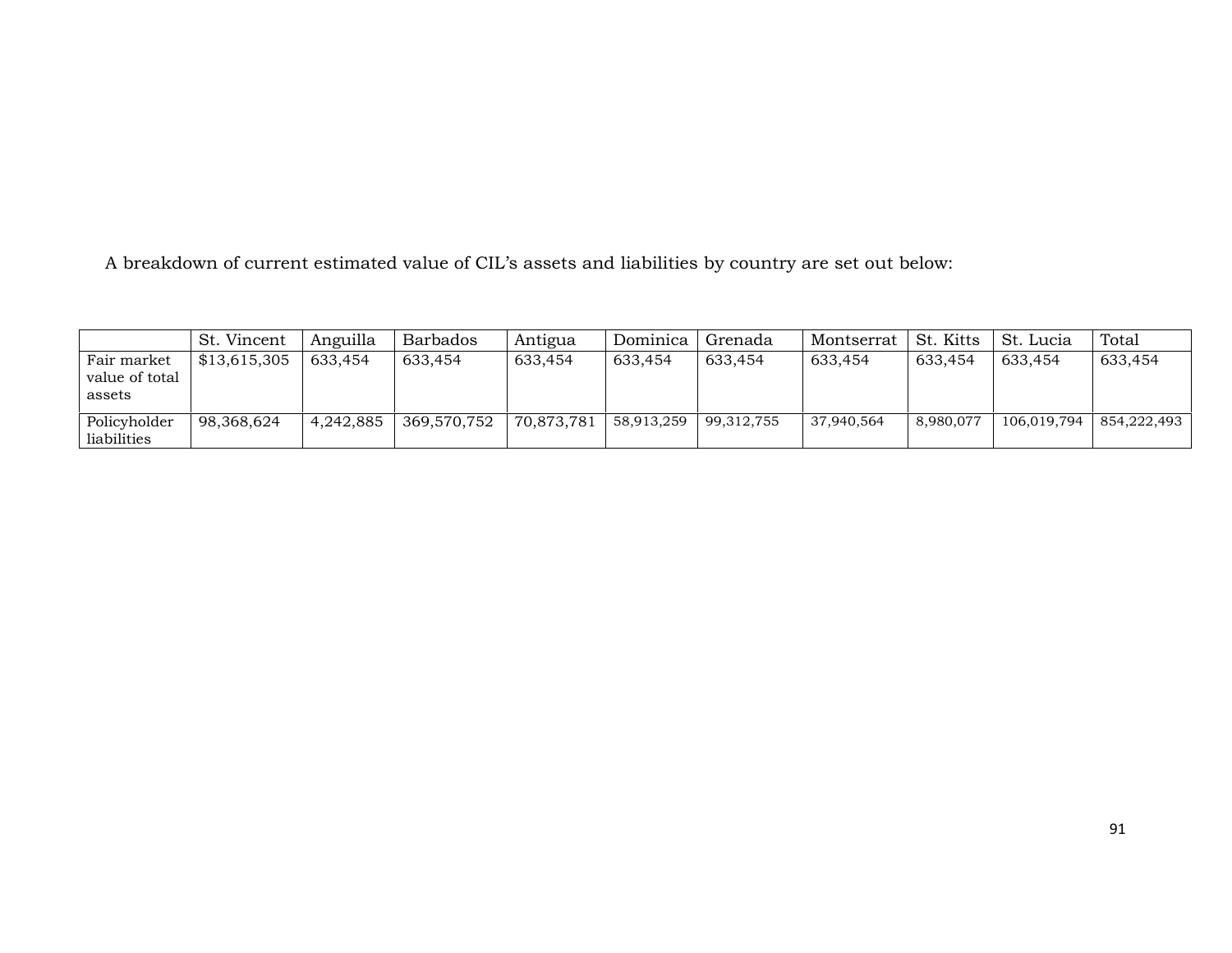A breakdown of current estimated value of CIL's assets and liabilities by country are set out below:

| | St. Vincent | Anguilla | Barbados | Antigua | Dominica | Grenada | Montserrat | St. Kitts | St. Lucia | Total |
|---|---|---|---|---|---|---|---|---|---|---|
| Fair market value of total assets | $13,615,305 | 633,454 | 633,454 | 633,454 | 633,454 | 633,454 | 633,454 | 633,454 | 633,454 | 633,454 |
| Policyholder liabilities | 98,368,624 | 4,242,885 | 369,570,752 | 70,873,781 | 58,913,259 | 99,312,755 | 37,940,564 | 8,980,077 | 106,019,794 | 854,222,493 |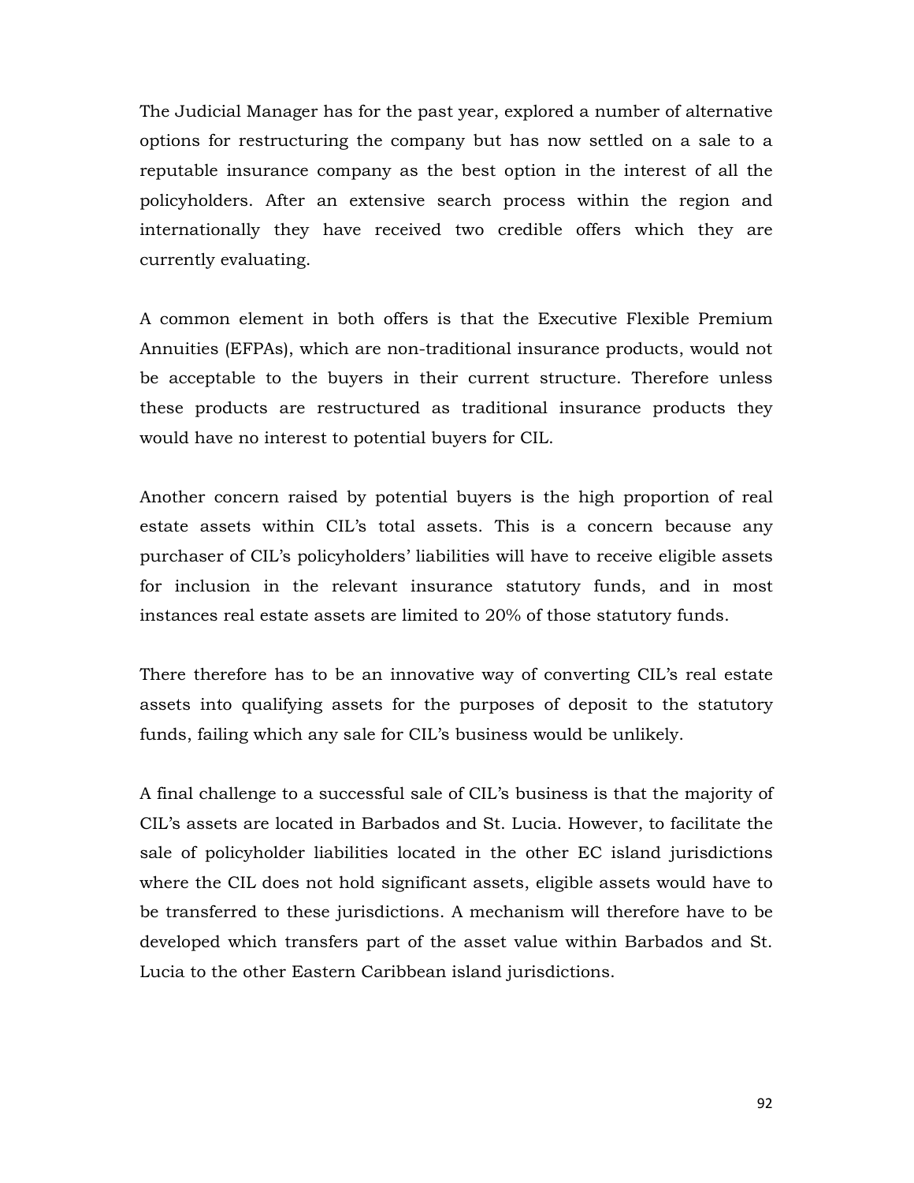The Judicial Manager has for the past year, explored a number of alternative options for restructuring the company but has now settled on a sale to a reputable insurance company as the best option in the interest of all the policyholders. After an extensive search process within the region and internationally they have received two credible offers which they are currently evaluating.

A common element in both offers is that the Executive Flexible Premium Annuities (EFPAs), which are non-traditional insurance products, would not be acceptable to the buyers in their current structure. Therefore unless these products are restructured as traditional insurance products they would have no interest to potential buyers for CIL.

Another concern raised by potential buyers is the high proportion of real estate assets within CIL's total assets. This is a concern because any purchaser of CIL's policyholders' liabilities will have to receive eligible assets for inclusion in the relevant insurance statutory funds, and in most instances real estate assets are limited to 20% of those statutory funds.

There therefore has to be an innovative way of converting CIL's real estate assets into qualifying assets for the purposes of deposit to the statutory funds, failing which any sale for CIL's business would be unlikely.

A final challenge to a successful sale of CIL's business is that the majority of CIL's assets are located in Barbados and St. Lucia. However, to facilitate the sale of policyholder liabilities located in the other EC island jurisdictions where the CIL does not hold significant assets, eligible assets would have to be transferred to these jurisdictions. A mechanism will therefore have to be developed which transfers part of the asset value within Barbados and St. Lucia to the other Eastern Caribbean island jurisdictions.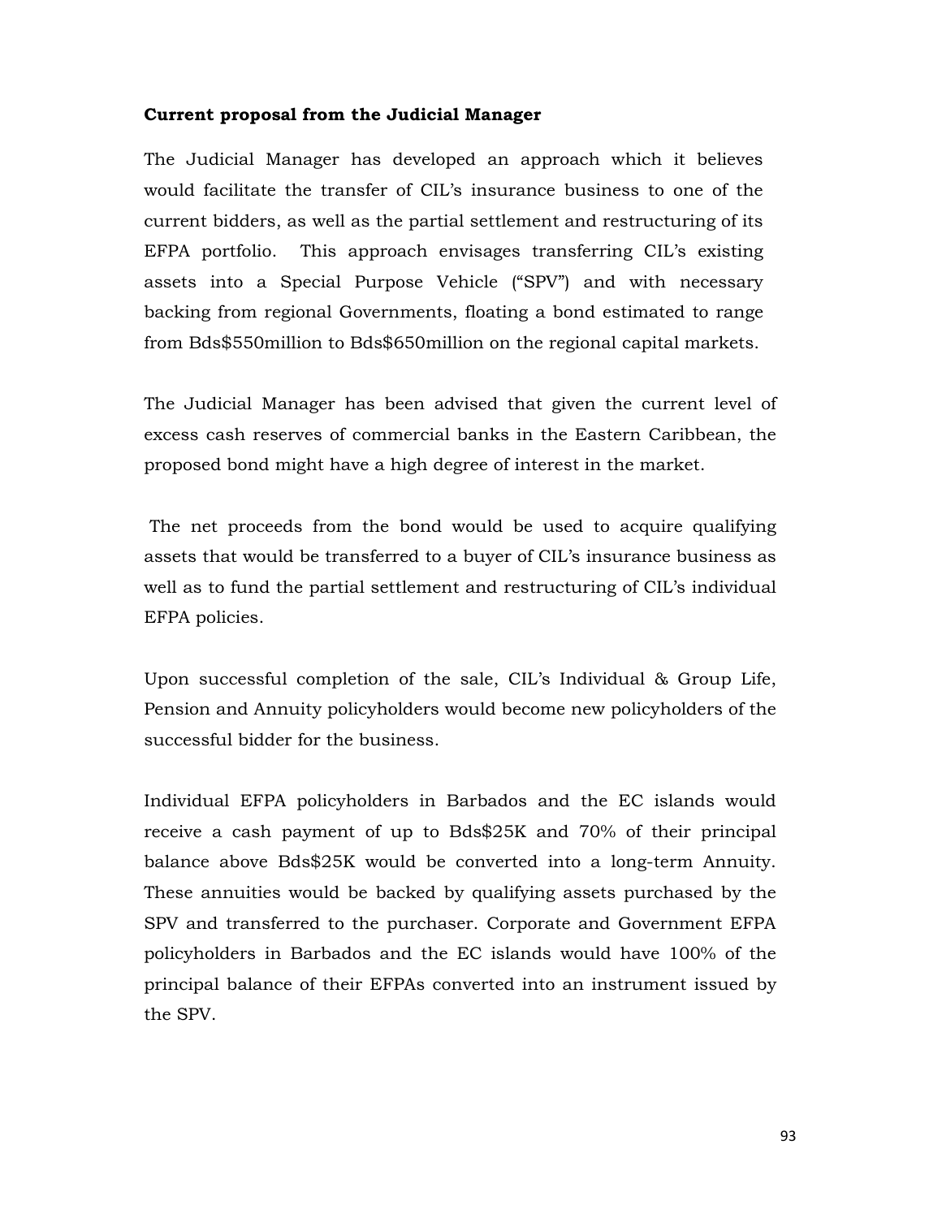**Current proposal from the Judicial Manager**

The Judicial Manager has developed an approach which it believes would facilitate the transfer of CIL's insurance business to one of the current bidders, as well as the partial settlement and restructuring of its EFPA portfolio. This approach envisages transferring CIL's existing assets into a Special Purpose Vehicle ("SPV") and with necessary backing from regional Governments, floating a bond estimated to range from Bds$550million to Bds$650million on the regional capital markets.

The Judicial Manager has been advised that given the current level of excess cash reserves of commercial banks in the Eastern Caribbean, the proposed bond might have a high degree of interest in the market.

The net proceeds from the bond would be used to acquire qualifying assets that would be transferred to a buyer of CIL's insurance business as well as to fund the partial settlement and restructuring of CIL's individual EFPA policies.

Upon successful completion of the sale, CIL's Individual & Group Life, Pension and Annuity policyholders would become new policyholders of the successful bidder for the business.

Individual EFPA policyholders in Barbados and the EC islands would receive a cash payment of up to Bds$25K and 70% of their principal balance above Bds$25K would be converted into a long-term Annuity. These annuities would be backed by qualifying assets purchased by the SPV and transferred to the purchaser. Corporate and Government EFPA policyholders in Barbados and the EC islands would have 100% of the principal balance of their EFPAs converted into an instrument issued by the SPV.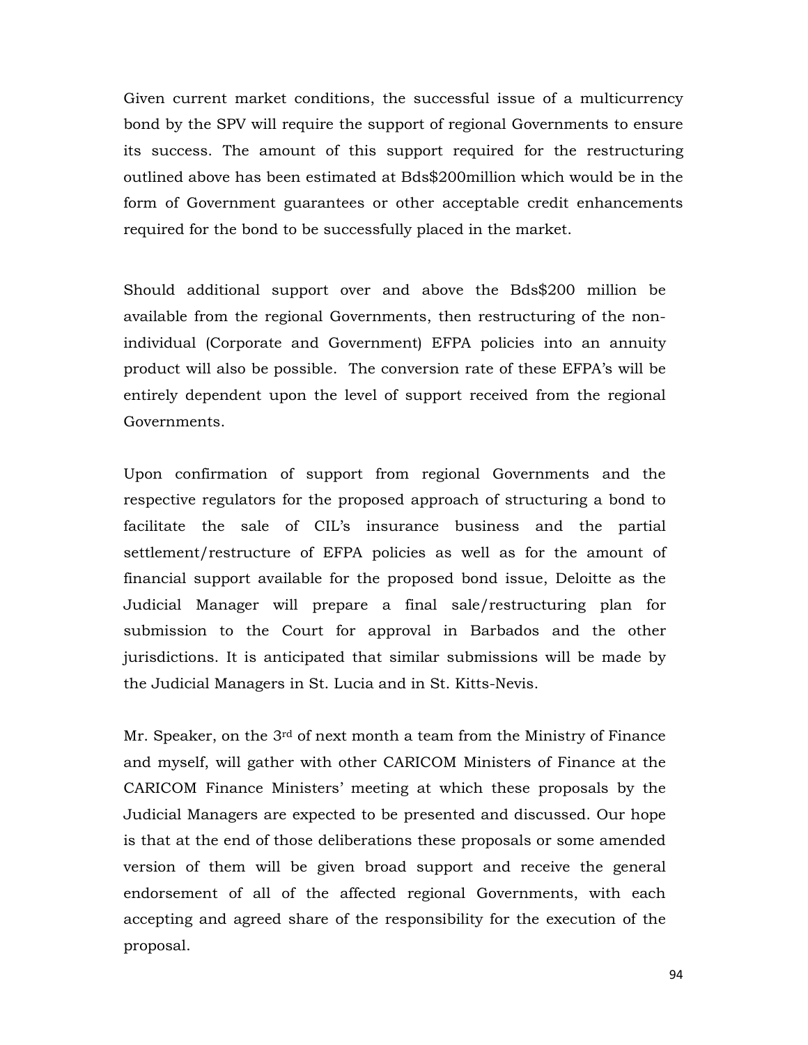Given current market conditions, the successful issue of a multicurrency bond by the SPV will require the support of regional Governments to ensure its success. The amount of this support required for the restructuring outlined above has been estimated at Bds$200million which would be in the form of Government guarantees or other acceptable credit enhancements required for the bond to be successfully placed in the market.

Should additional support over and above the Bds$200 million be available from the regional Governments, then restructuring of the non-individual (Corporate and Government) EFPA policies into an annuity product will also be possible. The conversion rate of these EFPA's will be entirely dependent upon the level of support received from the regional Governments.

Upon confirmation of support from regional Governments and the respective regulators for the proposed approach of structuring a bond to facilitate the sale of CIL's insurance business and the partial settlement/restructure of EFPA policies as well as for the amount of financial support available for the proposed bond issue, Deloitte as the Judicial Manager will prepare a final sale/restructuring plan for submission to the Court for approval in Barbados and the other jurisdictions. It is anticipated that similar submissions will be made by the Judicial Managers in St. Lucia and in St. Kitts-Nevis.

Mr. Speaker, on the 3rd of next month a team from the Ministry of Finance and myself, will gather with other CARICOM Ministers of Finance at the CARICOM Finance Ministers' meeting at which these proposals by the Judicial Managers are expected to be presented and discussed. Our hope is that at the end of those deliberations these proposals or some amended version of them will be given broad support and receive the general endorsement of all of the affected regional Governments, with each accepting and agreed share of the responsibility for the execution of the proposal.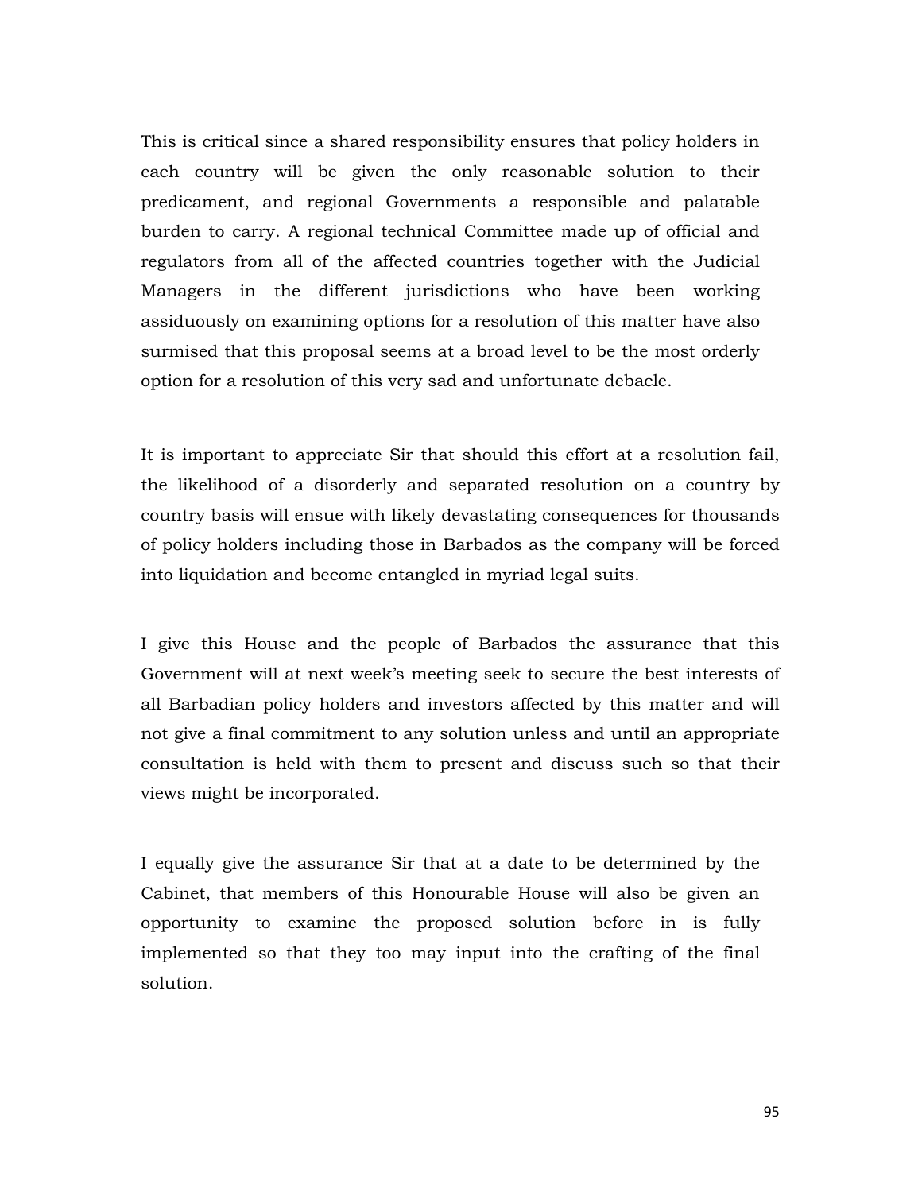This is critical since a shared responsibility ensures that policy holders in each country will be given the only reasonable solution to their predicament, and regional Governments a responsible and palatable burden to carry. A regional technical Committee made up of official and regulators from all of the affected countries together with the Judicial Managers in the different jurisdictions who have been working assiduously on examining options for a resolution of this matter have also surmised that this proposal seems at a broad level to be the most orderly option for a resolution of this very sad and unfortunate debacle.

It is important to appreciate Sir that should this effort at a resolution fail, the likelihood of a disorderly and separated resolution on a country by country basis will ensue with likely devastating consequences for thousands of policy holders including those in Barbados as the company will be forced into liquidation and become entangled in myriad legal suits.

I give this House and the people of Barbados the assurance that this Government will at next week's meeting seek to secure the best interests of all Barbadian policy holders and investors affected by this matter and will not give a final commitment to any solution unless and until an appropriate consultation is held with them to present and discuss such so that their views might be incorporated.

I equally give the assurance Sir that at a date to be determined by the Cabinet, that members of this Honourable House will also be given an opportunity to examine the proposed solution before in is fully implemented so that they too may input into the crafting of the final solution.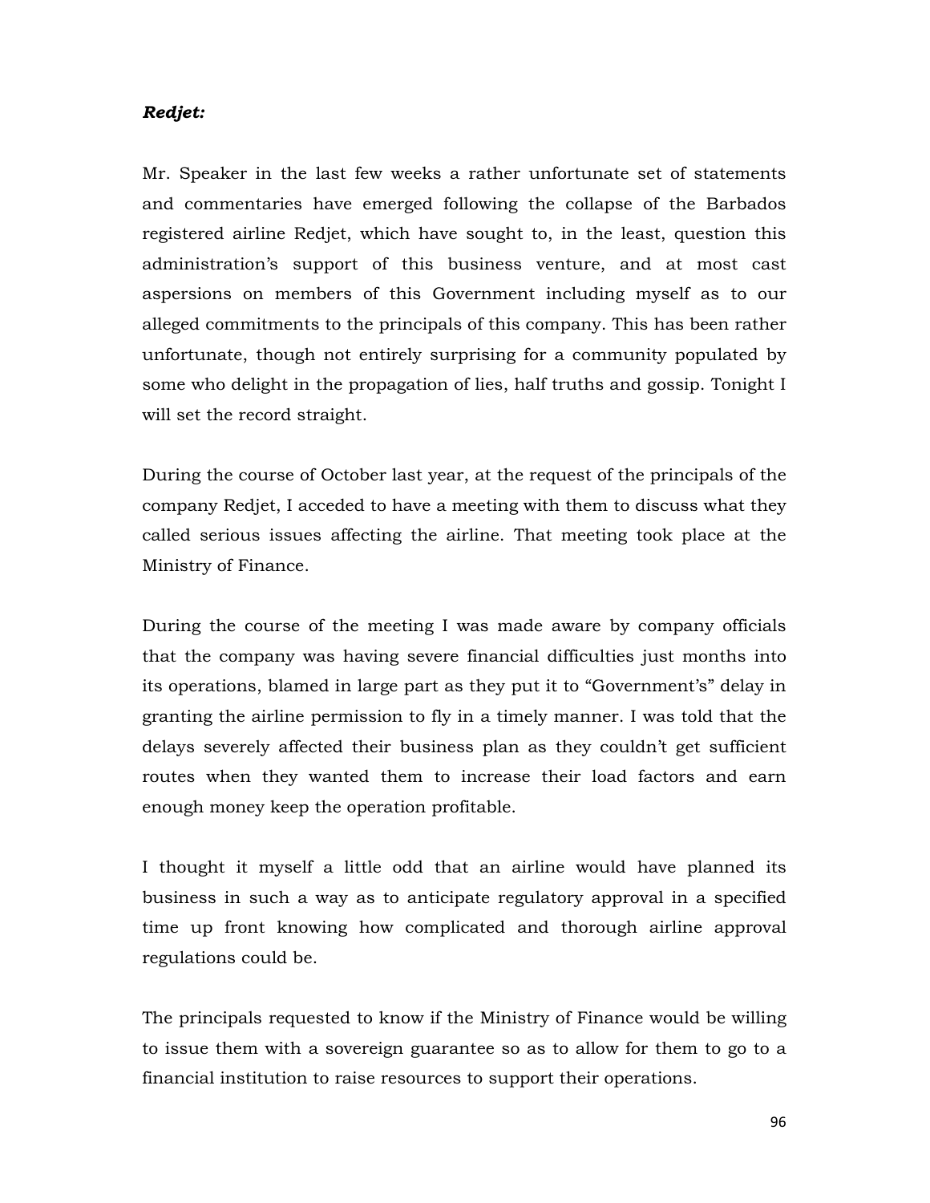***Redjet:***

Mr. Speaker in the last few weeks a rather unfortunate set of statements and commentaries have emerged following the collapse of the Barbados registered airline Redjet, which have sought to, in the least, question this administration's support of this business venture, and at most cast aspersions on members of this Government including myself as to our alleged commitments to the principals of this company. This has been rather unfortunate, though not entirely surprising for a community populated by some who delight in the propagation of lies, half truths and gossip. Tonight I will set the record straight.

During the course of October last year, at the request of the principals of the company Redjet, I acceded to have a meeting with them to discuss what they called serious issues affecting the airline. That meeting took place at the Ministry of Finance.

During the course of the meeting I was made aware by company officials that the company was having severe financial difficulties just months into its operations, blamed in large part as they put it to "Government's" delay in granting the airline permission to fly in a timely manner. I was told that the delays severely affected their business plan as they couldn't get sufficient routes when they wanted them to increase their load factors and earn enough money keep the operation profitable.

I thought it myself a little odd that an airline would have planned its business in such a way as to anticipate regulatory approval in a specified time up front knowing how complicated and thorough airline approval regulations could be.

The principals requested to know if the Ministry of Finance would be willing to issue them with a sovereign guarantee so as to allow for them to go to a financial institution to raise resources to support their operations.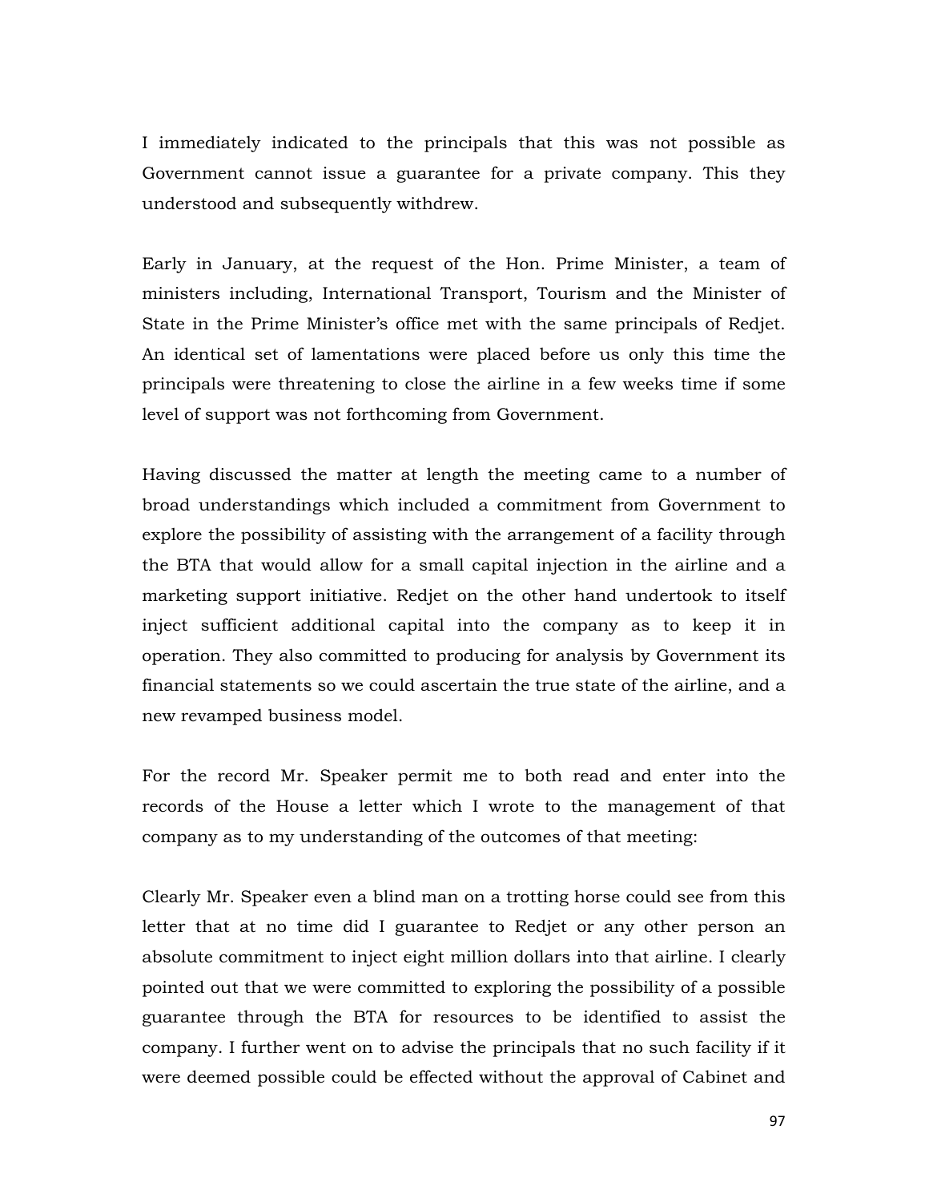I immediately indicated to the principals that this was not possible as Government cannot issue a guarantee for a private company. This they understood and subsequently withdrew.

Early in January, at the request of the Hon. Prime Minister, a team of ministers including, International Transport, Tourism and the Minister of State in the Prime Minister's office met with the same principals of Redjet. An identical set of lamentations were placed before us only this time the principals were threatening to close the airline in a few weeks time if some level of support was not forthcoming from Government.

Having discussed the matter at length the meeting came to a number of broad understandings which included a commitment from Government to explore the possibility of assisting with the arrangement of a facility through the BTA that would allow for a small capital injection in the airline and a marketing support initiative. Redjet on the other hand undertook to itself inject sufficient additional capital into the company as to keep it in operation. They also committed to producing for analysis by Government its financial statements so we could ascertain the true state of the airline, and a new revamped business model.

For the record Mr. Speaker permit me to both read and enter into the records of the House a letter which I wrote to the management of that company as to my understanding of the outcomes of that meeting:

Clearly Mr. Speaker even a blind man on a trotting horse could see from this letter that at no time did I guarantee to Redjet or any other person an absolute commitment to inject eight million dollars into that airline. I clearly pointed out that we were committed to exploring the possibility of a possible guarantee through the BTA for resources to be identified to assist the company. I further went on to advise the principals that no such facility if it were deemed possible could be effected without the approval of Cabinet and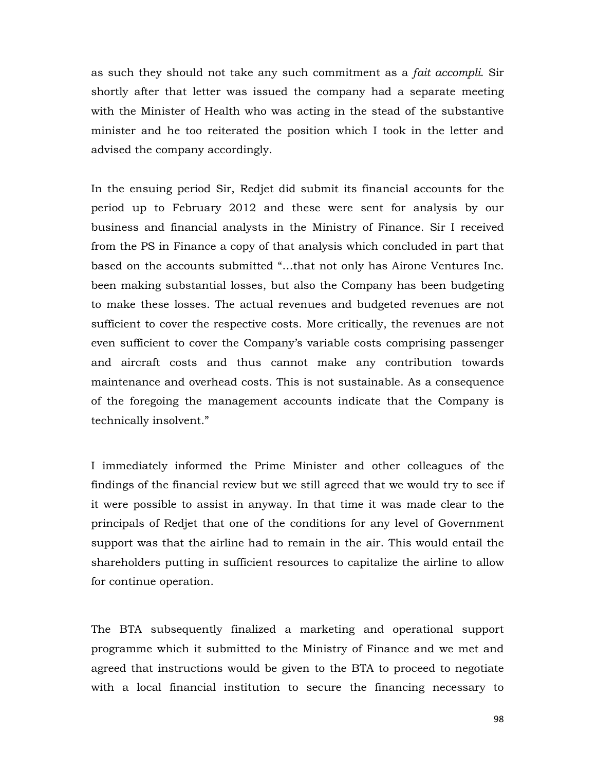as such they should not take any such commitment as a *fait accompli*. Sir shortly after that letter was issued the company had a separate meeting with the Minister of Health who was acting in the stead of the substantive minister and he too reiterated the position which I took in the letter and advised the company accordingly.

In the ensuing period Sir, Redjet did submit its financial accounts for the period up to February 2012 and these were sent for analysis by our business and financial analysts in the Ministry of Finance. Sir I received from the PS in Finance a copy of that analysis which concluded in part that based on the accounts submitted "…that not only has Airone Ventures Inc. been making substantial losses, but also the Company has been budgeting to make these losses. The actual revenues and budgeted revenues are not sufficient to cover the respective costs. More critically, the revenues are not even sufficient to cover the Company's variable costs comprising passenger and aircraft costs and thus cannot make any contribution towards maintenance and overhead costs. This is not sustainable. As a consequence of the foregoing the management accounts indicate that the Company is technically insolvent."

I immediately informed the Prime Minister and other colleagues of the findings of the financial review but we still agreed that we would try to see if it were possible to assist in anyway. In that time it was made clear to the principals of Redjet that one of the conditions for any level of Government support was that the airline had to remain in the air. This would entail the shareholders putting in sufficient resources to capitalize the airline to allow for continue operation.

The BTA subsequently finalized a marketing and operational support programme which it submitted to the Ministry of Finance and we met and agreed that instructions would be given to the BTA to proceed to negotiate with a local financial institution to secure the financing necessary to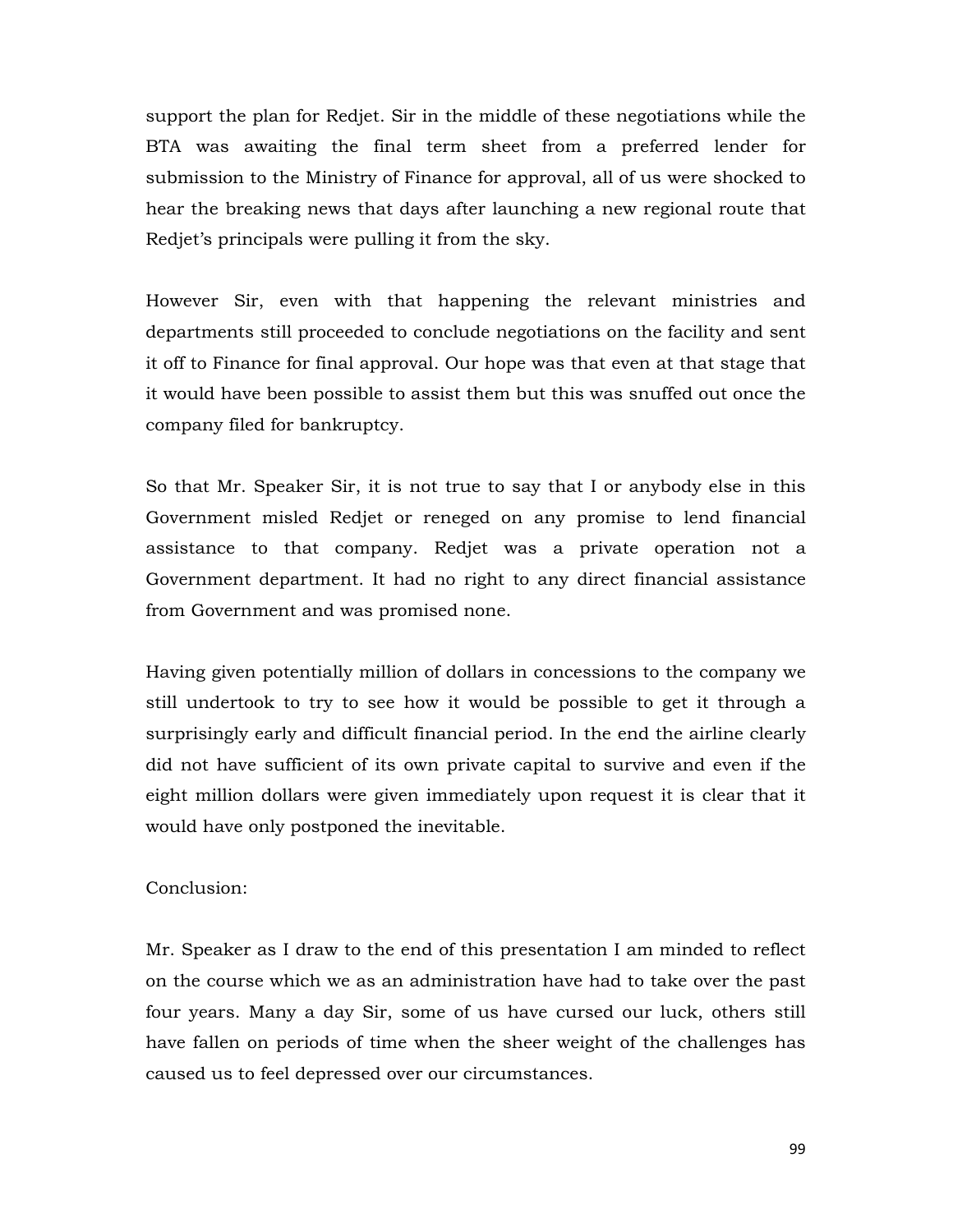support the plan for Redjet. Sir in the middle of these negotiations while the BTA was awaiting the final term sheet from a preferred lender for submission to the Ministry of Finance for approval, all of us were shocked to hear the breaking news that days after launching a new regional route that Redjet's principals were pulling it from the sky.

However Sir, even with that happening the relevant ministries and departments still proceeded to conclude negotiations on the facility and sent it off to Finance for final approval. Our hope was that even at that stage that it would have been possible to assist them but this was snuffed out once the company filed for bankruptcy.

So that Mr. Speaker Sir, it is not true to say that I or anybody else in this Government misled Redjet or reneged on any promise to lend financial assistance to that company. Redjet was a private operation not a Government department. It had no right to any direct financial assistance from Government and was promised none.

Having given potentially million of dollars in concessions to the company we still undertook to try to see how it would be possible to get it through a surprisingly early and difficult financial period. In the end the airline clearly did not have sufficient of its own private capital to survive and even if the eight million dollars were given immediately upon request it is clear that it would have only postponed the inevitable.

Conclusion:

Mr. Speaker as I draw to the end of this presentation I am minded to reflect on the course which we as an administration have had to take over the past four years. Many a day Sir, some of us have cursed our luck, others still have fallen on periods of time when the sheer weight of the challenges has caused us to feel depressed over our circumstances.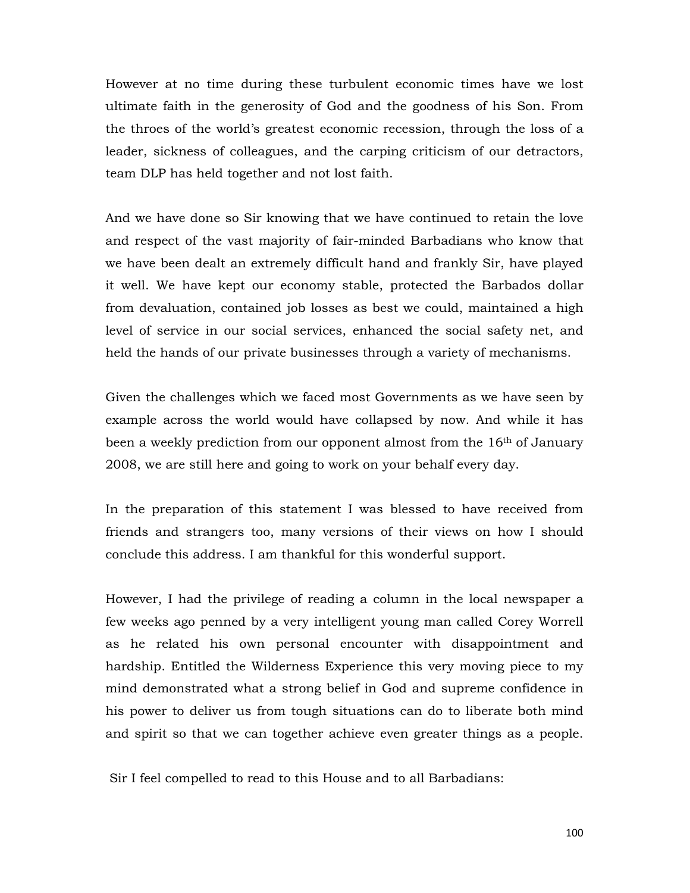However at no time during these turbulent economic times have we lost ultimate faith in the generosity of God and the goodness of his Son. From the throes of the world's greatest economic recession, through the loss of a leader, sickness of colleagues, and the carping criticism of our detractors, team DLP has held together and not lost faith.

And we have done so Sir knowing that we have continued to retain the love and respect of the vast majority of fair-minded Barbadians who know that we have been dealt an extremely difficult hand and frankly Sir, have played it well. We have kept our economy stable, protected the Barbados dollar from devaluation, contained job losses as best we could, maintained a high level of service in our social services, enhanced the social safety net, and held the hands of our private businesses through a variety of mechanisms.

Given the challenges which we faced most Governments as we have seen by example across the world would have collapsed by now. And while it has been a weekly prediction from our opponent almost from the 16th of January 2008, we are still here and going to work on your behalf every day.

In the preparation of this statement I was blessed to have received from friends and strangers too, many versions of their views on how I should conclude this address. I am thankful for this wonderful support.

However, I had the privilege of reading a column in the local newspaper a few weeks ago penned by a very intelligent young man called Corey Worrell as he related his own personal encounter with disappointment and hardship. Entitled the Wilderness Experience this very moving piece to my mind demonstrated what a strong belief in God and supreme confidence in his power to deliver us from tough situations can do to liberate both mind and spirit so that we can together achieve even greater things as a people.

Sir I feel compelled to read to this House and to all Barbadians: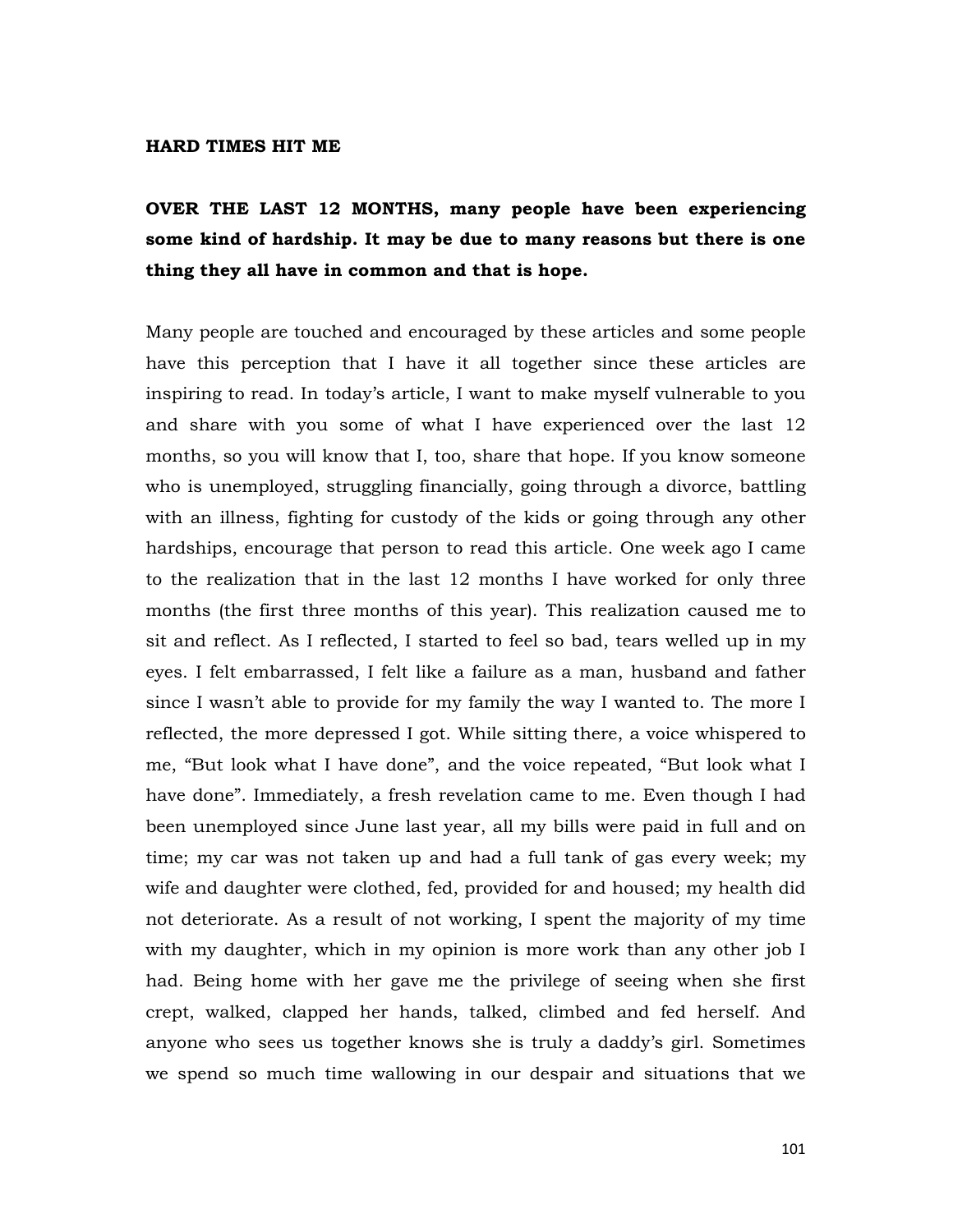## HARD TIMES HIT ME

**OVER THE LAST 12 MONTHS, many people have been experiencing some kind of hardship. It may be due to many reasons but there is one thing they all have in common and that is hope.**

Many people are touched and encouraged by these articles and some people have this perception that I have it all together since these articles are inspiring to read. In today's article, I want to make myself vulnerable to you and share with you some of what I have experienced over the last 12 months, so you will know that I, too, share that hope. If you know someone who is unemployed, struggling financially, going through a divorce, battling with an illness, fighting for custody of the kids or going through any other hardships, encourage that person to read this article. One week ago I came to the realization that in the last 12 months I have worked for only three months (the first three months of this year). This realization caused me to sit and reflect. As I reflected, I started to feel so bad, tears welled up in my eyes. I felt embarrassed, I felt like a failure as a man, husband and father since I wasn't able to provide for my family the way I wanted to. The more I reflected, the more depressed I got. While sitting there, a voice whispered to me, "But look what I have done", and the voice repeated, "But look what I have done". Immediately, a fresh revelation came to me. Even though I had been unemployed since June last year, all my bills were paid in full and on time; my car was not taken up and had a full tank of gas every week; my wife and daughter were clothed, fed, provided for and housed; my health did not deteriorate. As a result of not working, I spent the majority of my time with my daughter, which in my opinion is more work than any other job I had. Being home with her gave me the privilege of seeing when she first crept, walked, clapped her hands, talked, climbed and fed herself. And anyone who sees us together knows she is truly a daddy's girl. Sometimes we spend so much time wallowing in our despair and situations that we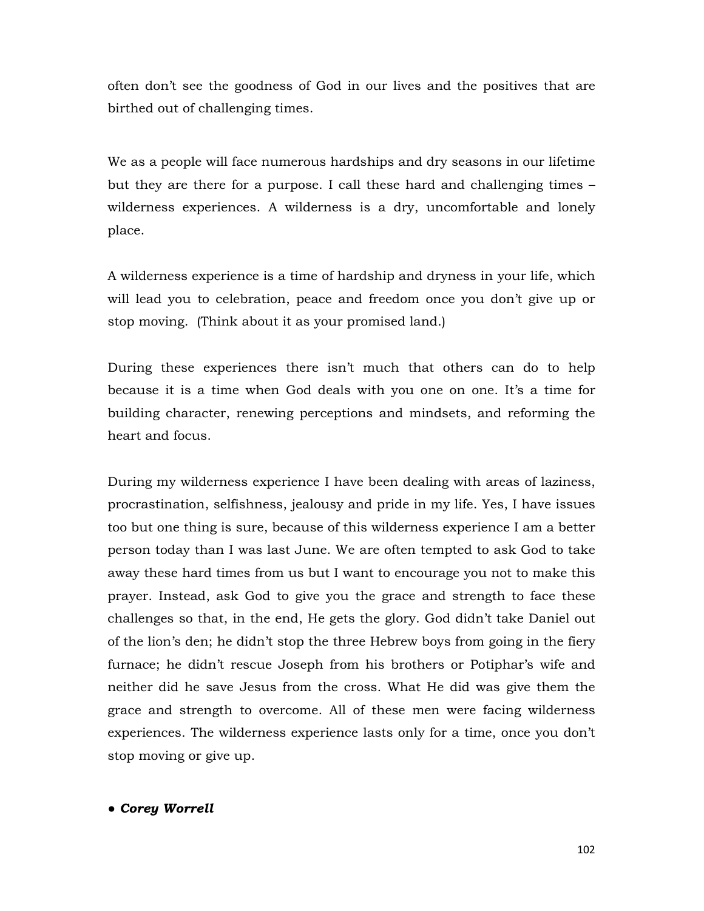often don't see the goodness of God in our lives and the positives that are birthed out of challenging times.

We as a people will face numerous hardships and dry seasons in our lifetime but they are there for a purpose. I call these hard and challenging times – wilderness experiences. A wilderness is a dry, uncomfortable and lonely place.

A wilderness experience is a time of hardship and dryness in your life, which will lead you to celebration, peace and freedom once you don't give up or stop moving. (Think about it as your promised land.)

During these experiences there isn't much that others can do to help because it is a time when God deals with you one on one. It's a time for building character, renewing perceptions and mindsets, and reforming the heart and focus.

During my wilderness experience I have been dealing with areas of laziness, procrastination, selfishness, jealousy and pride in my life. Yes, I have issues too but one thing is sure, because of this wilderness experience I am a better person today than I was last June. We are often tempted to ask God to take away these hard times from us but I want to encourage you not to make this prayer. Instead, ask God to give you the grace and strength to face these challenges so that, in the end, He gets the glory. God didn't take Daniel out of the lion's den; he didn't stop the three Hebrew boys from going in the fiery furnace; he didn't rescue Joseph from his brothers or Potiphar's wife and neither did he save Jesus from the cross. What He did was give them the grace and strength to overcome. All of these men were facing wilderness experiences. The wilderness experience lasts only for a time, once you don't stop moving or give up.

● ***Corey Worrell***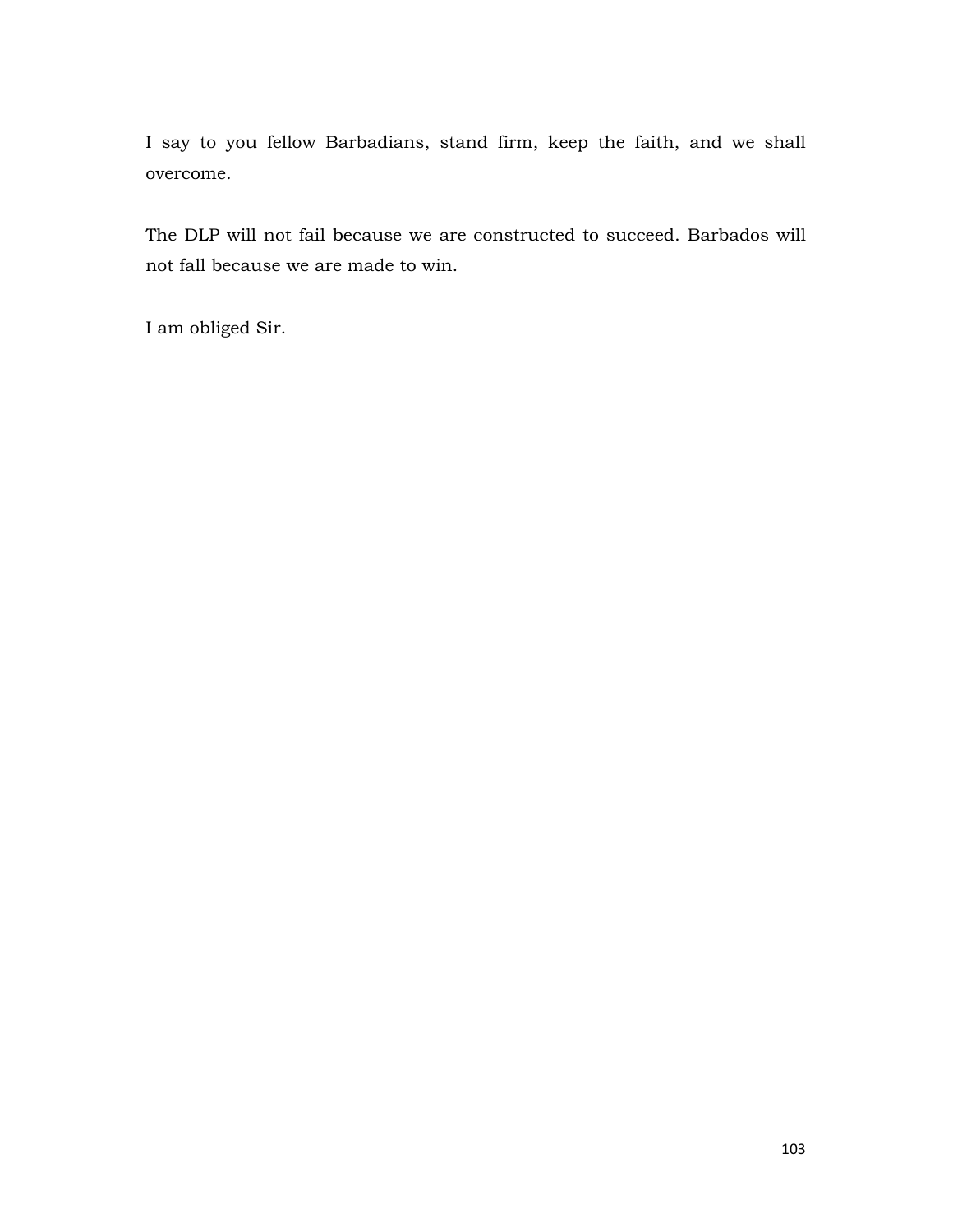I say to you fellow Barbadians, stand firm, keep the faith, and we shall overcome.

The DLP will not fail because we are constructed to succeed. Barbados will not fall because we are made to win.

I am obliged Sir.